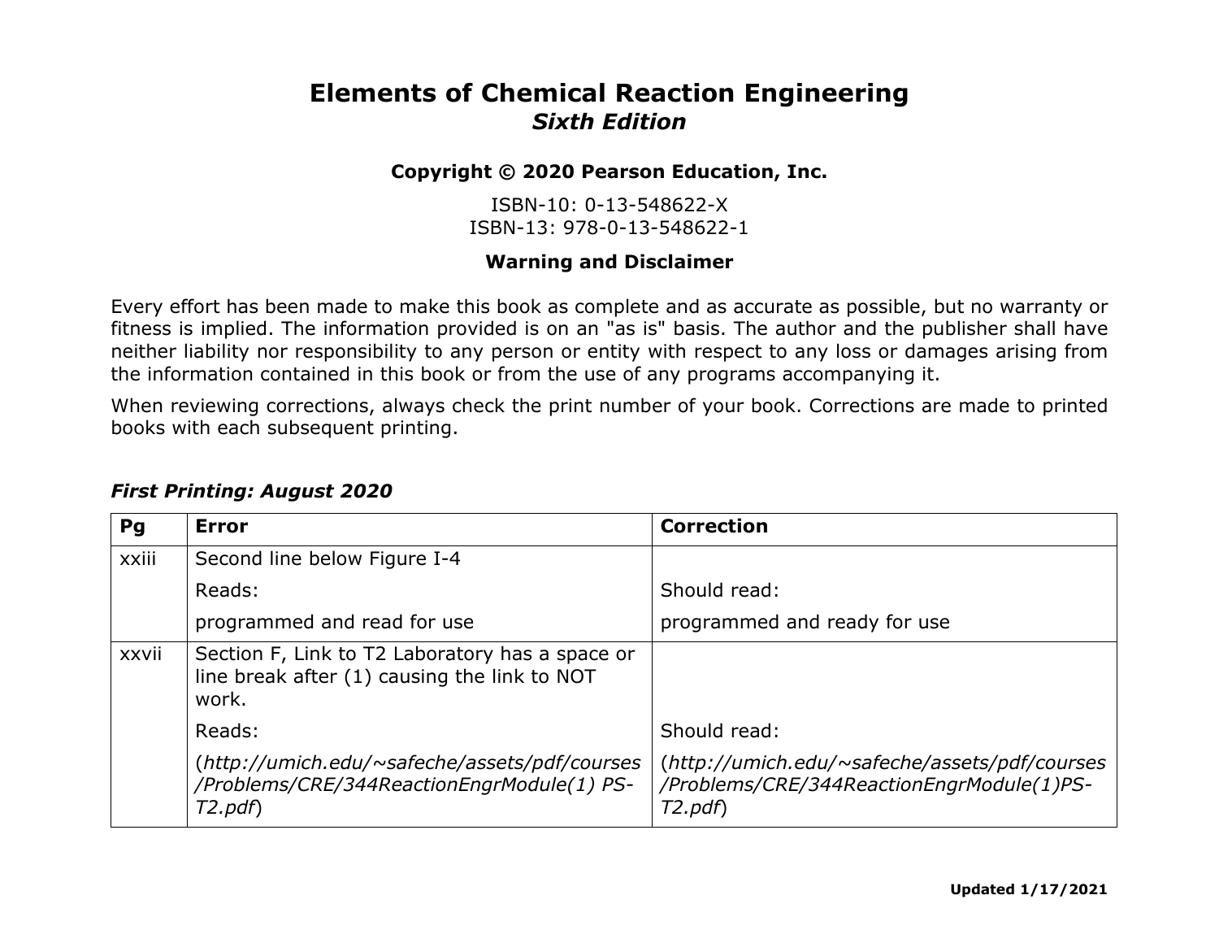# Elements of Chemical Reaction Engineering
## *Sixth Edition*

**Copyright © 2020 Pearson Education, Inc.**

ISBN-10: 0-13-548622-X
ISBN-13: 978-0-13-548622-1

**Warning and Disclaimer**

Every effort has been made to make this book as complete and as accurate as possible, but no warranty or fitness is implied. The information provided is on an "as is" basis. The author and the publisher shall have neither liability nor responsibility to any person or entity with respect to any loss or damages arising from the information contained in this book or from the use of any programs accompanying it.

When reviewing corrections, always check the print number of your book. Corrections are made to printed books with each subsequent printing.

***First Printing: August 2020***

| Pg | Error | Correction |
|---|---|---|
| xxiii | Second line below Figure I-4 | |
| | Reads: | Should read: |
| | programmed and read for use | programmed and ready for use |
| xxvii | Section F, Link to T2 Laboratory has a space or line break after (1) causing the link to NOT work. | |
| | Reads: | Should read: |
| | (*http://umich.edu/~safeche/assets/pdf/courses/Problems/CRE/344ReactionEngrModule(1) PS-T2.pdf*) | (*http://umich.edu/~safeche/assets/pdf/courses/Problems/CRE/344ReactionEngrModule(1)PS-T2.pdf*) |

**Updated 1/17/2021**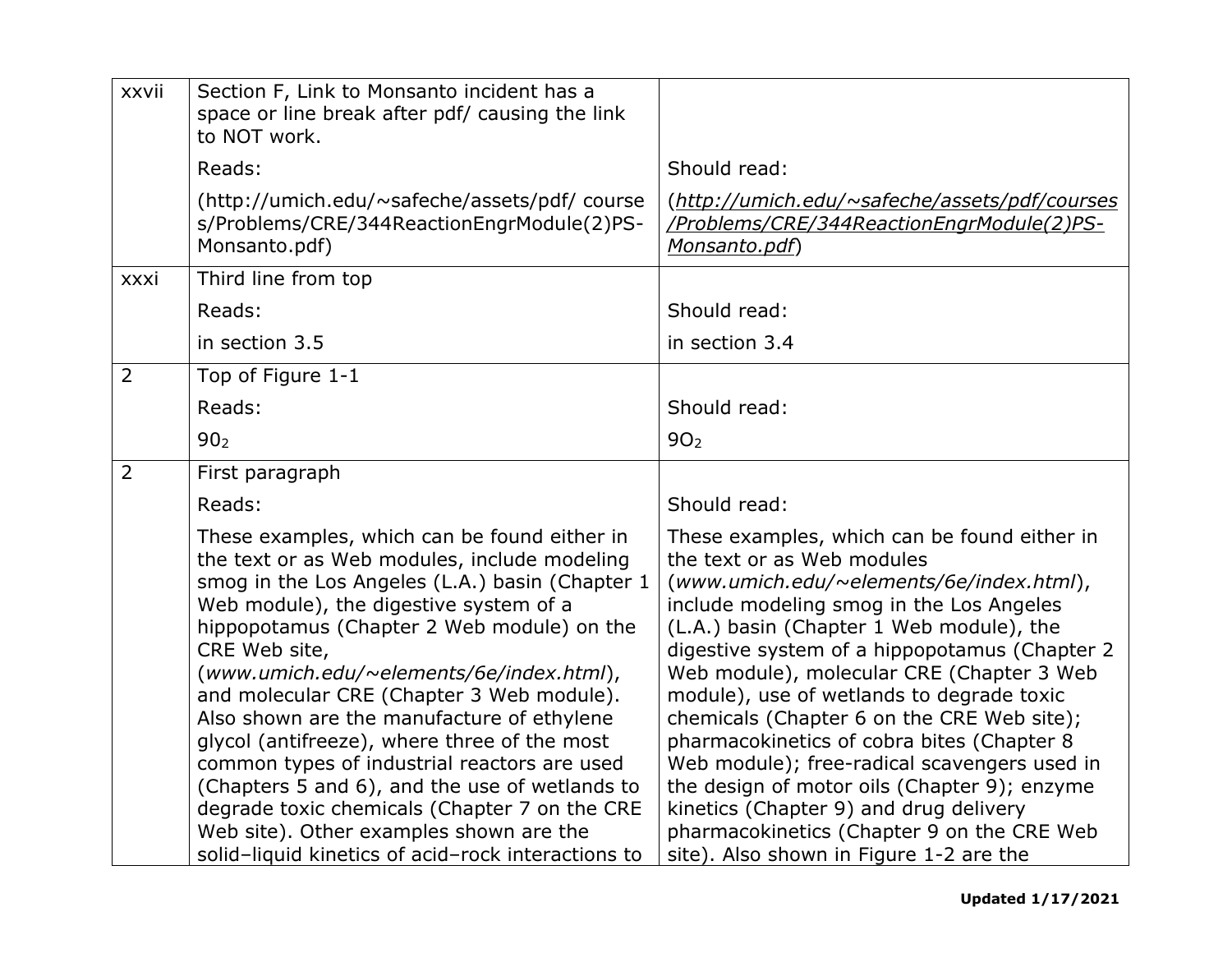| | | |
|---|---|---|
| xxvii | Section F, Link to Monsanto incident has a space or line break after pdf/ causing the link to NOT work.<br><br>Reads:<br><br>(http://umich.edu/~safeche/assets/pdf/ courses/Problems/CRE/344ReactionEngrModule(2)PS-Monsanto.pdf) | <br><br><br><br>Should read:<br><br>(*http://umich.edu/~safeche/assets/pdf/courses/Problems/CRE/344ReactionEngrModule(2)PS-Monsanto.pdf*) |
| xxxi | Third line from top<br><br>Reads:<br><br>in section 3.5 | <br><br>Should read:<br><br>in section 3.4 |
| 2 | Top of Figure 1-1<br><br>Reads:<br><br>$90_2$ | <br><br>Should read:<br><br>$9O_2$ |
| 2 | First paragraph<br><br>Reads:<br><br>These examples, which can be found either in the text or as Web modules, include modeling smog in the Los Angeles (L.A.) basin (Chapter 1 Web module), the digestive system of a hippopotamus (Chapter 2 Web module) on the CRE Web site, (*www.umich.edu/~elements/6e/index.html*), and molecular CRE (Chapter 3 Web module). Also shown are the manufacture of ethylene glycol (antifreeze), where three of the most common types of industrial reactors are used (Chapters 5 and 6), and the use of wetlands to degrade toxic chemicals (Chapter 7 on the CRE Web site). Other examples shown are the solid–liquid kinetics of acid–rock interactions to | <br><br>Should read:<br><br>These examples, which can be found either in the text or as Web modules (*www.umich.edu/~elements/6e/index.html*), include modeling smog in the Los Angeles (L.A.) basin (Chapter 1 Web module), the digestive system of a hippopotamus (Chapter 2 Web module), molecular CRE (Chapter 3 Web module), use of wetlands to degrade toxic chemicals (Chapter 6 on the CRE Web site); pharmacokinetics of cobra bites (Chapter 8 Web module); free-radical scavengers used in the design of motor oils (Chapter 9); enzyme kinetics (Chapter 9) and drug delivery pharmacokinetics (Chapter 9 on the CRE Web site). Also shown in Figure 1-2 are the |

**Updated 1/17/2021**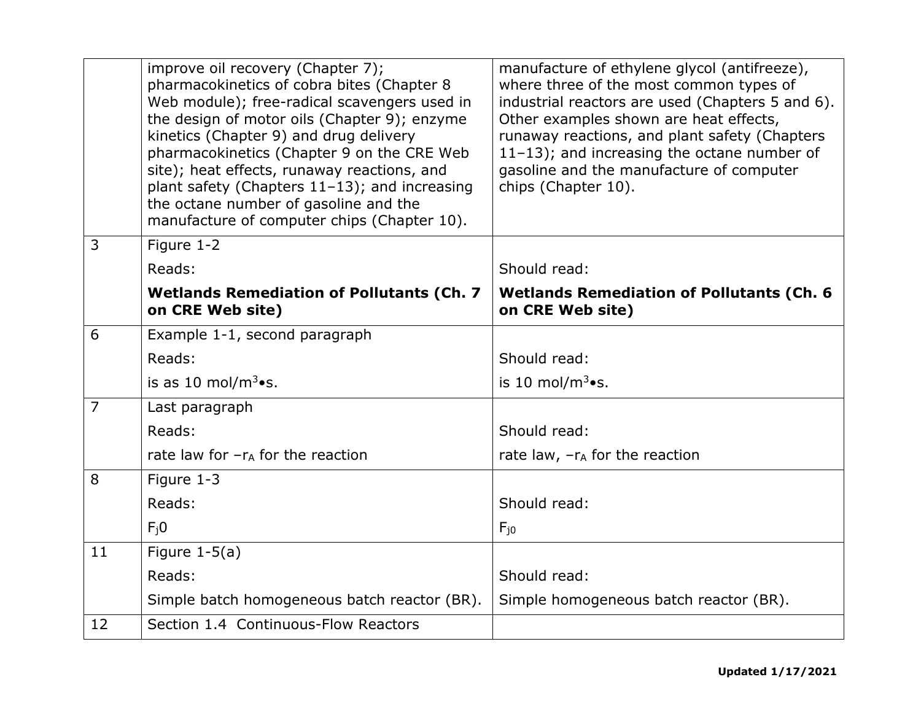| | | |
|---|---|---|
| | improve oil recovery (Chapter 7); pharmacokinetics of cobra bites (Chapter 8 Web module); free-radical scavengers used in the design of motor oils (Chapter 9); enzyme kinetics (Chapter 9) and drug delivery pharmacokinetics (Chapter 9 on the CRE Web site); heat effects, runaway reactions, and plant safety (Chapters 11–13); and increasing the octane number of gasoline and the manufacture of computer chips (Chapter 10). | manufacture of ethylene glycol (antifreeze), where three of the most common types of industrial reactors are used (Chapters 5 and 6). Other examples shown are heat effects, runaway reactions, and plant safety (Chapters 11–13); and increasing the octane number of gasoline and the manufacture of computer chips (Chapter 10). |
| 3 | Figure 1-2<br>Reads:<br>**Wetlands Remediation of Pollutants (Ch. 7 on CRE Web site)** | <br>Should read:<br>**Wetlands Remediation of Pollutants (Ch. 6 on CRE Web site)** |
| 6 | Example 1-1, second paragraph<br>Reads:<br>is as 10 mol/$m^3$•s. | <br>Should read:<br>is 10 mol/$m^3$•s. |
| 7 | Last paragraph<br>Reads:<br>rate law for $-r_A$ for the reaction | <br>Should read:<br>rate law, $-r_A$ for the reaction |
| 8 | Figure 1-3<br>Reads:<br>$F_j0$ | <br>Should read:<br>$F_{j0}$ |
| 11 | Figure 1-5(a)<br>Reads:<br>Simple batch homogeneous batch reactor (BR). | <br>Should read:<br>Simple homogeneous batch reactor (BR). |
| 12 | Section 1.4 Continuous-Flow Reactors | |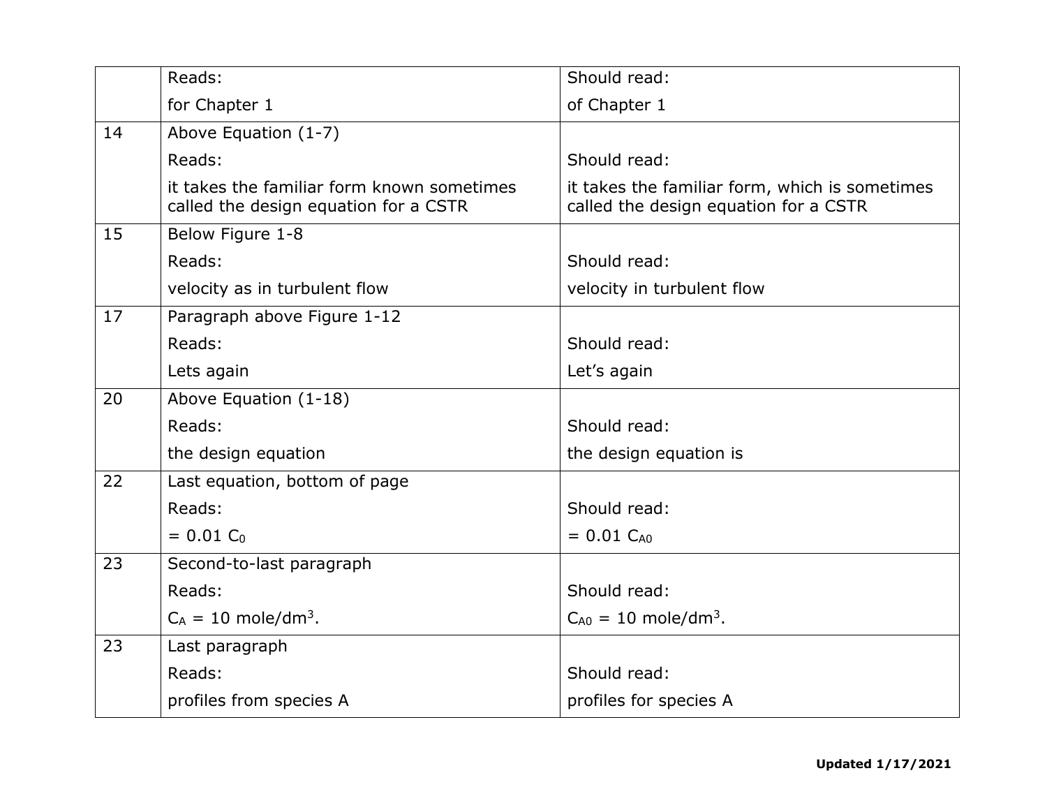| | | |
|---|---|---|
| | Reads:<br>for Chapter 1 | Should read:<br>of Chapter 1 |
| 14 | Above Equation (1-7)<br>Reads:<br>it takes the familiar form known sometimes called the design equation for a CSTR | <br>Should read:<br>it takes the familiar form, which is sometimes called the design equation for a CSTR |
| 15 | Below Figure 1-8<br>Reads:<br>velocity as in turbulent flow | <br>Should read:<br>velocity in turbulent flow |
| 17 | Paragraph above Figure 1-12<br>Reads:<br>Lets again | <br>Should read:<br>Let's again |
| 20 | Above Equation (1-18)<br>Reads:<br>the design equation | <br>Should read:<br>the design equation is |
| 22 | Last equation, bottom of page<br>Reads:<br>$= 0.01\ C_0$ | <br>Should read:<br>$= 0.01\ C_{A0}$ |
| 23 | Second-to-last paragraph<br>Reads:<br>$C_A = 10$ mole/dm$^3$. | <br>Should read:<br>$C_{A0} = 10$ mole/dm$^3$. |
| 23 | Last paragraph<br>Reads:<br>profiles from species A | <br>Should read:<br>profiles for species A |

**Updated 1/17/2021**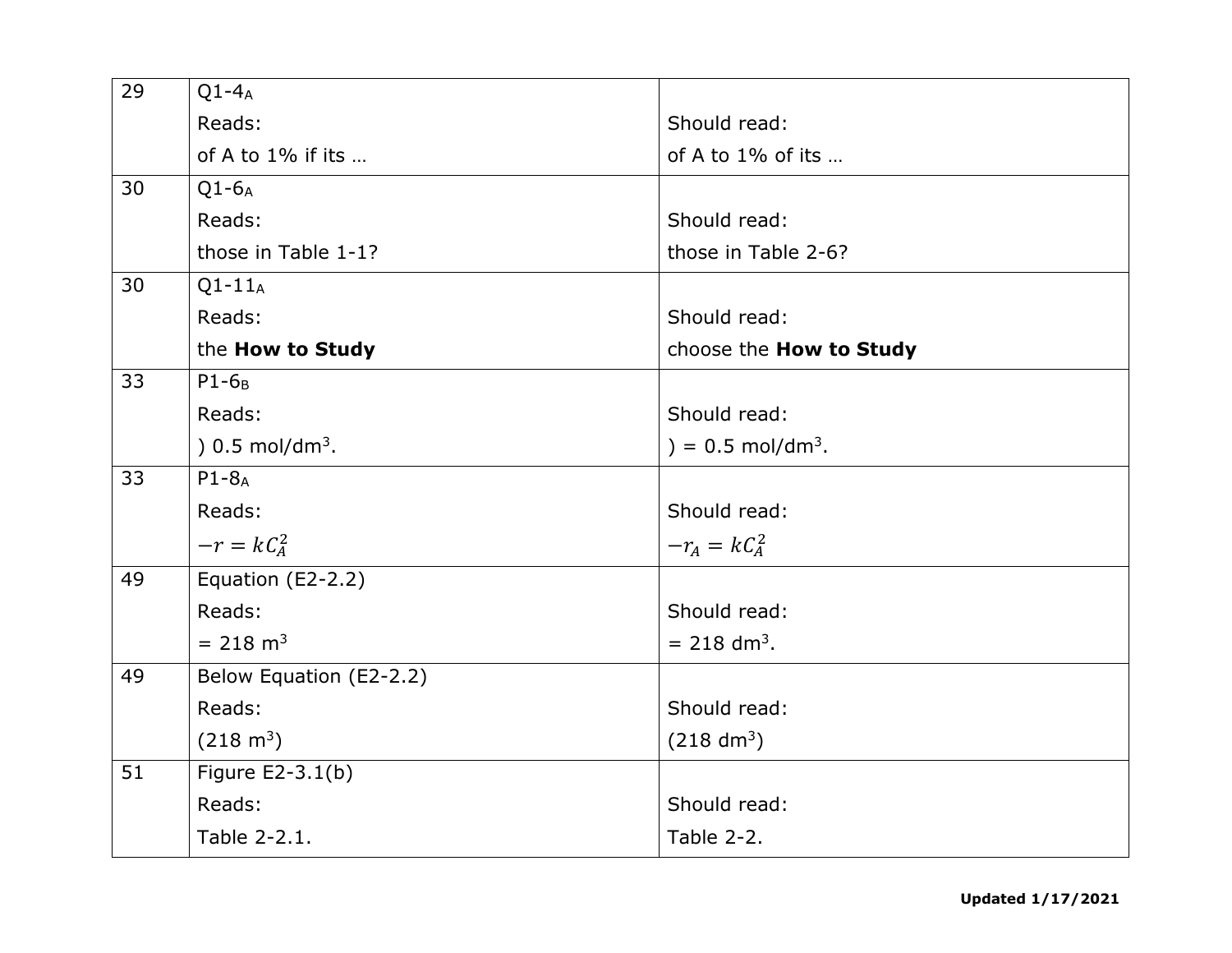| | | |
|---|---|---|
| 29 | $Q1\text{-}4_A$<br>Reads:<br>of A to 1% if its … | <br>Should read:<br>of A to 1% of its … |
| 30 | $Q1\text{-}6_A$<br>Reads:<br>those in Table 1-1? | <br>Should read:<br>those in Table 2-6? |
| 30 | $Q1\text{-}11_A$<br>Reads:<br>the **How to Study** | <br>Should read:<br>choose the **How to Study** |
| 33 | $P1\text{-}6_B$<br>Reads:<br>) 0.5 mol/dm$^3$. | <br>Should read:<br>) = 0.5 mol/dm$^3$. |
| 33 | $P1\text{-}8_A$<br>Reads:<br>$-r = kC_A^2$ | <br>Should read:<br>$-r_A = kC_A^2$ |
| 49 | Equation (E2-2.2)<br>Reads:<br>= 218 m$^3$ | <br>Should read:<br>= 218 dm$^3$. |
| 49 | Below Equation (E2-2.2)<br>Reads:<br>(218 m$^3$) | <br>Should read:<br>(218 dm$^3$) |
| 51 | Figure E2-3.1(b)<br>Reads:<br>Table 2-2.1. | <br>Should read:<br>Table 2-2. |

**Updated 1/17/2021**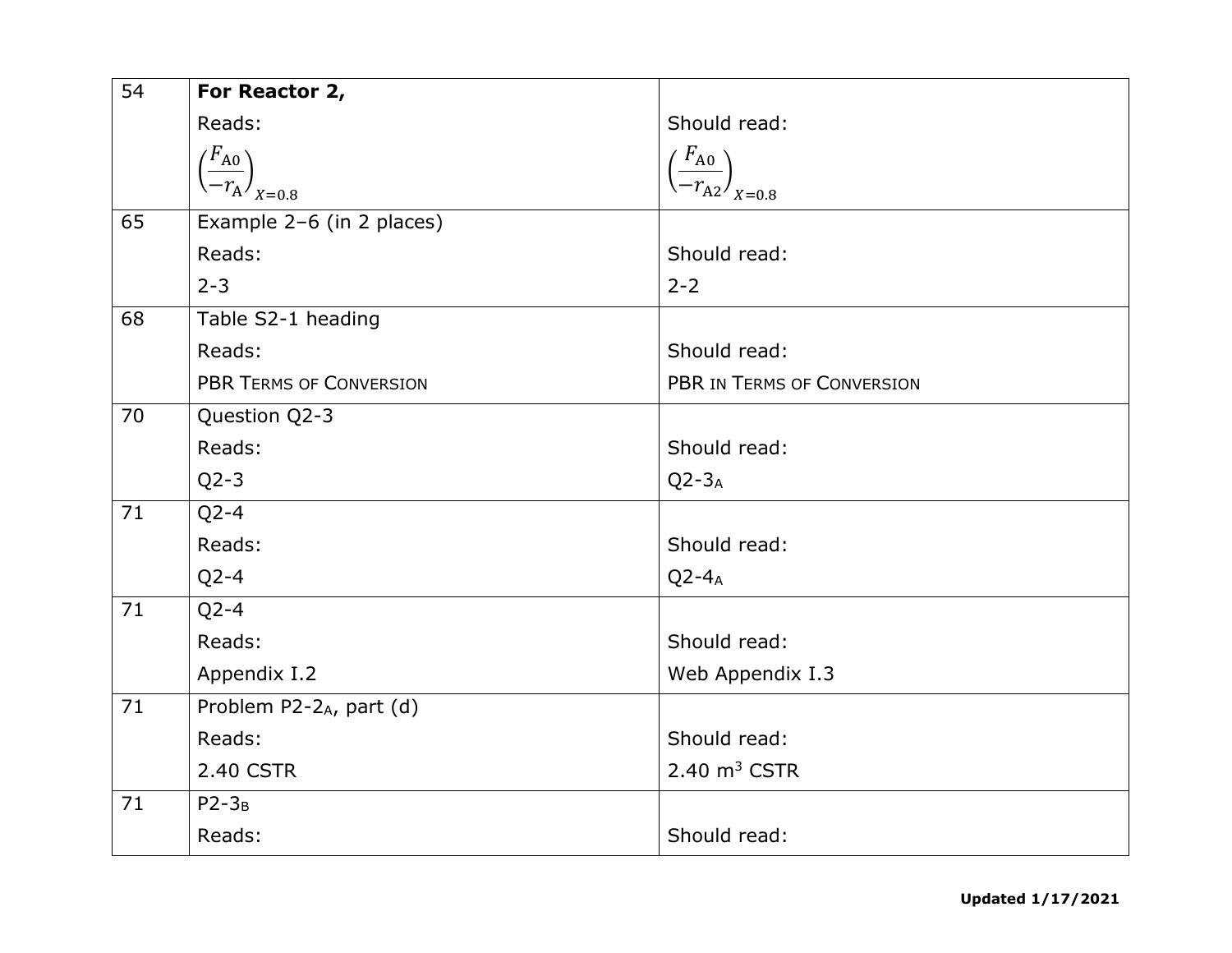| | | |
|---|---|---|
| 54 | **For Reactor 2,**<br>Reads:<br>$\left(\frac{F_{A0}}{-r_A}\right)_{X=0.8}$ | <br>Should read:<br>$\left(\frac{F_{A0}}{-r_{A2}}\right)_{X=0.8}$ |
| 65 | Example 2–6 (in 2 places)<br>Reads:<br>2-3 | <br>Should read:<br>2-2 |
| 68 | Table S2-1 heading<br>Reads:<br>PBR TERMS OF CONVERSION | <br>Should read:<br>PBR IN TERMS OF CONVERSION |
| 70 | Question Q2-3<br>Reads:<br>Q2-3 | <br>Should read:<br>Q2-$3_A$ |
| 71 | Q2-4<br>Reads:<br>Q2-4 | <br>Should read:<br>Q2-$4_A$ |
| 71 | Q2-4<br>Reads:<br>Appendix I.2 | <br>Should read:<br>Web Appendix I.3 |
| 71 | Problem P2-$2_A$, part (d)<br>Reads:<br>2.40 CSTR | <br>Should read:<br>2.40 $m^3$ CSTR |
| 71 | P2-$3_B$<br>Reads: | <br>Should read: |

**Updated 1/17/2021**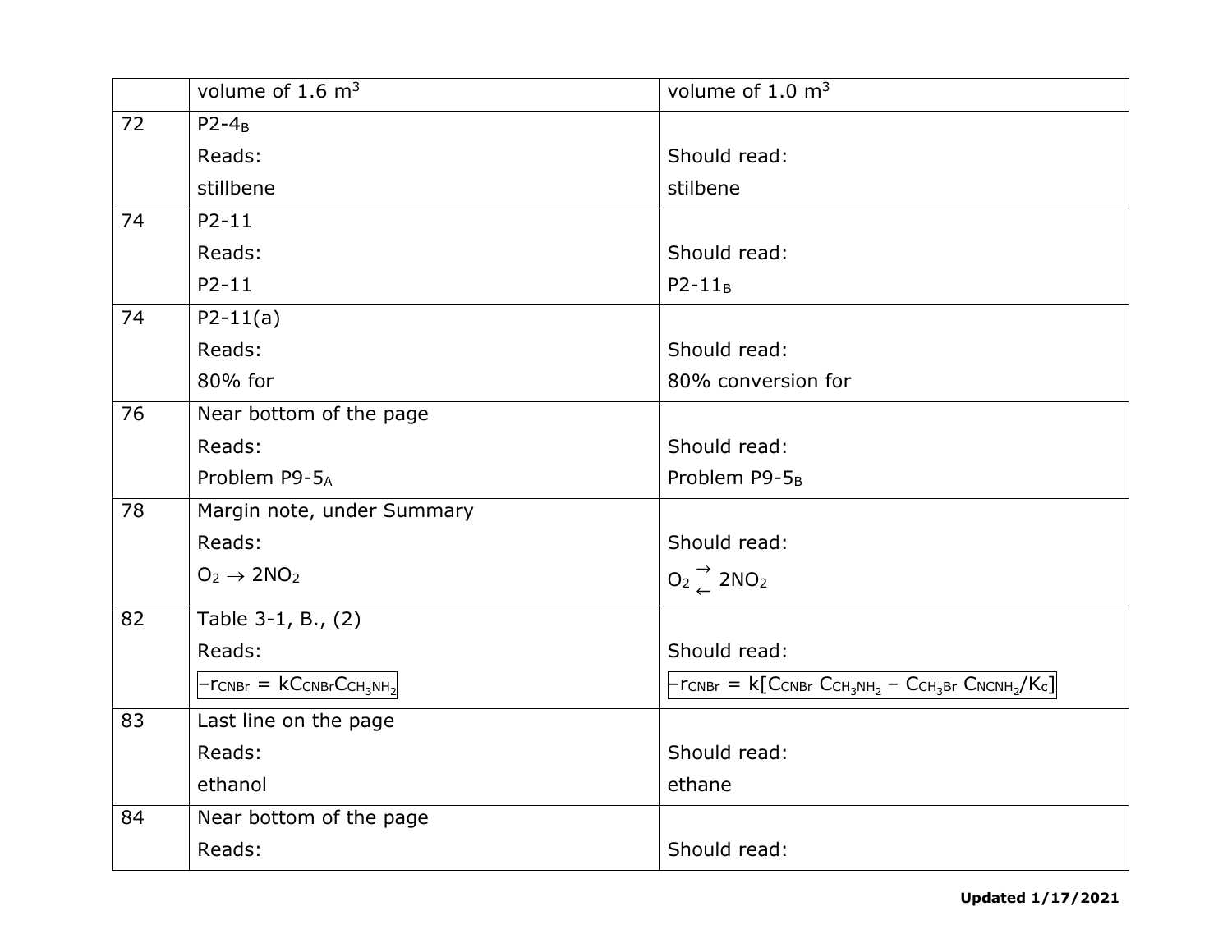| | | |
|---|---|---|
| | volume of 1.6 $m^3$ | volume of 1.0 $m^3$ |
| 72 | P2-$4_B$<br>Reads:<br>stillbene | <br>Should read:<br>stilbene |
| 74 | P2-11<br>Reads:<br>P2-11 | <br>Should read:<br>P2-$11_B$ |
| 74 | P2-11(a)<br>Reads:<br>80% for | <br>Should read:<br>80% conversion for |
| 76 | Near bottom of the page<br>Reads:<br>Problem P9-$5_A$ | <br>Should read:<br>Problem P9-$5_B$ |
| 78 | Margin note, under Summary<br>Reads:<br>$O_2 \rightarrow 2NO_2$ | <br>Should read:<br>$O_2 \overset{\rightarrow}{\leftarrow} 2NO_2$ |
| 82 | Table 3-1, B., (2)<br>Reads:<br>$-r_{CNBr} = kC_{CNBr}C_{CH_3NH_2}$ | <br>Should read:<br>$-r_{CNBr} = k[C_{CNBr}\ C_{CH_3NH_2} - C_{CH_3Br}\ C_{NCNH_2}/K_c]$ |
| 83 | Last line on the page<br>Reads:<br>ethanol | <br>Should read:<br>ethane |
| 84 | Near bottom of the page<br>Reads: | <br>Should read: |

**Updated 1/17/2021**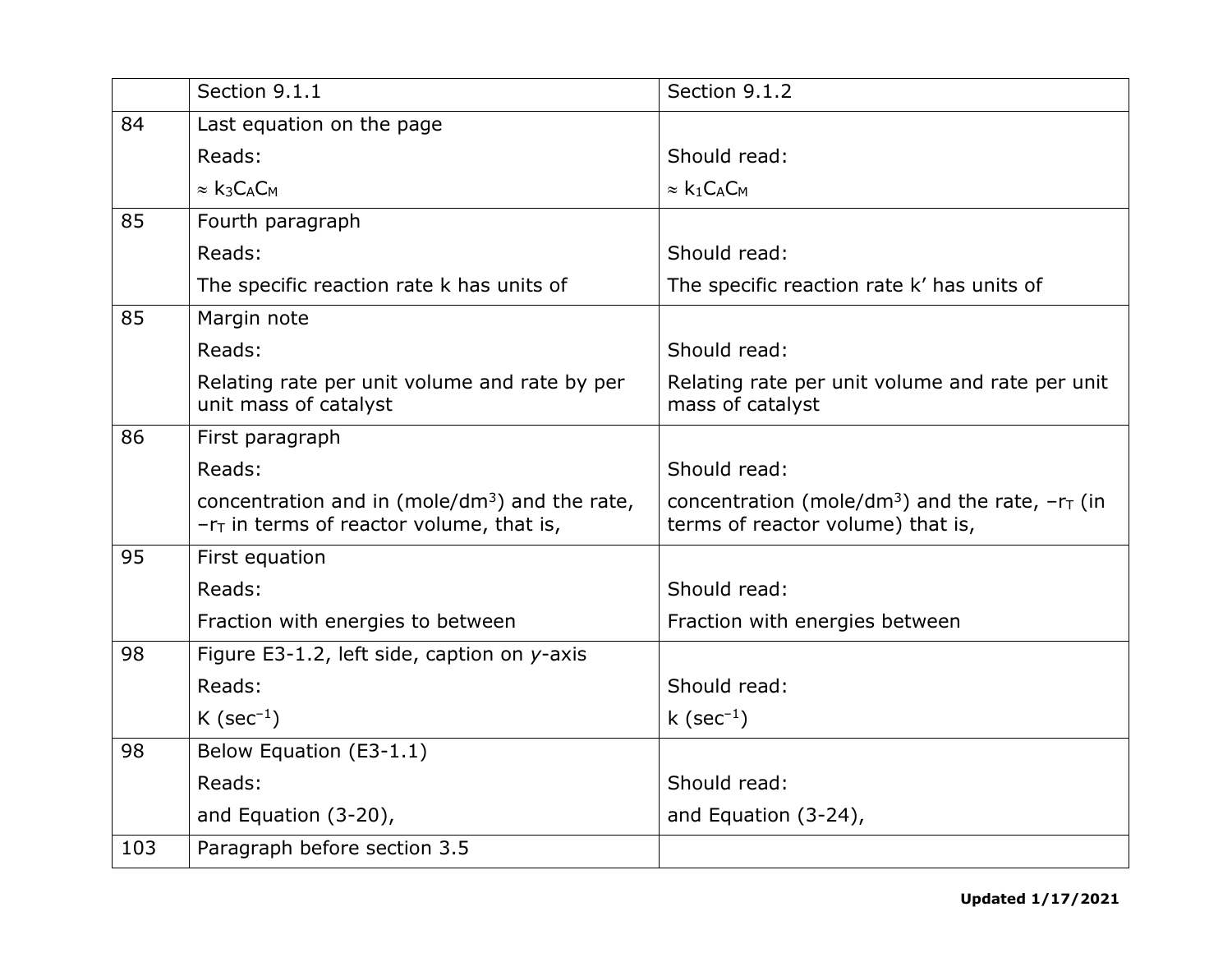| | Section 9.1.1 | Section 9.1.2 |
|---|---|---|
| 84 | Last equation on the page<br>Reads:<br>$\approx k_3C_AC_M$ | <br>Should read:<br>$\approx k_1C_AC_M$ |
| 85 | Fourth paragraph<br>Reads:<br>The specific reaction rate k has units of | <br>Should read:<br>The specific reaction rate k' has units of |
| 85 | Margin note<br>Reads:<br>Relating rate per unit volume and rate by per unit mass of catalyst | <br>Should read:<br>Relating rate per unit volume and rate per unit mass of catalyst |
| 86 | First paragraph<br>Reads:<br>concentration and in (mole/dm$^3$) and the rate, $-r_T$ in terms of reactor volume, that is, | <br>Should read:<br>concentration (mole/dm$^3$) and the rate, $-r_T$ (in terms of reactor volume) that is, |
| 95 | First equation<br>Reads:<br>Fraction with energies to between | <br>Should read:<br>Fraction with energies between |
| 98 | Figure E3-1.2, left side, caption on *y*-axis<br>Reads:<br>K (sec$^{-1}$) | <br>Should read:<br>k (sec$^{-1}$) |
| 98 | Below Equation (E3-1.1)<br>Reads:<br>and Equation (3-20), | <br>Should read:<br>and Equation (3-24), |
| 103 | Paragraph before section 3.5 | |

**Updated 1/17/2021**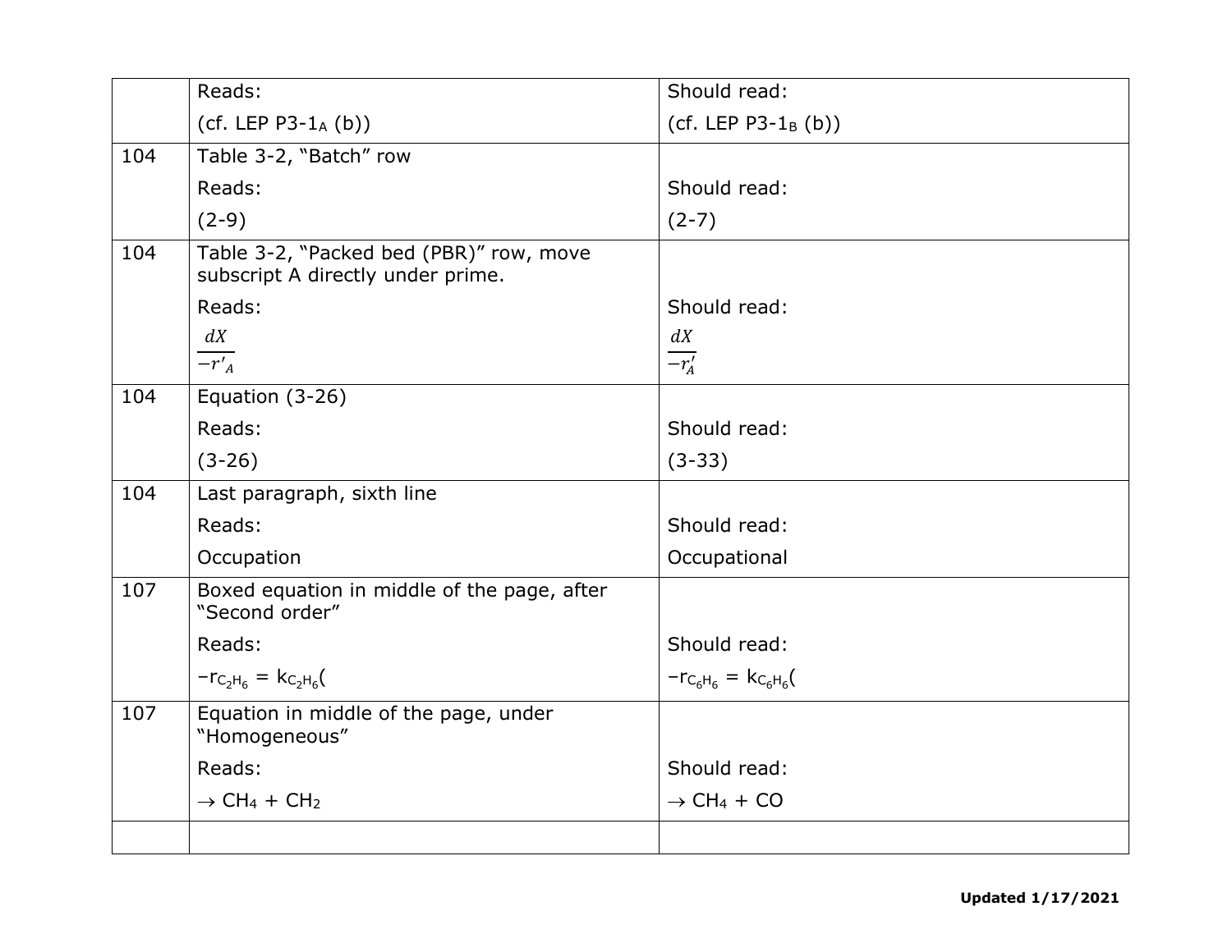| | | |
|---|---|---|
| | Reads:<br>(cf. LEP P3-$1_A$ (b)) | Should read:<br>(cf. LEP P3-$1_B$ (b)) |
| 104 | Table 3-2, "Batch" row<br>Reads:<br>(2-9) | <br>Should read:<br>(2-7) |
| 104 | Table 3-2, "Packed bed (PBR)" row, move subscript A directly under prime.<br>Reads:<br>$\frac{dX}{-r'_{A}}$ | <br>Should read:<br>$\frac{dX}{-r_A'}$ |
| 104 | Equation (3-26)<br>Reads:<br>(3-26) | <br>Should read:<br>(3-33) |
| 104 | Last paragraph, sixth line<br>Reads:<br>Occupation | <br>Should read:<br>Occupational |
| 107 | Boxed equation in middle of the page, after "Second order"<br>Reads:<br>$-r_{C_2H_6} = k_{C_2H_6}($ | <br>Should read:<br>$-r_{C_6H_6} = k_{C_6H_6}($ |
| 107 | Equation in middle of the page, under "Homogeneous"<br>Reads:<br>$\rightarrow CH_4 + CH_2$ | <br>Should read:<br>$\rightarrow CH_4 + CO$ |
| | | |

**Updated 1/17/2021**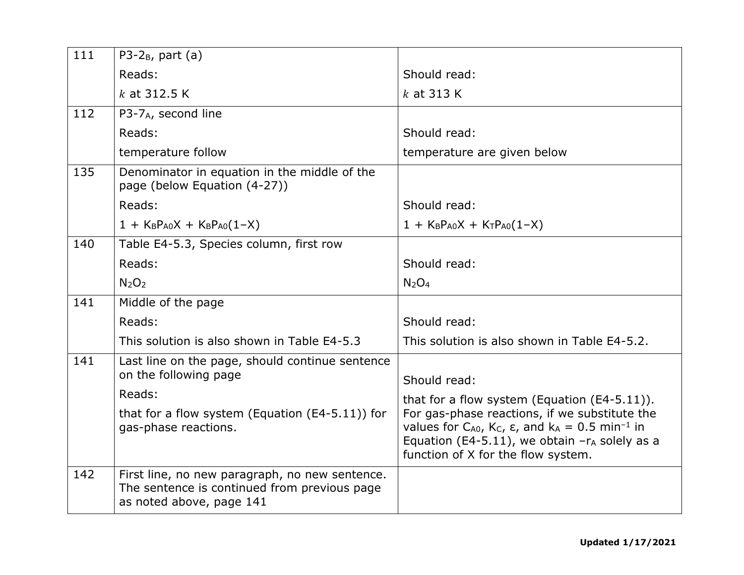| | | |
|---|---|---|
| 111 | P3-$2_B$, part (a)<br>Reads:<br>$k$ at 312.5 K | Should read:<br>$k$ at 313 K |
| 112 | P3-$7_A$, second line<br>Reads:<br>temperature follow | Should read:<br>temperature are given below |
| 135 | Denominator in equation in the middle of the page (below Equation (4-27))<br>Reads:<br>$1 + K_B P_{A0} X + K_B P_{A0}(1–X)$ | Should read:<br>$1 + K_B P_{A0} X + K_T P_{A0}(1–X)$ |
| 140 | Table E4-5.3, Species column, first row<br>Reads:<br>$N_2O_2$ | Should read:<br>$N_2O_4$ |
| 141 | Middle of the page<br>Reads:<br>This solution is also shown in Table E4-5.3 | Should read:<br>This solution is also shown in Table E4-5.2. |
| 141 | Last line on the page, should continue sentence on the following page<br>Reads:<br>that for a flow system (Equation (E4-5.11)) for gas-phase reactions. | Should read:<br>that for a flow system (Equation (E4-5.11)). For gas-phase reactions, if we substitute the values for $C_{A0}$, $K_C$, $\varepsilon$, and $k_A = 0.5\ \text{min}^{-1}$ in Equation (E4-5.11), we obtain $–r_A$ solely as a function of X for the flow system. |
| 142 | First line, no new paragraph, no new sentence. The sentence is continued from previous page as noted above, page 141 | |

**Updated 1/17/2021**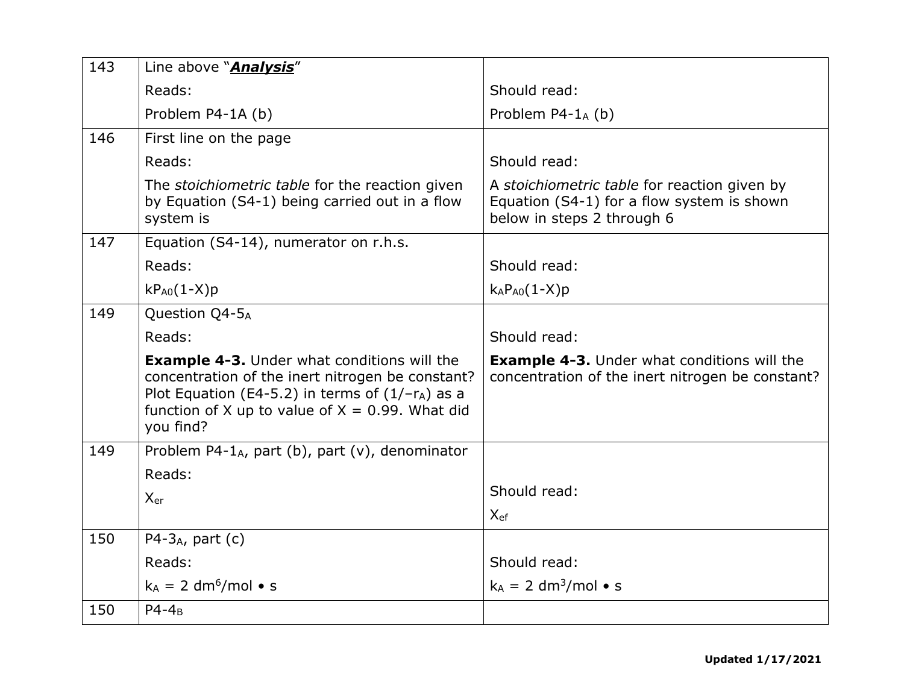| | | |
|---|---|---|
| 143 | Line above "***Analysis***"<br>Reads:<br>Problem P4-1A (b) | <br>Should read:<br>Problem P4-$1_A$ (b) |
| 146 | First line on the page<br>Reads:<br>The *stoichiometric table* for the reaction given by Equation (S4-1) being carried out in a flow system is | <br>Should read:<br>A *stoichiometric table* for reaction given by Equation (S4-1) for a flow system is shown below in steps 2 through 6 |
| 147 | Equation (S4-14), numerator on r.h.s.<br>Reads:<br>$kP_{A0}(1\text{-}X)p$ | <br>Should read:<br>$k_AP_{A0}(1\text{-}X)p$ |
| 149 | Question Q4-$5_A$<br>Reads:<br>**Example 4-3.** Under what conditions will the concentration of the inert nitrogen be constant? Plot Equation (E4-5.2) in terms of $(1/-r_A)$ as a function of X up to value of X = 0.99. What did you find? | <br>Should read:<br>**Example 4-3.** Under what conditions will the concentration of the inert nitrogen be constant? |
| 149 | Problem P4-$1_A$, part (b), part (v), denominator<br>Reads:<br>$X_{er}$ | <br>Should read:<br>$X_{ef}$ |
| 150 | P4-$3_A$, part (c)<br>Reads:<br>$k_A$ = 2 $dm^6/mol \bullet s$ | <br>Should read:<br>$k_A$ = 2 $dm^3/mol \bullet s$ |
| 150 | P4-$4_B$ | |

**Updated 1/17/2021**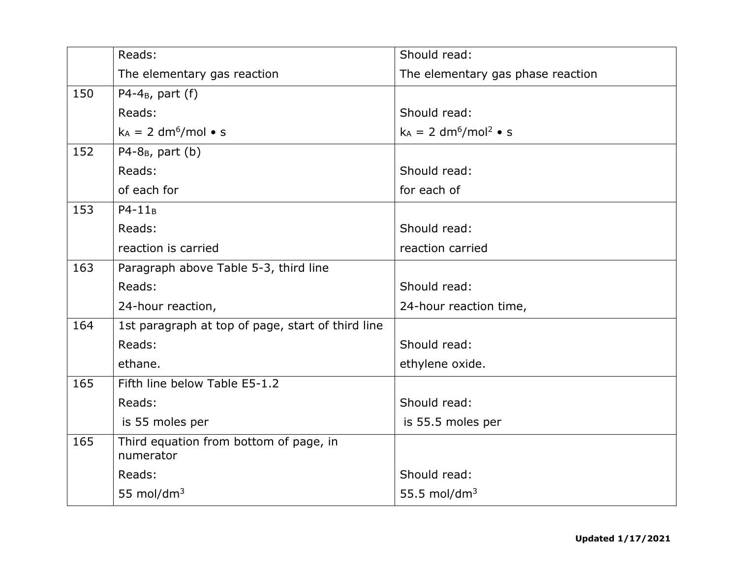| | | |
|---|---|---|
| | Reads:<br>The elementary gas reaction | Should read:<br>The elementary gas phase reaction |
| 150 | P4-4$_B$, part (f)<br>Reads:<br>$k_A$ = 2 dm$^6$/mol • s | <br>Should read:<br>$k_A$ = 2 dm$^6$/mol$^2$ • s |
| 152 | P4-8$_B$, part (b)<br>Reads:<br>of each for | <br>Should read:<br>for each of |
| 153 | P4-11$_B$<br>Reads:<br>reaction is carried | <br>Should read:<br>reaction carried |
| 163 | Paragraph above Table 5-3, third line<br>Reads:<br>24-hour reaction, | <br>Should read:<br>24-hour reaction time, |
| 164 | 1st paragraph at top of page, start of third line<br>Reads:<br>ethane. | <br>Should read:<br>ethylene oxide. |
| 165 | Fifth line below Table E5-1.2<br>Reads:<br>is 55 moles per | <br>Should read:<br>is 55.5 moles per |
| 165 | Third equation from bottom of page, in numerator<br>Reads:<br>55 mol/dm$^3$ | <br>Should read:<br>55.5 mol/dm$^3$ |

**Updated 1/17/2021**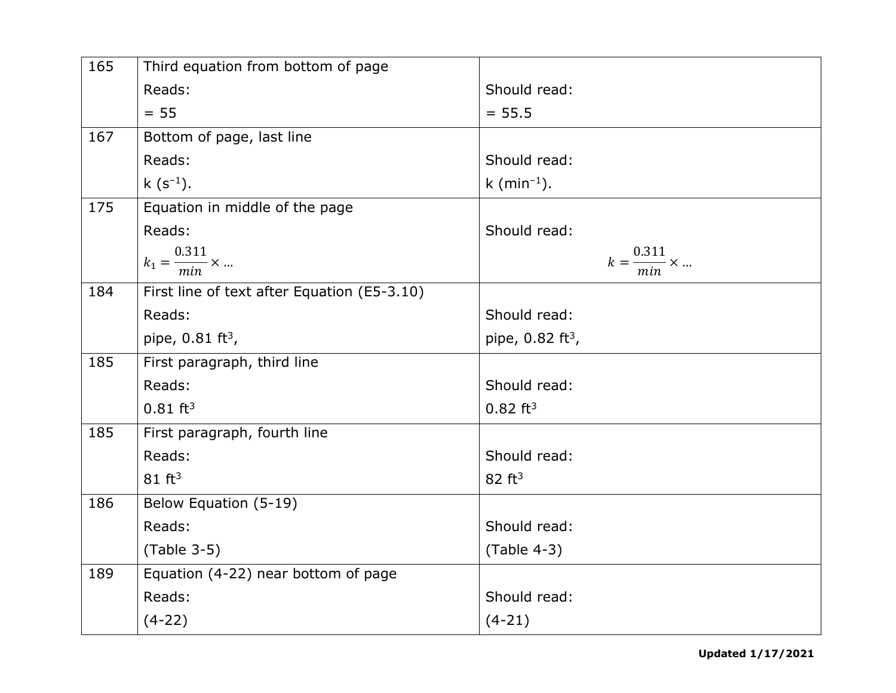| | | |
|---|---|---|
| 165 | Third equation from bottom of page<br>Reads:<br>= 55 | <br>Should read:<br>= 55.5 |
| 167 | Bottom of page, last line<br>Reads:<br>k ($s^{-1}$). | <br>Should read:<br>k ($min^{-1}$). |
| 175 | Equation in middle of the page<br>Reads:<br>$k_1 = \frac{0.311}{min} \times \ldots$ | <br>Should read:<br>$k = \frac{0.311}{min} \times \ldots$ |
| 184 | First line of text after Equation (E5-3.10)<br>Reads:<br>pipe, 0.81 $ft^3$, | <br>Should read:<br>pipe, 0.82 $ft^3$, |
| 185 | First paragraph, third line<br>Reads:<br>0.81 $ft^3$ | <br>Should read:<br>0.82 $ft^3$ |
| 185 | First paragraph, fourth line<br>Reads:<br>81 $ft^3$ | <br>Should read:<br>82 $ft^3$ |
| 186 | Below Equation (5-19)<br>Reads:<br>(Table 3-5) | <br>Should read:<br>(Table 4-3) |
| 189 | Equation (4-22) near bottom of page<br>Reads:<br>(4-22) | <br>Should read:<br>(4-21) |

**Updated 1/17/2021**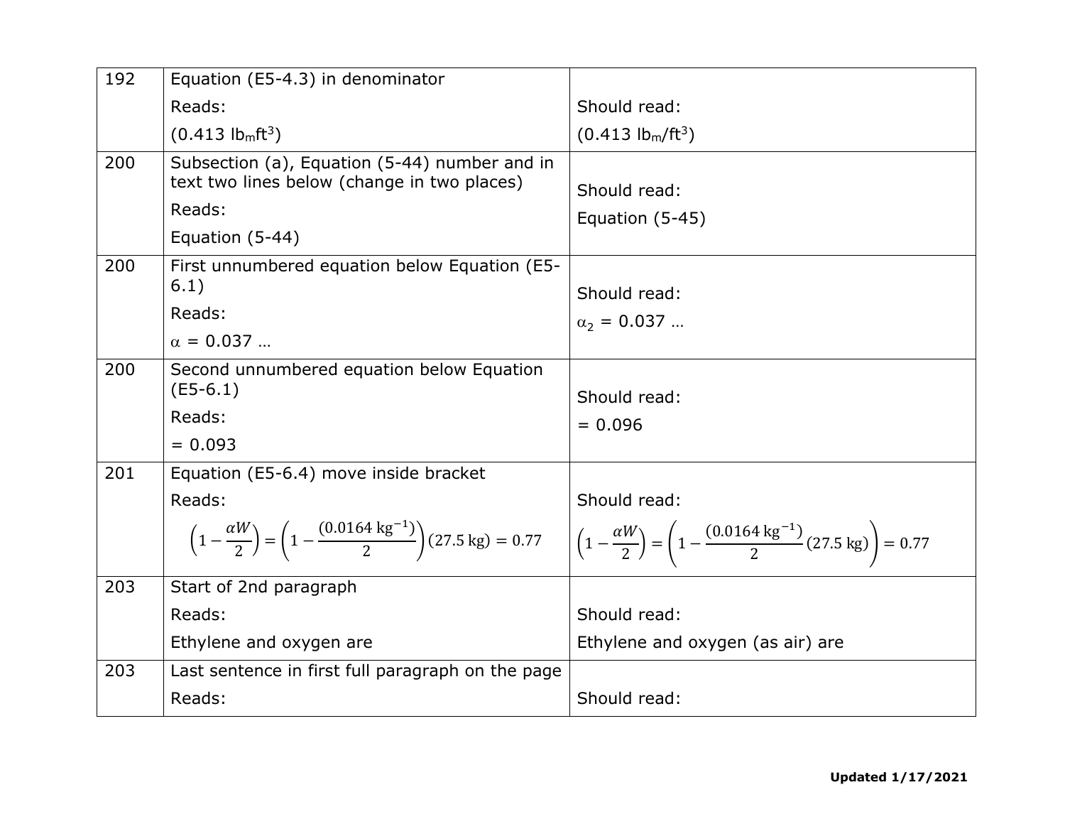| | | |
|---|---|---|
| 192 | Equation (E5-4.3) in denominator<br>Reads:<br>(0.413 $lb_m ft^3$) | Should read:<br>(0.413 $lb_m/ft^3$) |
| 200 | Subsection (a), Equation (5-44) number and in text two lines below (change in two places)<br>Reads:<br>Equation (5-44) | Should read:<br>Equation (5-45) |
| 200 | First unnumbered equation below Equation (E5-6.1)<br>Reads:<br>$\alpha$ = 0.037 … | Should read:<br>$\alpha_2$ = 0.037 … |
| 200 | Second unnumbered equation below Equation (E5-6.1)<br>Reads:<br>= 0.093 | Should read:<br>= 0.096 |
| 201 | Equation (E5-6.4) move inside bracket<br>Reads:<br>$\left(1-\frac{\alpha W}{2}\right)=\left(1-\frac{(0.0164\text{ kg}^{-1})}{2}\right)(27.5\text{ kg})=0.77$ | Should read:<br>$\left(1-\frac{\alpha W}{2}\right)=\left(1-\frac{(0.0164\text{ kg}^{-1})}{2}(27.5\text{ kg})\right)=0.77$ |
| 203 | Start of 2nd paragraph<br>Reads:<br>Ethylene and oxygen are | Should read:<br>Ethylene and oxygen (as air) are |
| 203 | Last sentence in first full paragraph on the page<br>Reads: | Should read: |

**Updated 1/17/2021**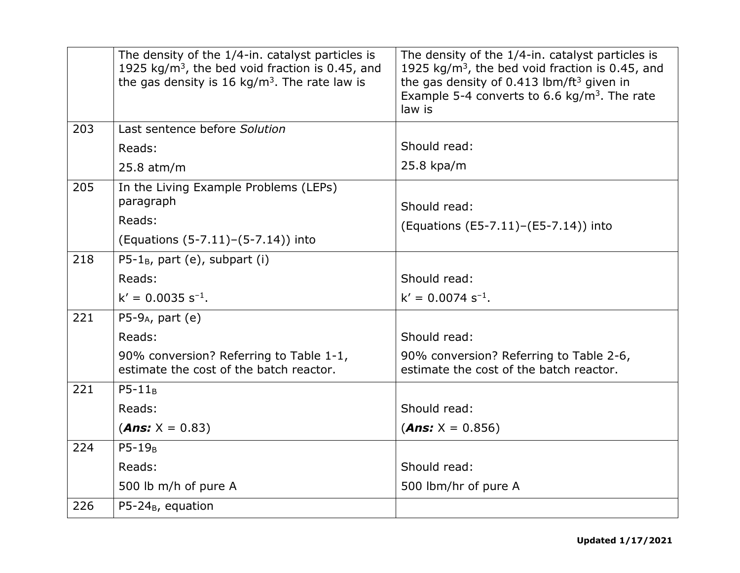|  |  |  |
|---|---|---|
|  | The density of the 1/4-in. catalyst particles is 1925 kg/m$^3$, the bed void fraction is 0.45, and the gas density is 16 kg/m$^3$. The rate law is | The density of the 1/4-in. catalyst particles is 1925 kg/m$^3$, the bed void fraction is 0.45, and the gas density of 0.413 lbm/ft$^3$ given in Example 5-4 converts to 6.6 kg/m$^3$. The rate law is |
| 203 | Last sentence before *Solution*<br>Reads:<br>25.8 atm/m | Should read:<br>25.8 kpa/m |
| 205 | In the Living Example Problems (LEPs) paragraph<br>Reads:<br>(Equations (5-7.11)–(5-7.14)) into | Should read:<br>(Equations (E5-7.11)–(E5-7.14)) into |
| 218 | P5-1$_B$, part (e), subpart (i)<br>Reads:<br>$k' = 0.0035\ s^{-1}$. | Should read:<br>$k' = 0.0074\ s^{-1}$. |
| 221 | P5-9$_A$, part (e)<br>Reads:<br>90% conversion? Referring to Table 1-1, estimate the cost of the batch reactor. | Should read:<br>90% conversion? Referring to Table 2-6, estimate the cost of the batch reactor. |
| 221 | P5-11$_B$<br>Reads:<br>(***Ans:*** X = 0.83) | Should read:<br>(***Ans:*** X = 0.856) |
| 224 | P5-19$_B$<br>Reads:<br>500 lb m/h of pure A | Should read:<br>500 lbm/hr of pure A |
| 226 | P5-24$_B$, equation |  |

**Updated 1/17/2021**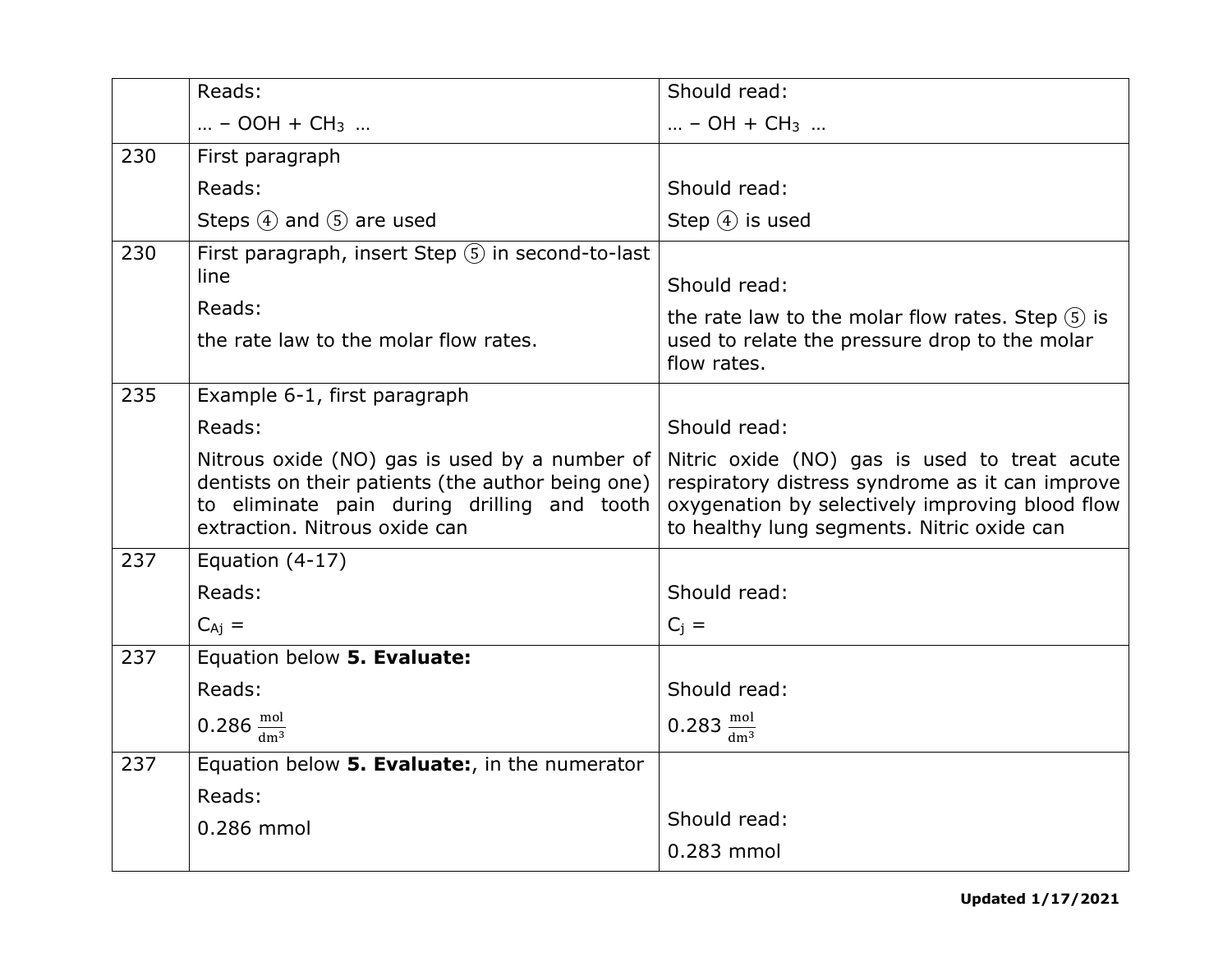| | | |
|---|---|---|
| | Reads:<br>… – OOH + $CH_3$ … | Should read:<br>… – OH + $CH_3$ … |
| 230 | First paragraph<br>Reads:<br>Steps ④ and ⑤ are used | Should read:<br>Step ④ is used |
| 230 | First paragraph, insert Step ⑤ in second-to-last line<br>Reads:<br>the rate law to the molar flow rates. | Should read:<br>the rate law to the molar flow rates. Step ⑤ is used to relate the pressure drop to the molar flow rates. |
| 235 | Example 6-1, first paragraph<br>Reads:<br>Nitrous oxide (NO) gas is used by a number of dentists on their patients (the author being one) to eliminate pain during drilling and tooth extraction. Nitrous oxide can | Should read:<br>Nitric oxide (NO) gas is used to treat acute respiratory distress syndrome as it can improve oxygenation by selectively improving blood flow to healthy lung segments. Nitric oxide can |
| 237 | Equation (4-17)<br>Reads:<br>$C_{Aj}$ = | Should read:<br>$C_j$ = |
| 237 | Equation below **5. Evaluate:**<br>Reads:<br>0.286 $\frac{\text{mol}}{\text{dm}^3}$ | Should read:<br>0.283 $\frac{\text{mol}}{\text{dm}^3}$ |
| 237 | Equation below **5. Evaluate:**, in the numerator<br>Reads:<br>0.286 mmol | Should read:<br>0.283 mmol |

**Updated 1/17/2021**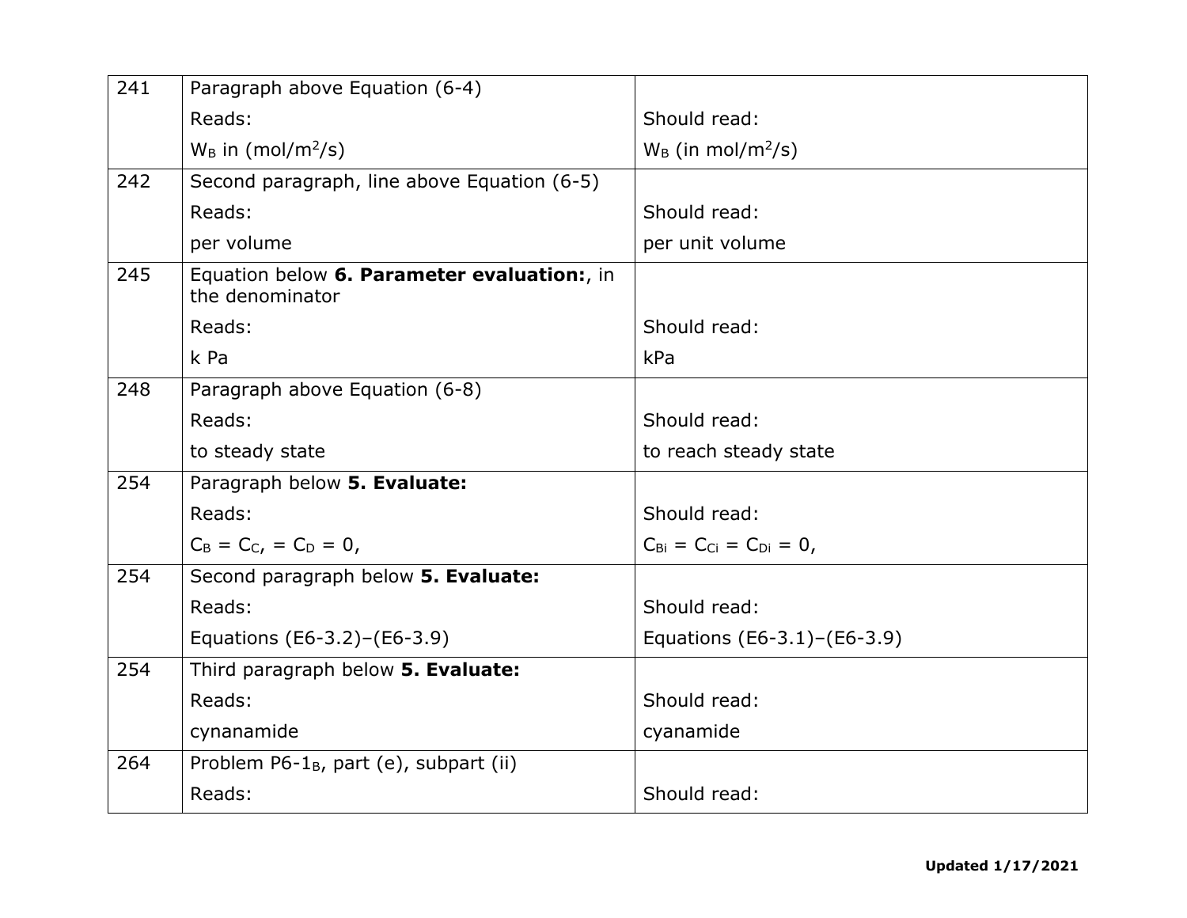| | | |
|---|---|---|
| 241 | Paragraph above Equation (6-4)<br>Reads:<br>$W_B$ in (mol/m$^2$/s) | <br>Should read:<br>$W_B$ (in mol/m$^2$/s) |
| 242 | Second paragraph, line above Equation (6-5)<br>Reads:<br>per volume | <br>Should read:<br>per unit volume |
| 245 | Equation below **6. Parameter evaluation:**, in the denominator<br>Reads:<br>k Pa | <br>Should read:<br>kPa |
| 248 | Paragraph above Equation (6-8)<br>Reads:<br>to steady state | <br>Should read:<br>to reach steady state |
| 254 | Paragraph below **5. Evaluate:**<br>Reads:<br>$C_B = C_C, = C_D = 0$, | <br>Should read:<br>$C_{Bi} = C_{Ci} = C_{Di} = 0$, |
| 254 | Second paragraph below **5. Evaluate:**<br>Reads:<br>Equations (E6-3.2)–(E6-3.9) | <br>Should read:<br>Equations (E6-3.1)–(E6-3.9) |
| 254 | Third paragraph below **5. Evaluate:**<br>Reads:<br>cynanamide | <br>Should read:<br>cyanamide |
| 264 | Problem P6-$1_B$, part (e), subpart (ii)<br>Reads: | <br>Should read: |

**Updated 1/17/2021**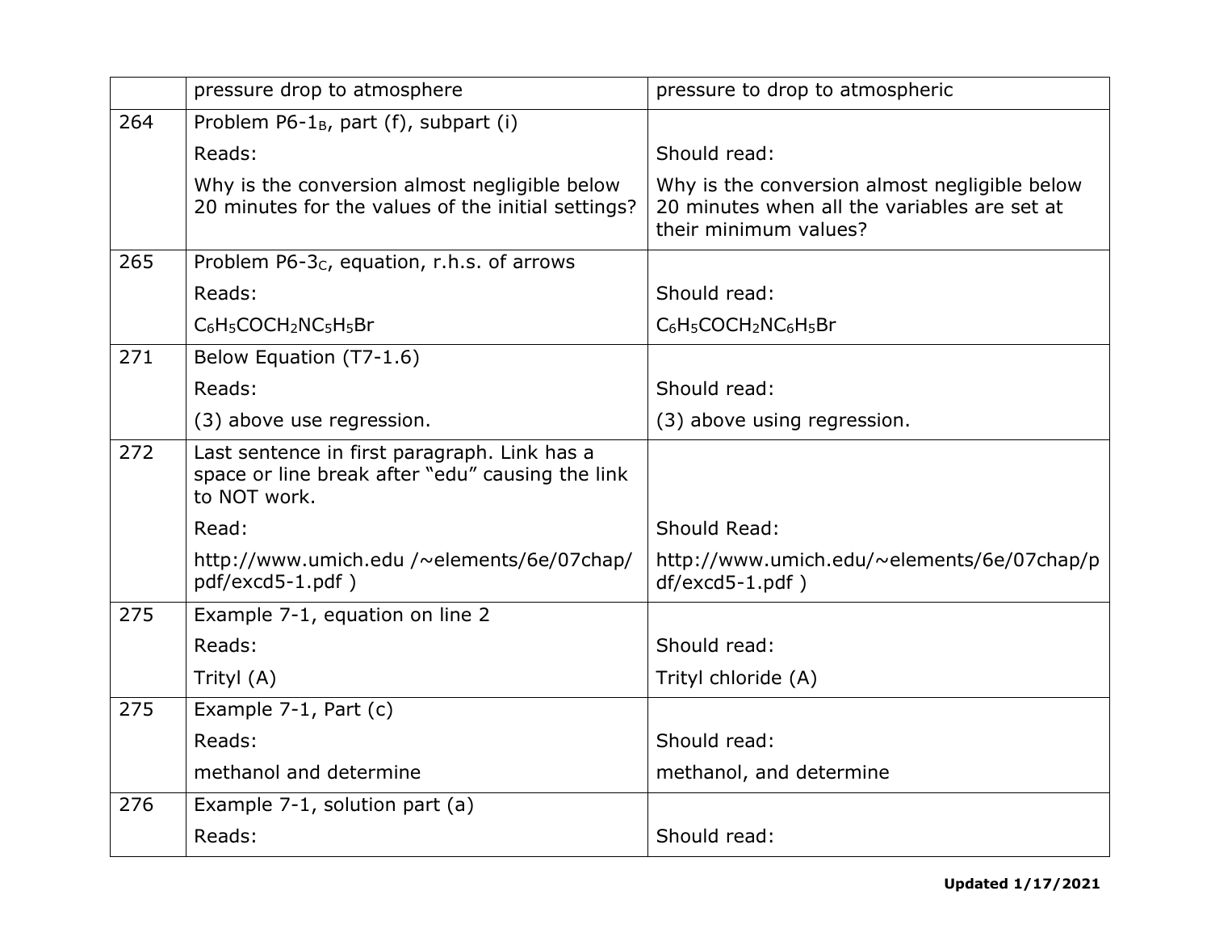| | | |
|---|---|---|
| | pressure drop to atmosphere | pressure to drop to atmospheric |
| 264 | Problem P6-$1_B$, part (f), subpart (i)<br>Reads:<br>Why is the conversion almost negligible below 20 minutes for the values of the initial settings? | <br>Should read:<br>Why is the conversion almost negligible below 20 minutes when all the variables are set at their minimum values? |
| 265 | Problem P6-$3_C$, equation, r.h.s. of arrows<br>Reads:<br>$C_6H_5COCH_2NC_5H_5Br$ | <br>Should read:<br>$C_6H_5COCH_2NC_6H_5Br$ |
| 271 | Below Equation (T7-1.6)<br>Reads:<br>(3) above use regression. | <br>Should read:<br>(3) above using regression. |
| 272 | Last sentence in first paragraph. Link has a space or line break after "edu" causing the link to NOT work.<br>Read:<br>http://www.umich.edu /~elements/6e/07chap/pdf/excd5-1.pdf ) | <br>Should Read:<br>http://www.umich.edu/~elements/6e/07chap/pdf/excd5-1.pdf ) |
| 275 | Example 7-1, equation on line 2<br>Reads:<br>Trityl (A) | <br>Should read:<br>Trityl chloride (A) |
| 275 | Example 7-1, Part (c)<br>Reads:<br>methanol and determine | <br>Should read:<br>methanol, and determine |
| 276 | Example 7-1, solution part (a)<br>Reads: | <br>Should read: |

**Updated 1/17/2021**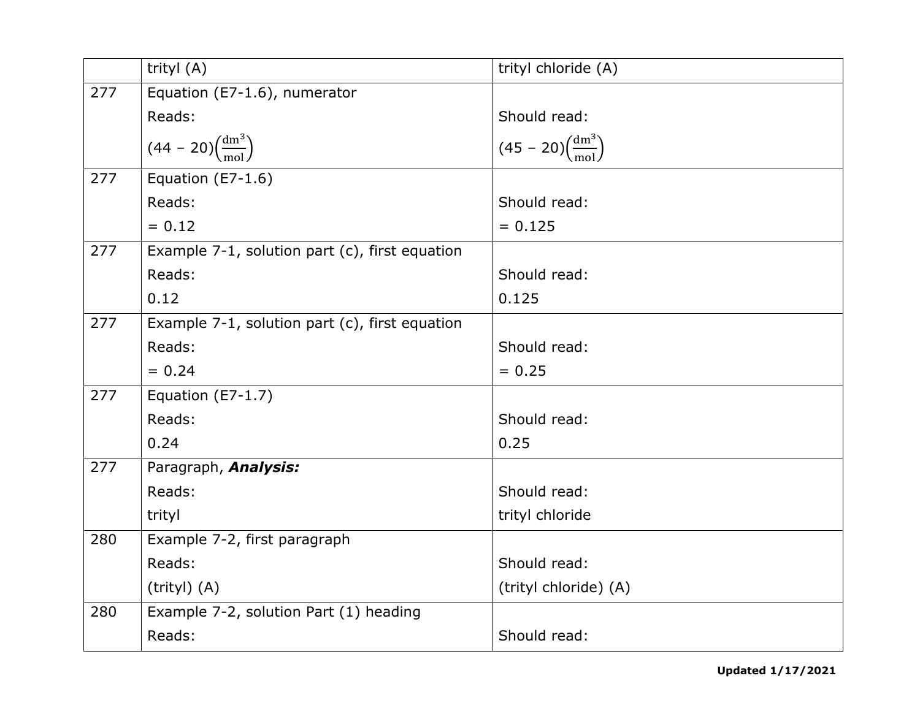|  | trityl (A) | trityl chloride (A) |
|---|---|---|
| 277 | Equation (E7-1.6), numerator<br>Reads:<br>$(44 - 20)\left(\frac{\text{dm}^3}{\text{mol}}\right)$ | <br>Should read:<br>$(45 - 20)\left(\frac{\text{dm}^3}{\text{mol}}\right)$ |
| 277 | Equation (E7-1.6)<br>Reads:<br>= 0.12 | <br>Should read:<br>= 0.125 |
| 277 | Example 7-1, solution part (c), first equation<br>Reads:<br>0.12 | <br>Should read:<br>0.125 |
| 277 | Example 7-1, solution part (c), first equation<br>Reads:<br>= 0.24 | <br>Should read:<br>= 0.25 |
| 277 | Equation (E7-1.7)<br>Reads:<br>0.24 | <br>Should read:<br>0.25 |
| 277 | Paragraph, ***Analysis:***<br>Reads:<br>trityl | <br>Should read:<br>trityl chloride |
| 280 | Example 7-2, first paragraph<br>Reads:<br>(trityl) (A) | <br>Should read:<br>(trityl chloride) (A) |
| 280 | Example 7-2, solution Part (1) heading<br>Reads: | <br>Should read: |

**Updated 1/17/2021**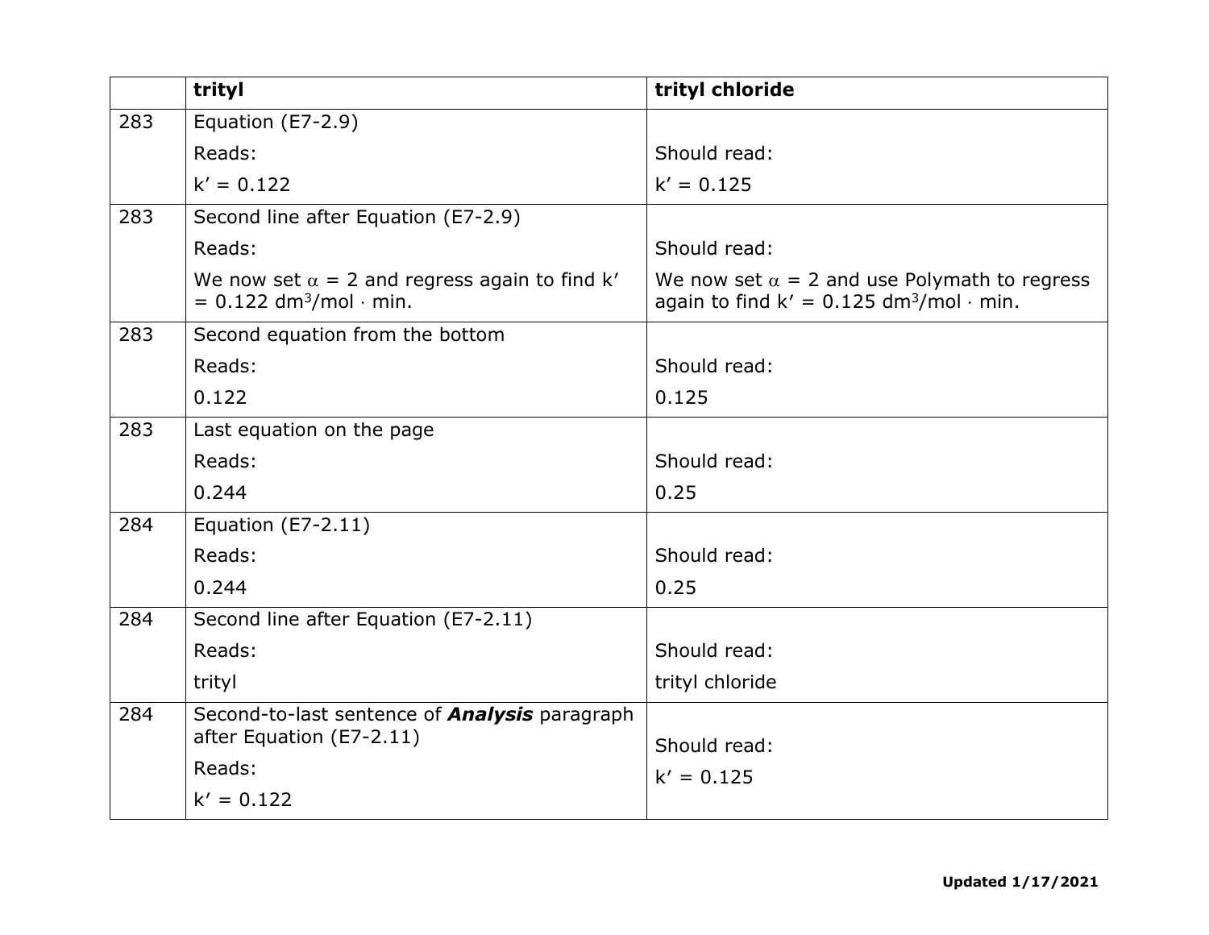| | trityl | trityl chloride |
|---|---|---|
| 283 | Equation (E7-2.9)<br>Reads:<br>$k' = 0.122$ | <br>Should read:<br>$k' = 0.125$ |
| 283 | Second line after Equation (E7-2.9)<br>Reads:<br>We now set $\alpha = 2$ and regress again to find $k' = 0.122\ dm^3/mol \cdot min$. | <br>Should read:<br>We now set $\alpha = 2$ and use Polymath to regress again to find $k' = 0.125\ dm^3/mol \cdot min$. |
| 283 | Second equation from the bottom<br>Reads:<br>0.122 | <br>Should read:<br>0.125 |
| 283 | Last equation on the page<br>Reads:<br>0.244 | <br>Should read:<br>0.25 |
| 284 | Equation (E7-2.11)<br>Reads:<br>0.244 | <br>Should read:<br>0.25 |
| 284 | Second line after Equation (E7-2.11)<br>Reads:<br>trityl | <br>Should read:<br>trityl chloride |
| 284 | Second-to-last sentence of ***Analysis*** paragraph after Equation (E7-2.11)<br>Reads:<br>$k' = 0.122$ | Should read:<br>$k' = 0.125$ |

**Updated 1/17/2021**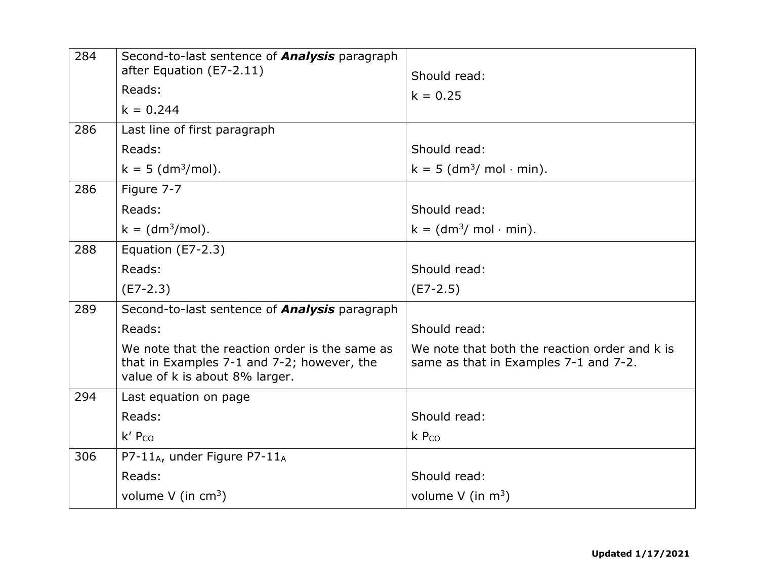| | | |
|---|---|---|
| 284 | Second-to-last sentence of ***Analysis*** paragraph after Equation (E7-2.11)<br>Reads:<br>$k = 0.244$ | Should read:<br>$k = 0.25$ |
| 286 | Last line of first paragraph<br>Reads:<br>$k = 5$ ($dm^3$/mol). | Should read:<br>$k = 5$ ($dm^3$/ mol · min). |
| 286 | Figure 7-7<br>Reads:<br>$k =$ ($dm^3$/mol). | Should read:<br>$k =$ ($dm^3$/ mol · min). |
| 288 | Equation (E7-2.3)<br>Reads:<br>(E7-2.3) | Should read:<br>(E7-2.5) |
| 289 | Second-to-last sentence of ***Analysis*** paragraph<br>Reads:<br>We note that the reaction order is the same as that in Examples 7-1 and 7-2; however, the value of k is about 8% larger. | Should read:<br>We note that both the reaction order and k is same as that in Examples 7-1 and 7-2. |
| 294 | Last equation on page<br>Reads:<br>$k' P_{CO}$ | Should read:<br>$k P_{CO}$ |
| 306 | $P7\text{-}11_A$, under Figure $P7\text{-}11_A$<br>Reads:<br>volume V (in $cm^3$) | Should read:<br>volume V (in $m^3$) |

**Updated 1/17/2021**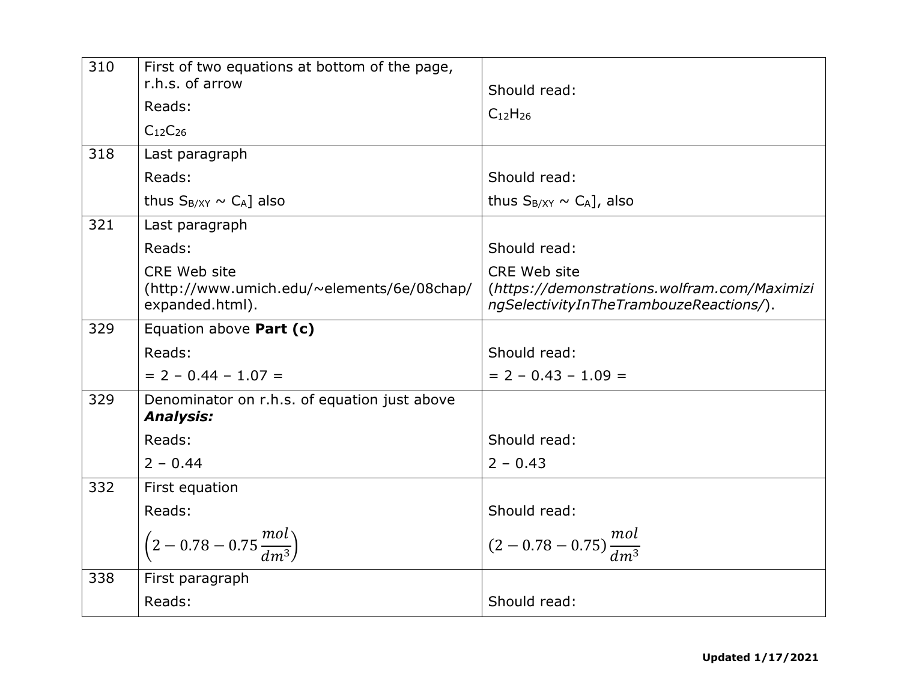| | | |
|---|---|---|
| 310 | First of two equations at bottom of the page, r.h.s. of arrow<br>Reads:<br>$C_{12}C_{26}$ | Should read:<br>$C_{12}H_{26}$ |
| 318 | Last paragraph<br>Reads:<br>thus $S_{B/XY} \sim C_A$] also | Should read:<br>thus $S_{B/XY} \sim C_A$], also |
| 321 | Last paragraph<br>Reads:<br>CRE Web site (http://www.umich.edu/~elements/6e/08chap/expanded.html). | Should read:<br>CRE Web site (*https://demonstrations.wolfram.com/MaximizingSelectivityInTheTrambouzeReactions/*). |
| 329 | Equation above **Part (c)**<br>Reads:<br>= 2 – 0.44 – 1.07 = | Should read:<br>= 2 – 0.43 – 1.09 = |
| 329 | Denominator on r.h.s. of equation just above ***Analysis:***<br>Reads:<br>2 – 0.44 | Should read:<br>2 – 0.43 |
| 332 | First equation<br>Reads:<br>$\left(2 - 0.78 - 0.75\frac{mol}{dm^3}\right)$ | Should read:<br>$(2 - 0.78 - 0.75)\frac{mol}{dm^3}$ |
| 338 | First paragraph<br>Reads: | Should read: |

**Updated 1/17/2021**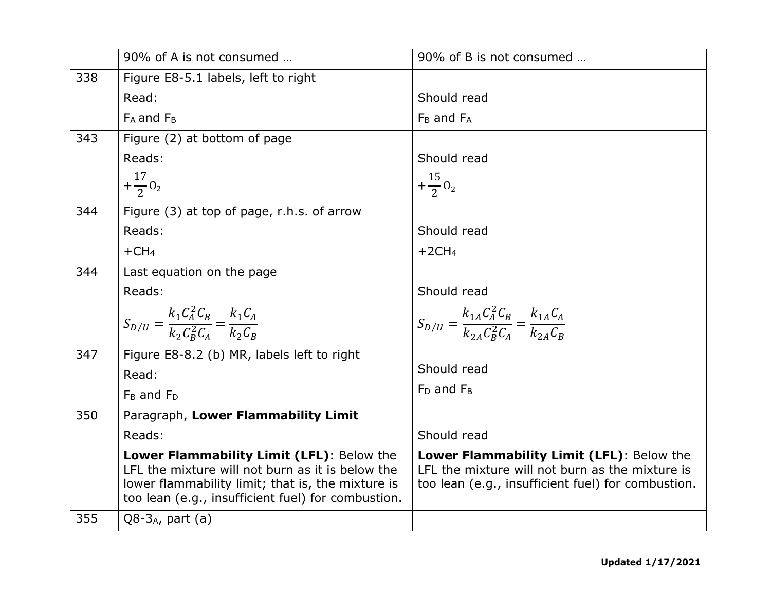|  | 90% of A is not consumed … | 90% of B is not consumed … |
|---|---|---|
| 338 | Figure E8-5.1 labels, left to right<br>Read:<br>$F_A$ and $F_B$ | <br>Should read<br>$F_B$ and $F_A$ |
| 343 | Figure (2) at bottom of page<br>Reads:<br>$+\frac{17}{2}O_2$ | <br>Should read<br>$+\frac{15}{2}O_2$ |
| 344 | Figure (3) at top of page, r.h.s. of arrow<br>Reads:<br>$+CH_4$ | <br>Should read<br>$+2CH_4$ |
| 344 | Last equation on the page<br>Reads:<br>$S_{D/U} = \frac{k_1 C_A^2 C_B}{k_2 C_B^2 C_A} = \frac{k_1 C_A}{k_2 C_B}$ | <br>Should read<br>$S_{D/U} = \frac{k_{1A} C_A^2 C_B}{k_{2A} C_B^2 C_A} = \frac{k_{1A} C_A}{k_{2A} C_B}$ |
| 347 | Figure E8-8.2 (b) MR, labels left to right<br>Read:<br>$F_B$ and $F_D$ | Should read<br>$F_D$ and $F_B$ |
| 350 | Paragraph, **Lower Flammability Limit**<br>Reads:<br>**Lower Flammability Limit (LFL)**: Below the LFL the mixture will not burn as it is below the lower flammability limit; that is, the mixture is too lean (e.g., insufficient fuel) for combustion. | <br>Should read<br>**Lower Flammability Limit (LFL)**: Below the LFL the mixture will not burn as the mixture is too lean (e.g., insufficient fuel) for combustion. |
| 355 | Q8-3$_A$, part (a) |  |

**Updated 1/17/2021**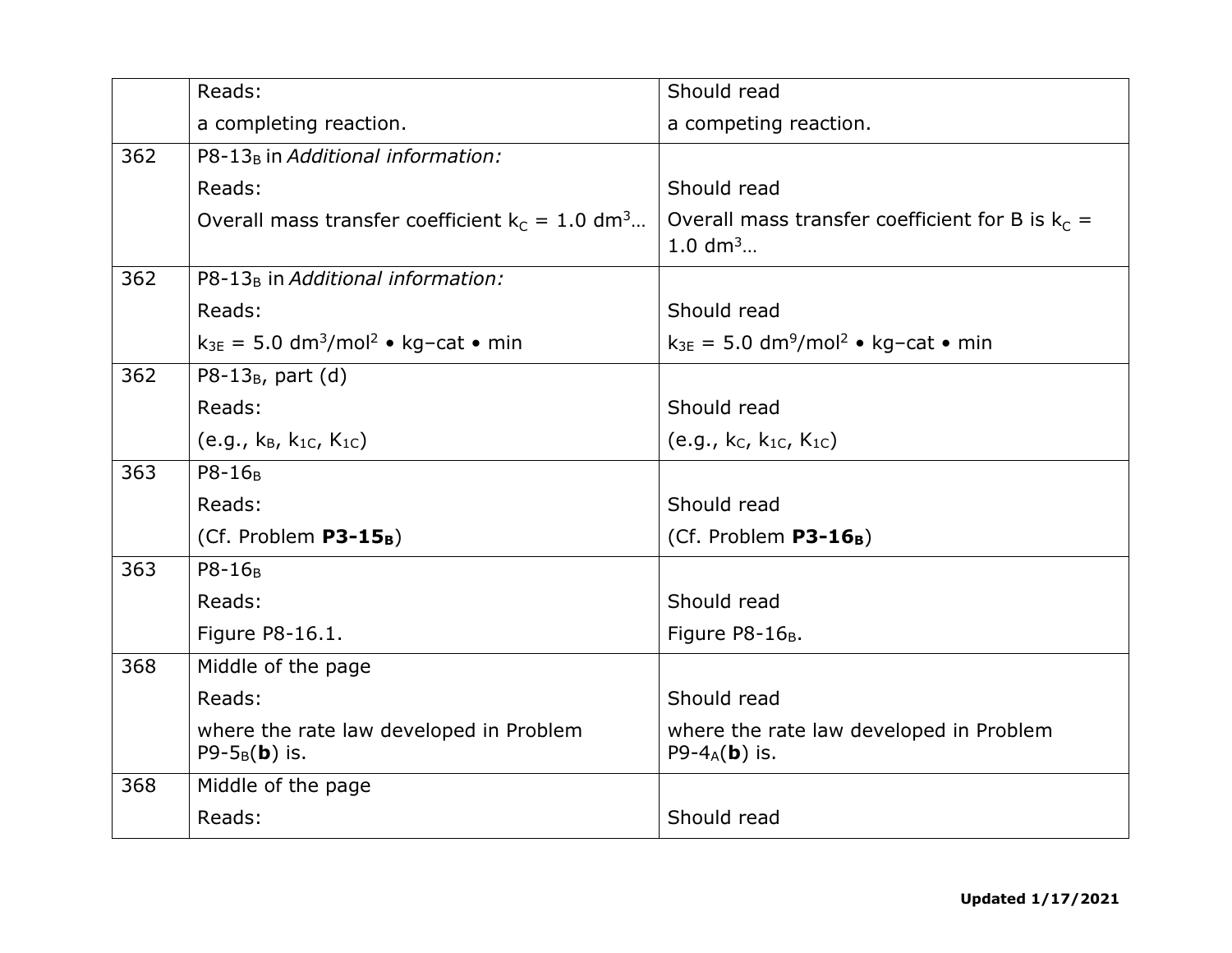| | | |
|---|---|---|
| | Reads:<br>a completing reaction. | Should read<br>a competing reaction. |
| 362 | P8-13$_B$ in *Additional information:*<br>Reads:<br>Overall mass transfer coefficient $k_C$ = 1.0 $dm^3$… | <br>Should read<br>Overall mass transfer coefficient for B is $k_C$ = 1.0 $dm^3$… |
| 362 | P8-13$_B$ in *Additional information:*<br>Reads:<br>$k_{3E}$ = 5.0 $dm^3/mol^2$ • kg–cat • min | <br>Should read<br>$k_{3E}$ = 5.0 $dm^9/mol^2$ • kg–cat • min |
| 362 | P8-13$_B$, part (d)<br>Reads:<br>(e.g., $k_B$, $k_{1C}$, $K_{1C}$) | <br>Should read<br>(e.g., $k_C$, $k_{1C}$, $K_{1C}$) |
| 363 | P8-16$_B$<br>Reads:<br>(Cf. Problem **P3-15$_B$**) | <br>Should read<br>(Cf. Problem **P3-16$_B$**) |
| 363 | P8-16$_B$<br>Reads:<br>Figure P8-16.1. | <br>Should read<br>Figure P8-16$_B$. |
| 368 | Middle of the page<br>Reads:<br>where the rate law developed in Problem P9-5$_B$(**b**) is. | <br>Should read<br>where the rate law developed in Problem P9-4$_A$(**b**) is. |
| 368 | Middle of the page<br>Reads: | <br>Should read |

**Updated 1/17/2021**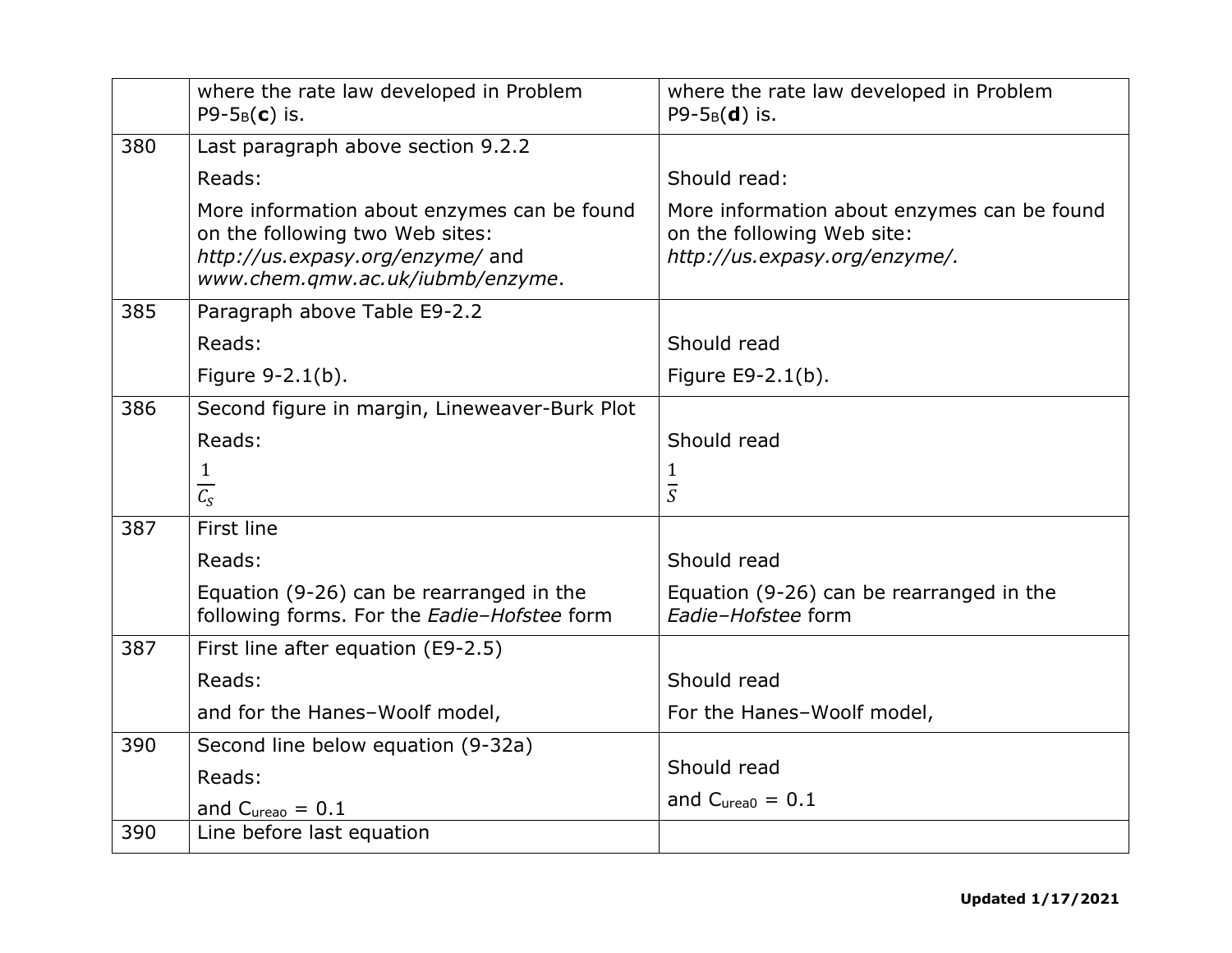| | | |
|---|---|---|
| | where the rate law developed in Problem P9-5$_B$(**c**) is. | where the rate law developed in Problem P9-5$_B$(**d**) is. |
| 380 | Last paragraph above section 9.2.2<br><br>Reads:<br><br>More information about enzymes can be found on the following two Web sites: *http://us.expasy.org/enzyme/* and *www.chem.qmw.ac.uk/iubmb/enzyme*. | <br><br>Should read:<br><br>More information about enzymes can be found on the following Web site: *http://us.expasy.org/enzyme/.* |
| 385 | Paragraph above Table E9-2.2<br><br>Reads:<br><br>Figure 9-2.1(b). | <br><br>Should read<br><br>Figure E9-2.1(b). |
| 386 | Second figure in margin, Lineweaver-Burk Plot<br><br>Reads:<br><br>$\frac{1}{C_S}$ | <br><br>Should read<br><br>$\frac{1}{S}$ |
| 387 | First line<br><br>Reads:<br><br>Equation (9-26) can be rearranged in the following forms. For the *Eadie–Hofstee* form | <br><br>Should read<br><br>Equation (9-26) can be rearranged in the *Eadie–Hofstee* form |
| 387 | First line after equation (E9-2.5)<br><br>Reads:<br><br>and for the Hanes–Woolf model, | <br><br>Should read<br><br>For the Hanes–Woolf model, |
| 390 | Second line below equation (9-32a)<br><br>Reads:<br><br>and $C_{ureao}$ = 0.1 | <br><br>Should read<br><br>and $C_{urea0}$ = 0.1 |
| 390 | Line before last equation | |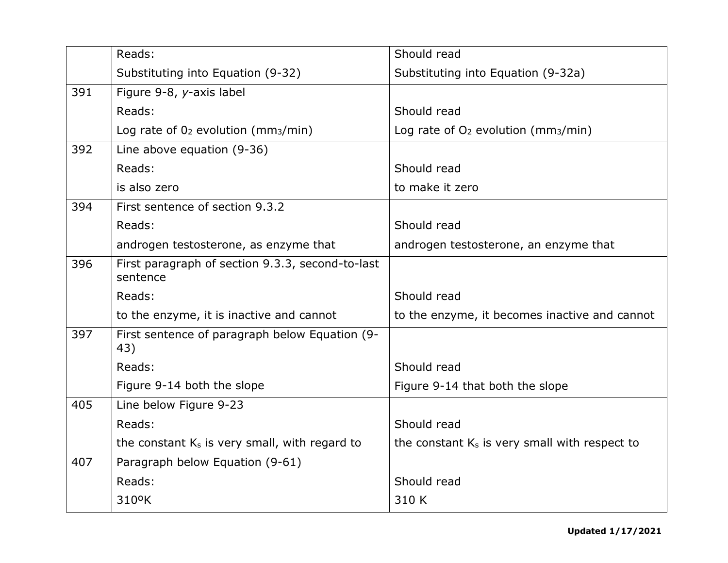| | | |
|---|---|---|
| | Reads:<br>Substituting into Equation (9-32) | Should read<br>Substituting into Equation (9-32a) |
| 391 | Figure 9-8, *y*-axis label<br>Reads:<br>Log rate of $0_2$ evolution ($mm_3$/min) | <br>Should read<br>Log rate of $O_2$ evolution ($mm_3$/min) |
| 392 | Line above equation (9-36)<br>Reads:<br>is also zero | <br>Should read<br>to make it zero |
| 394 | First sentence of section 9.3.2<br>Reads:<br>androgen testosterone, as enzyme that | <br>Should read<br>androgen testosterone, an enzyme that |
| 396 | First paragraph of section 9.3.3, second-to-last sentence<br>Reads:<br>to the enzyme, it is inactive and cannot | <br>Should read<br>to the enzyme, it becomes inactive and cannot |
| 397 | First sentence of paragraph below Equation (9-43)<br>Reads:<br>Figure 9-14 both the slope | <br>Should read<br>Figure 9-14 that both the slope |
| 405 | Line below Figure 9-23<br>Reads:<br>the constant $K_s$ is very small, with regard to | <br>Should read<br>the constant $K_s$ is very small with respect to |
| 407 | Paragraph below Equation (9-61)<br>Reads:<br>310ºK | <br>Should read<br>310 K |

**Updated 1/17/2021**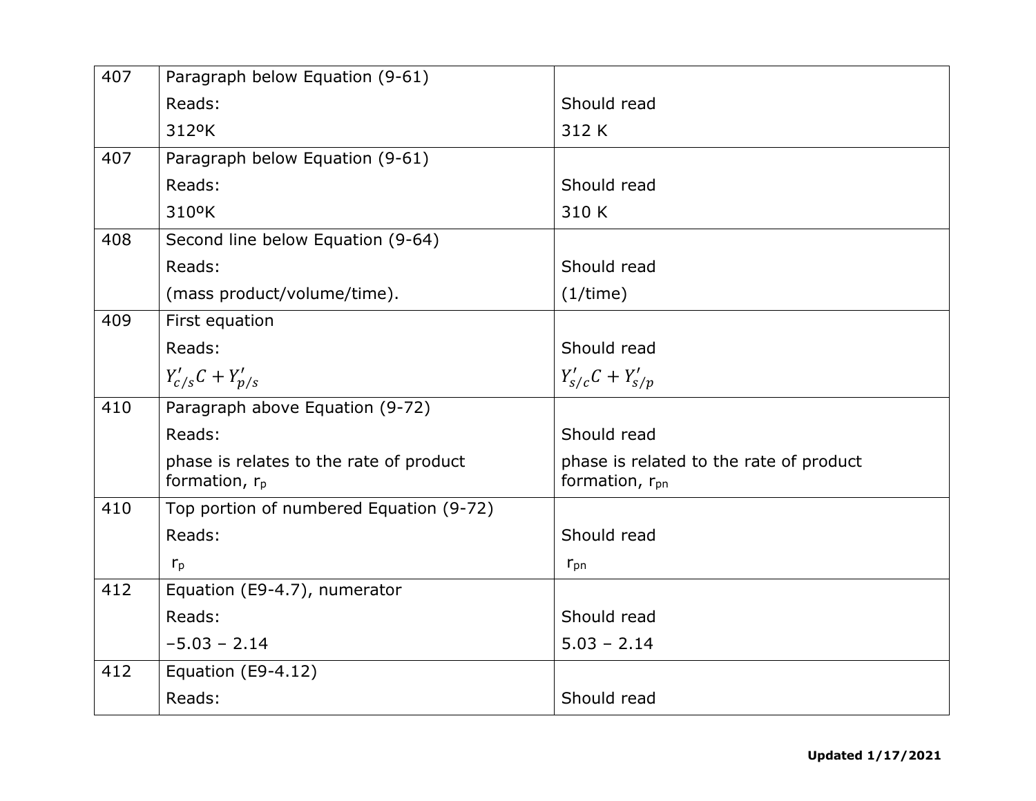| | | |
|---|---|---|
| 407 | Paragraph below Equation (9-61)<br>Reads:<br>312ºK | <br>Should read<br>312 K |
| 407 | Paragraph below Equation (9-61)<br>Reads:<br>310ºK | <br>Should read<br>310 K |
| 408 | Second line below Equation (9-64)<br>Reads:<br>(mass product/volume/time). | <br>Should read<br>(1/time) |
| 409 | First equation<br>Reads:<br>$Y'_{c/s}C + Y'_{p/s}$ | <br>Should read<br>$Y'_{s/c}C + Y'_{s/p}$ |
| 410 | Paragraph above Equation (9-72)<br>Reads:<br>phase is relates to the rate of product formation, $r_p$ | <br>Should read<br>phase is related to the rate of product formation, $r_{pn}$ |
| 410 | Top portion of numbered Equation (9-72)<br>Reads:<br>$r_p$ | <br>Should read<br>$r_{pn}$ |
| 412 | Equation (E9-4.7), numerator<br>Reads:<br>–5.03 – 2.14 | <br>Should read<br>5.03 – 2.14 |
| 412 | Equation (E9-4.12)<br>Reads: | <br>Should read |

**Updated 1/17/2021**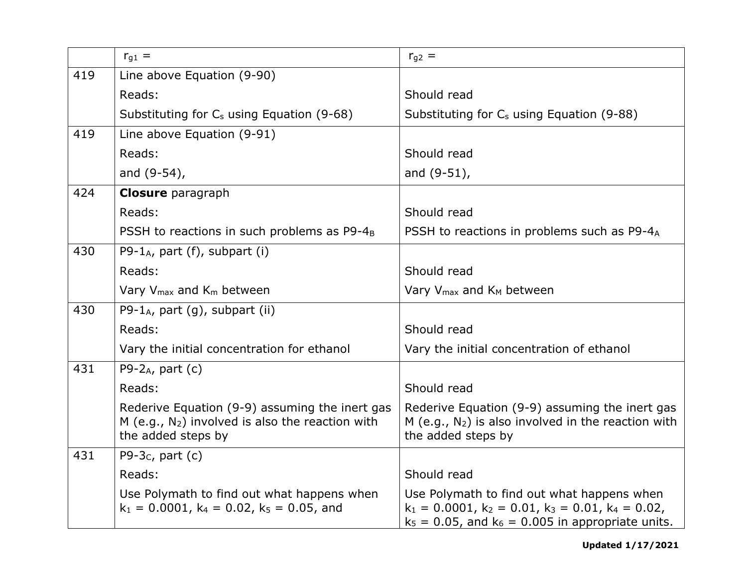| | $r_{g1}$ = | $r_{g2}$ = |
|---|---|---|
| 419 | Line above Equation (9-90)<br>Reads:<br>Substituting for $C_s$ using Equation (9-68) | <br>Should read<br>Substituting for $C_s$ using Equation (9-88) |
| 419 | Line above Equation (9-91)<br>Reads:<br>and (9-54), | <br>Should read<br>and (9-51), |
| 424 | **Closure** paragraph<br>Reads:<br>PSSH to reactions in such problems as P9-$4_B$ | <br>Should read<br>PSSH to reactions in problems such as P9-$4_A$ |
| 430 | P9-$1_A$, part (f), subpart (i)<br>Reads:<br>Vary $V_{max}$ and $K_m$ between | <br>Should read<br>Vary $V_{max}$ and $K_M$ between |
| 430 | P9-$1_A$, part (g), subpart (ii)<br>Reads:<br>Vary the initial concentration for ethanol | <br>Should read<br>Vary the initial concentration of ethanol |
| 431 | P9-$2_A$, part (c)<br>Reads:<br>Rederive Equation (9-9) assuming the inert gas M (e.g., $N_2$) involved is also the reaction with the added steps by | <br>Should read<br>Rederive Equation (9-9) assuming the inert gas M (e.g., $N_2$) is also involved in the reaction with the added steps by |
| 431 | P9-$3_C$, part (c)<br>Reads:<br>Use Polymath to find out what happens when $k_1 = 0.0001$, $k_4 = 0.02$, $k_5 = 0.05$, and | <br>Should read<br>Use Polymath to find out what happens when $k_1 = 0.0001$, $k_2 = 0.01$, $k_3 = 0.01$, $k_4 = 0.02$, $k_5 = 0.05$, and $k_6 = 0.005$ in appropriate units. |

**Updated 1/17/2021**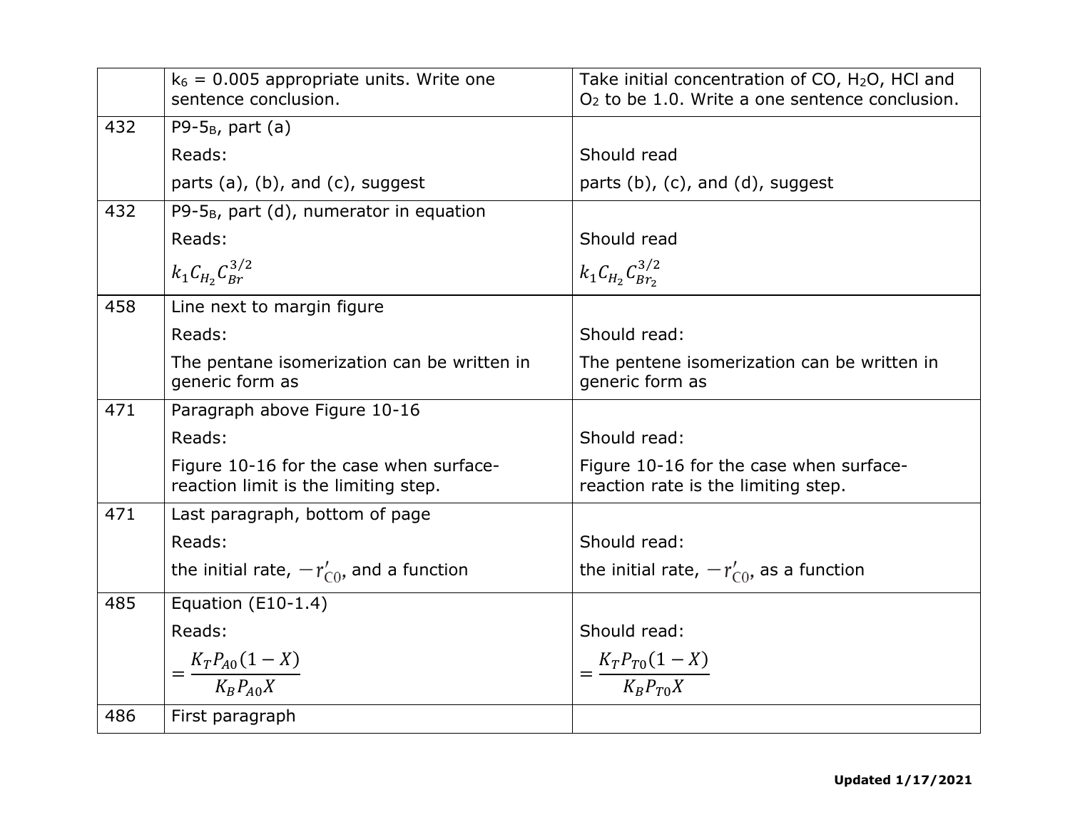| | | |
|---|---|---|
| | $k_6$ = 0.005 appropriate units. Write one sentence conclusion. | Take initial concentration of CO, $H_2O$, HCl and $O_2$ to be 1.0. Write a one sentence conclusion. |
| 432 | P9-5$_B$, part (a)<br>Reads:<br>parts (a), (b), and (c), suggest | <br>Should read<br>parts (b), (c), and (d), suggest |
| 432 | P9-5$_B$, part (d), numerator in equation<br>Reads:<br>$k_1 C_{H_2} C_{Br}^{3/2}$ | <br>Should read<br>$k_1 C_{H_2} C_{Br_2}^{3/2}$ |
| 458 | Line next to margin figure<br>Reads:<br>The pentane isomerization can be written in generic form as | <br>Should read:<br>The pentene isomerization can be written in generic form as |
| 471 | Paragraph above Figure 10-16<br>Reads:<br>Figure 10-16 for the case when surface-reaction limit is the limiting step. | <br>Should read:<br>Figure 10-16 for the case when surface-reaction rate is the limiting step. |
| 471 | Last paragraph, bottom of page<br>Reads:<br>the initial rate, $-r'_{C0}$, and a function | <br>Should read:<br>the initial rate, $-r'_{C0}$, as a function |
| 485 | Equation (E10-1.4)<br>Reads:<br>$= \frac{K_T P_{A0}(1-X)}{K_B P_{A0} X}$ | <br>Should read:<br>$= \frac{K_T P_{T0}(1-X)}{K_B P_{T0} X}$ |
| 486 | First paragraph | |

**Updated 1/17/2021**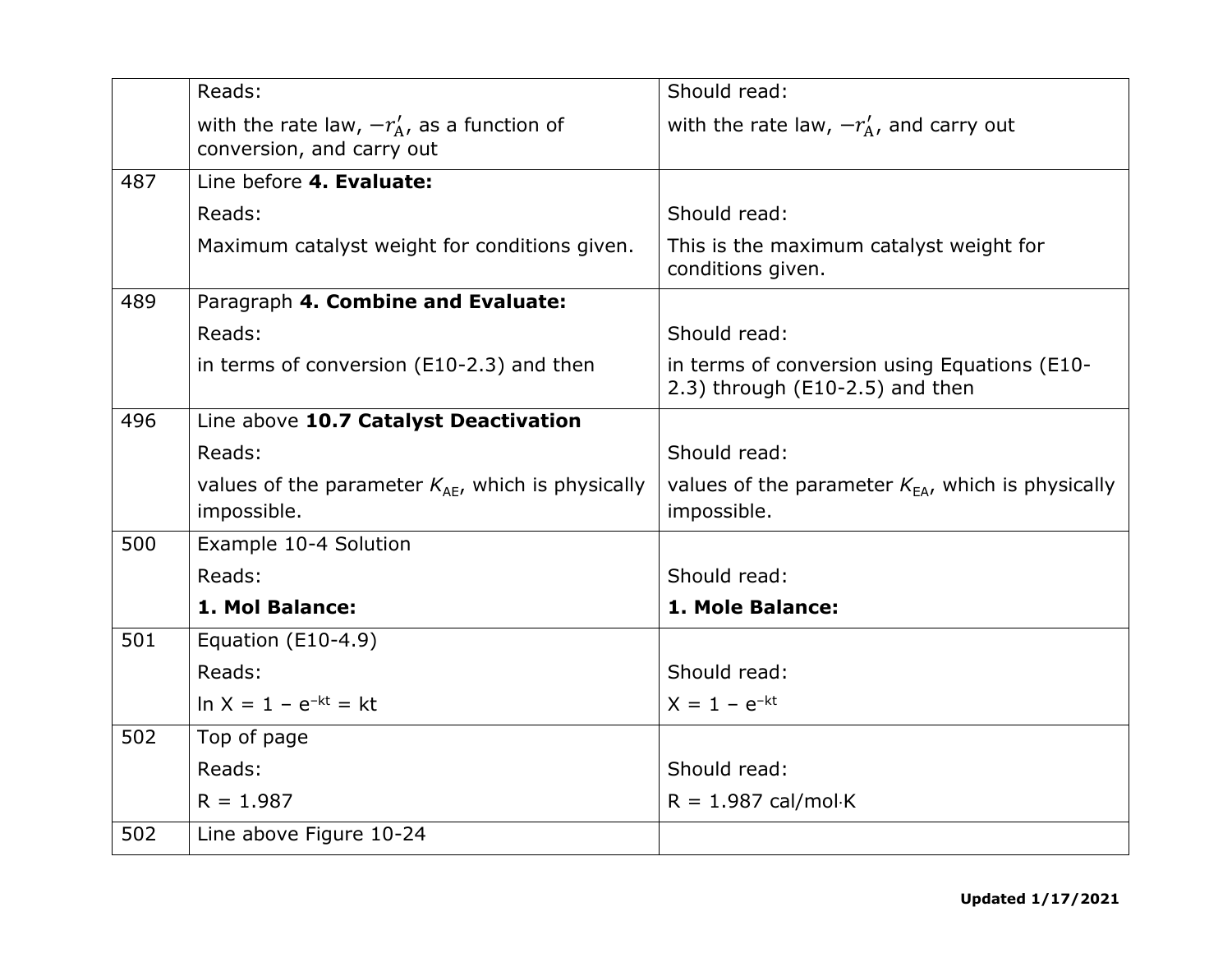| | | |
|---|---|---|
| | Reads: | Should read: |
| | with the rate law, $-r'_A$, as a function of conversion, and carry out | with the rate law, $-r'_A$, and carry out |
| 487 | Line before **4. Evaluate:** | |
| | Reads: | Should read: |
| | Maximum catalyst weight for conditions given. | This is the maximum catalyst weight for conditions given. |
| 489 | Paragraph **4. Combine and Evaluate:** | |
| | Reads: | Should read: |
| | in terms of conversion (E10-2.3) and then | in terms of conversion using Equations (E10-2.3) through (E10-2.5) and then |
| 496 | Line above **10.7 Catalyst Deactivation** | |
| | Reads: | Should read: |
| | values of the parameter $K_{AE}$, which is physically impossible. | values of the parameter $K_{EA}$, which is physically impossible. |
| 500 | Example 10-4 Solution | |
| | Reads: | Should read: |
| | **1. Mol Balance:** | **1. Mole Balance:** |
| 501 | Equation (E10-4.9) | |
| | Reads: | Should read: |
| | $\ln X = 1 - e^{-kt} = kt$ | $X = 1 - e^{-kt}$ |
| 502 | Top of page | |
| | Reads: | Should read: |
| | R = 1.987 | R = 1.987 cal/mol·K |
| 502 | Line above Figure 10-24 | |

**Updated 1/17/2021**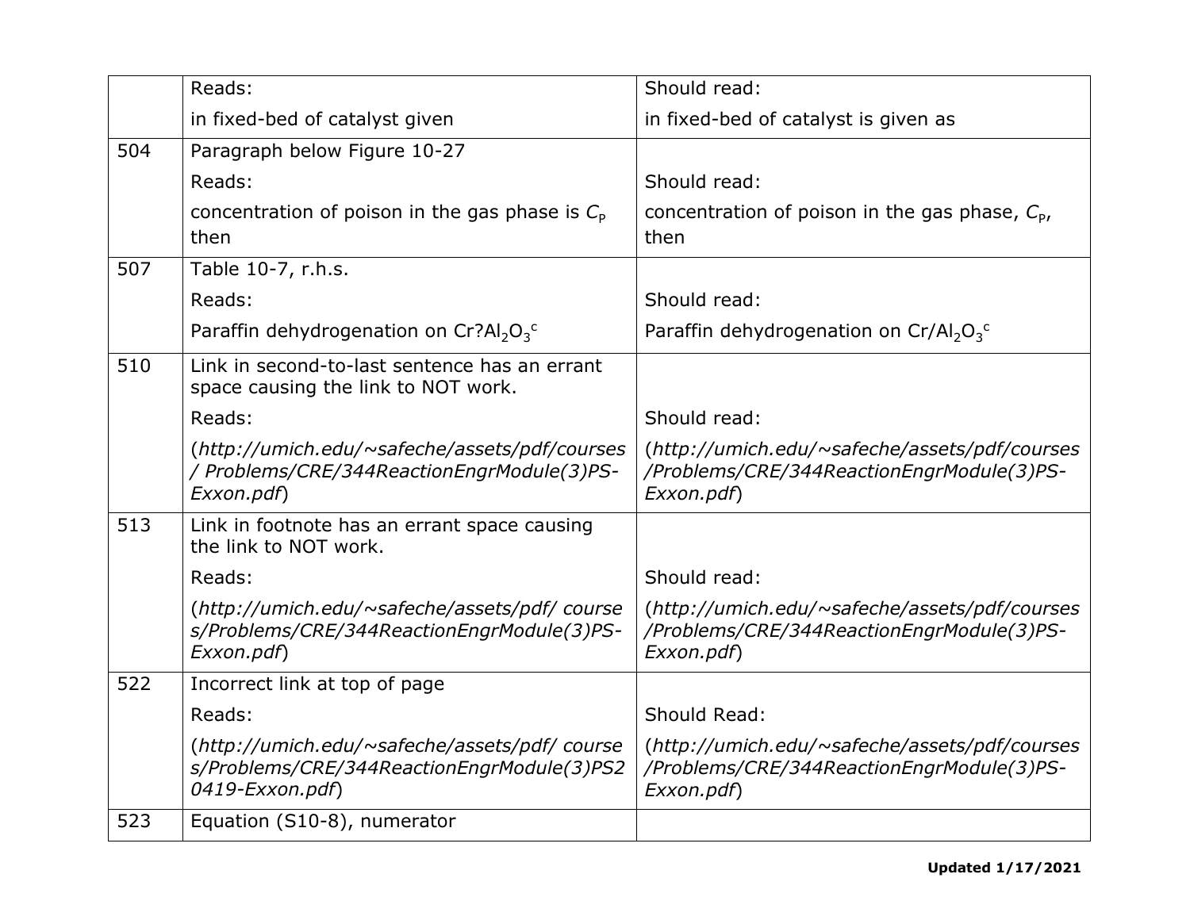| | | |
|---|---|---|
| | Reads: | Should read: |
| | in fixed-bed of catalyst given | in fixed-bed of catalyst is given as |
| 504 | Paragraph below Figure 10-27 | |
| | Reads: | Should read: |
| | concentration of poison in the gas phase is $C_P$ then | concentration of poison in the gas phase, $C_P$, then |
| 507 | Table 10-7, r.h.s. | |
| | Reads: | Should read: |
| | Paraffin dehydrogenation on Cr?$Al_2O_3$[c] | Paraffin dehydrogenation on Cr/$Al_2O_3$[c] |
| 510 | Link in second-to-last sentence has an errant space causing the link to NOT work. | |
| | Reads: | Should read: |
| | (*http://umich.edu/~safeche/assets/pdf/courses/ Problems/CRE/344ReactionEngrModule(3)PS-Exxon.pdf*) | (*http://umich.edu/~safeche/assets/pdf/courses/Problems/CRE/344ReactionEngrModule(3)PS-Exxon.pdf*) |
| 513 | Link in footnote has an errant space causing the link to NOT work. | |
| | Reads: | Should read: |
| | (*http://umich.edu/~safeche/assets/pdf/ courses/Problems/CRE/344ReactionEngrModule(3)PS-Exxon.pdf*) | (*http://umich.edu/~safeche/assets/pdf/courses/Problems/CRE/344ReactionEngrModule(3)PS-Exxon.pdf*) |
| 522 | Incorrect link at top of page | |
| | Reads: | Should Read: |
| | (*http://umich.edu/~safeche/assets/pdf/ courses/Problems/CRE/344ReactionEngrModule(3)PS20419-Exxon.pdf*) | (*http://umich.edu/~safeche/assets/pdf/courses/Problems/CRE/344ReactionEngrModule(3)PS-Exxon.pdf*) |
| 523 | Equation (S10-8), numerator | |

**Updated 1/17/2021**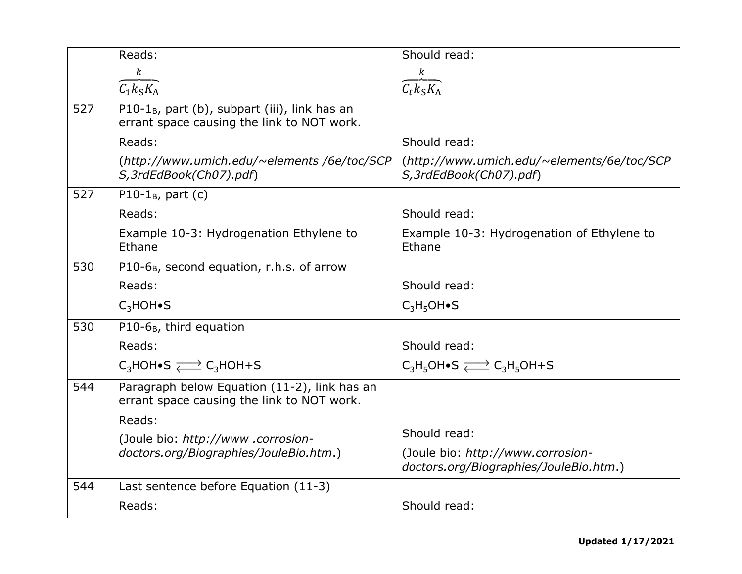| | | |
|---|---|---|
| | Reads:<br>$\overbrace{C_1 k_S K_A}^{k}$ | Should read:<br>$\overbrace{C_t k_S K_A}^{k}$ |
| 527 | P10-1$_B$, part (b), subpart (iii), link has an errant space causing the link to NOT work.<br>Reads:<br>(*http://www.umich.edu/~elements /6e/toc/SCPS,3rdEdBook(Ch07).pdf*) | <br>Should read:<br>(*http://www.umich.edu/~elements/6e/toc/SCPS,3rdEdBook(Ch07).pdf*) |
| 527 | P10-1$_B$, part (c)<br>Reads:<br>Example 10-3: Hydrogenation Ethylene to Ethane | <br>Should read:<br>Example 10-3: Hydrogenation of Ethylene to Ethane |
| 530 | P10-6$_B$, second equation, r.h.s. of arrow<br>Reads:<br>$C_3HOH{\bullet}S$ | <br>Should read:<br>$C_3H_5OH{\bullet}S$ |
| 530 | P10-6$_B$, third equation<br>Reads:<br>$C_3HOH{\bullet}S \rightleftarrows C_3HOH{+}S$ | <br>Should read:<br>$C_3H_5OH{\bullet}S \rightleftarrows C_3H_5OH{+}S$ |
| 544 | Paragraph below Equation (11-2), link has an errant space causing the link to NOT work.<br>Reads:<br>(Joule bio: *http://www .corrosion-doctors.org/Biographies/JouleBio.htm*.) | <br>Should read:<br>(Joule bio: *http://www.corrosion-doctors.org/Biographies/JouleBio.htm*.) |
| 544 | Last sentence before Equation (11-3)<br>Reads: | <br>Should read: |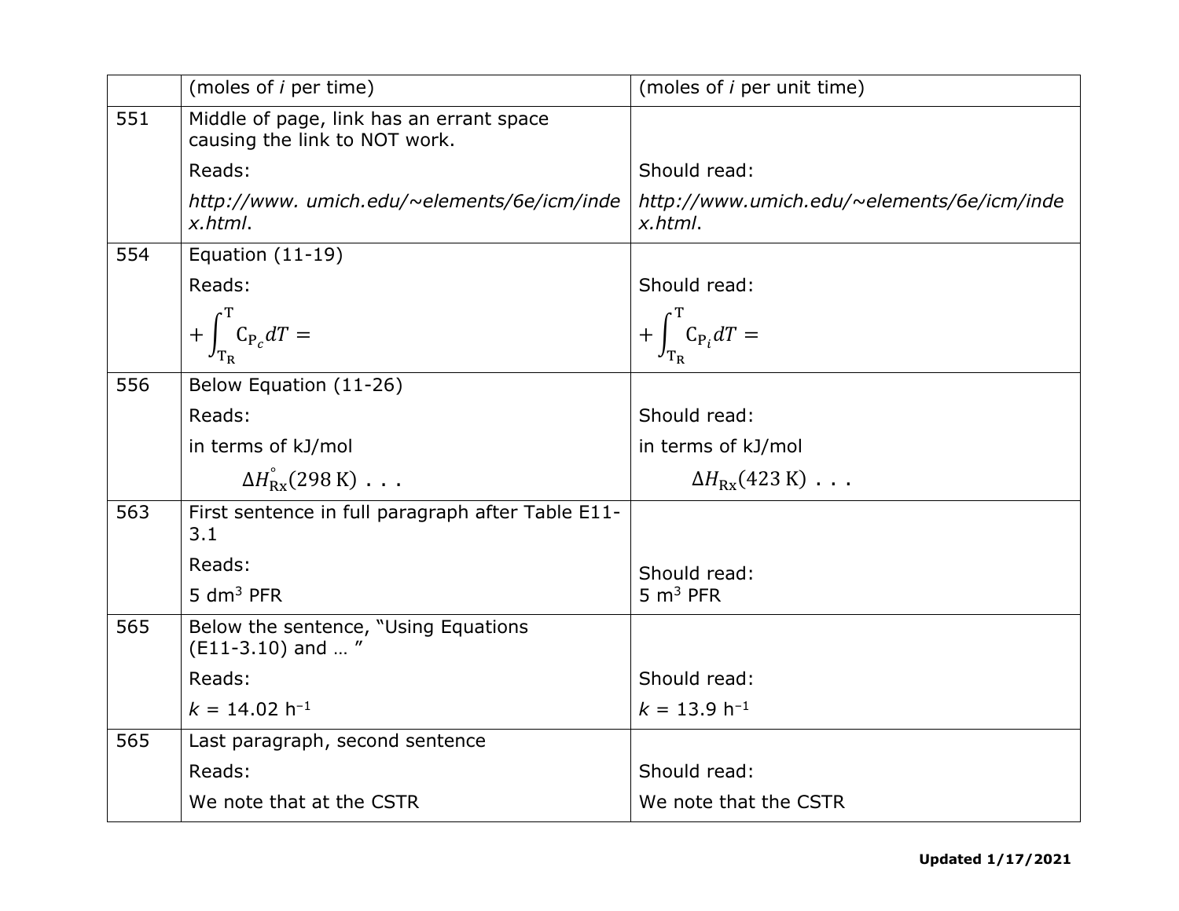| | | |
|---|---|---|
| | (moles of *i* per time) | (moles of *i* per unit time) |
| 551 | Middle of page, link has an errant space causing the link to NOT work.<br><br>Reads:<br><br>*http://www. umich.edu/~elements/6e/icm/index.html*. | <br><br>Should read:<br><br>*http://www.umich.edu/~elements/6e/icm/index.html*. |
| 554 | Equation (11-19)<br><br>Reads:<br><br>$+\int_{T_R}^{T} C_{P_c} dT =$ | <br><br>Should read:<br><br>$+\int_{T_R}^{T} C_{P_i} dT =$ |
| 556 | Below Equation (11-26)<br><br>Reads:<br><br>in terms of kJ/mol<br><br>$\Delta H_{Rx}^{\circ}(298\text{ K})$ . . . | <br><br>Should read:<br><br>in terms of kJ/mol<br><br>$\Delta H_{Rx}(423\text{ K})$ . . . |
| 563 | First sentence in full paragraph after Table E11-3.1<br><br>Reads:<br><br>5 $dm^3$ PFR | <br><br>Should read:<br><br>5 $m^3$ PFR |
| 565 | Below the sentence, "Using Equations (E11-3.10) and … "<br><br>Reads:<br><br>$k$ = 14.02 $h^{-1}$ | <br><br>Should read:<br><br>$k$ = 13.9 $h^{-1}$ |
| 565 | Last paragraph, second sentence<br><br>Reads:<br><br>We note that at the CSTR | <br><br>Should read:<br><br>We note that the CSTR |

**Updated 1/17/2021**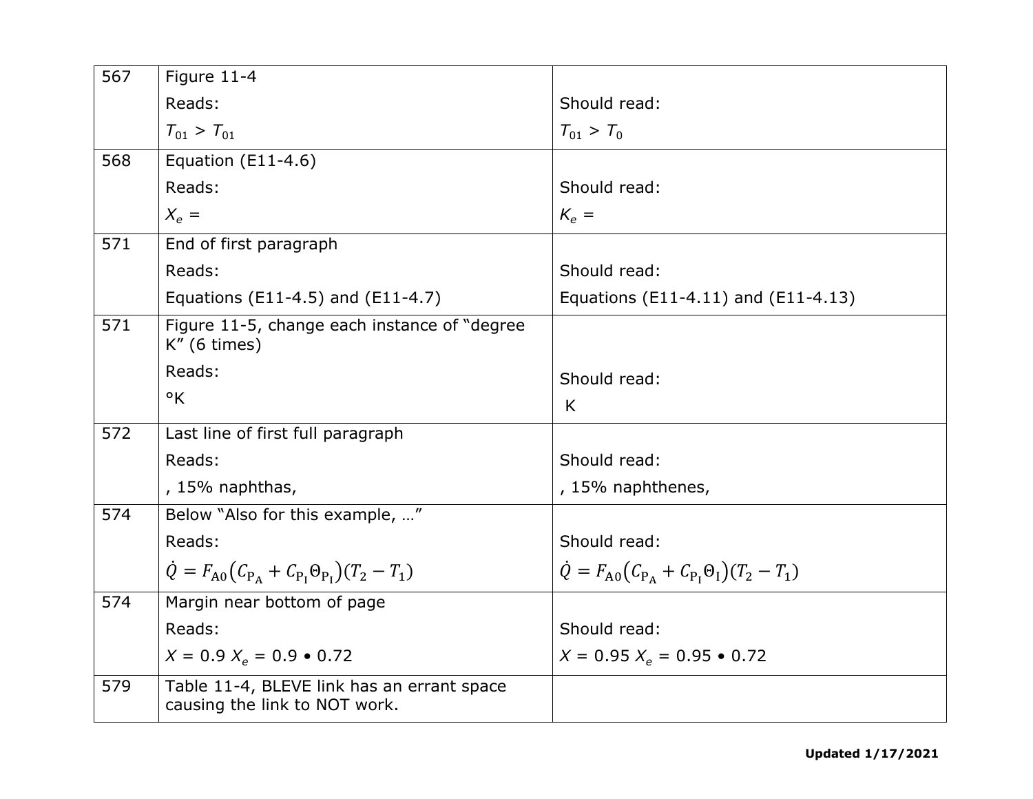| | | |
|---|---|---|
| 567 | Figure 11-4<br>Reads:<br>$T_{01} > T_{01}$ | <br>Should read:<br>$T_{01} > T_0$ |
| 568 | Equation (E11-4.6)<br>Reads:<br>$X_e =$ | <br>Should read:<br>$K_e =$ |
| 571 | End of first paragraph<br>Reads:<br>Equations (E11-4.5) and (E11-4.7) | <br>Should read:<br>Equations (E11-4.11) and (E11-4.13) |
| 571 | Figure 11-5, change each instance of "degree K" (6 times)<br>Reads:<br>°K | <br>Should read:<br>K |
| 572 | Last line of first full paragraph<br>Reads:<br>, 15% naphthas, | <br>Should read:<br>, 15% naphthenes, |
| 574 | Below "Also for this example, …"<br>Reads:<br>$\dot{Q} = F_{A0}\left(C_{P_A} + C_{P_I}\Theta_{P_I}\right)(T_2 - T_1)$ | <br>Should read:<br>$\dot{Q} = F_{A0}\left(C_{P_A} + C_{P_I}\Theta_{I}\right)(T_2 - T_1)$ |
| 574 | Margin near bottom of page<br>Reads:<br>$X = 0.9\ X_e = 0.9 \bullet 0.72$ | <br>Should read:<br>$X = 0.95\ X_e = 0.95 \bullet 0.72$ |
| 579 | Table 11-4, BLEVE link has an errant space causing the link to NOT work. | |

**Updated 1/17/2021**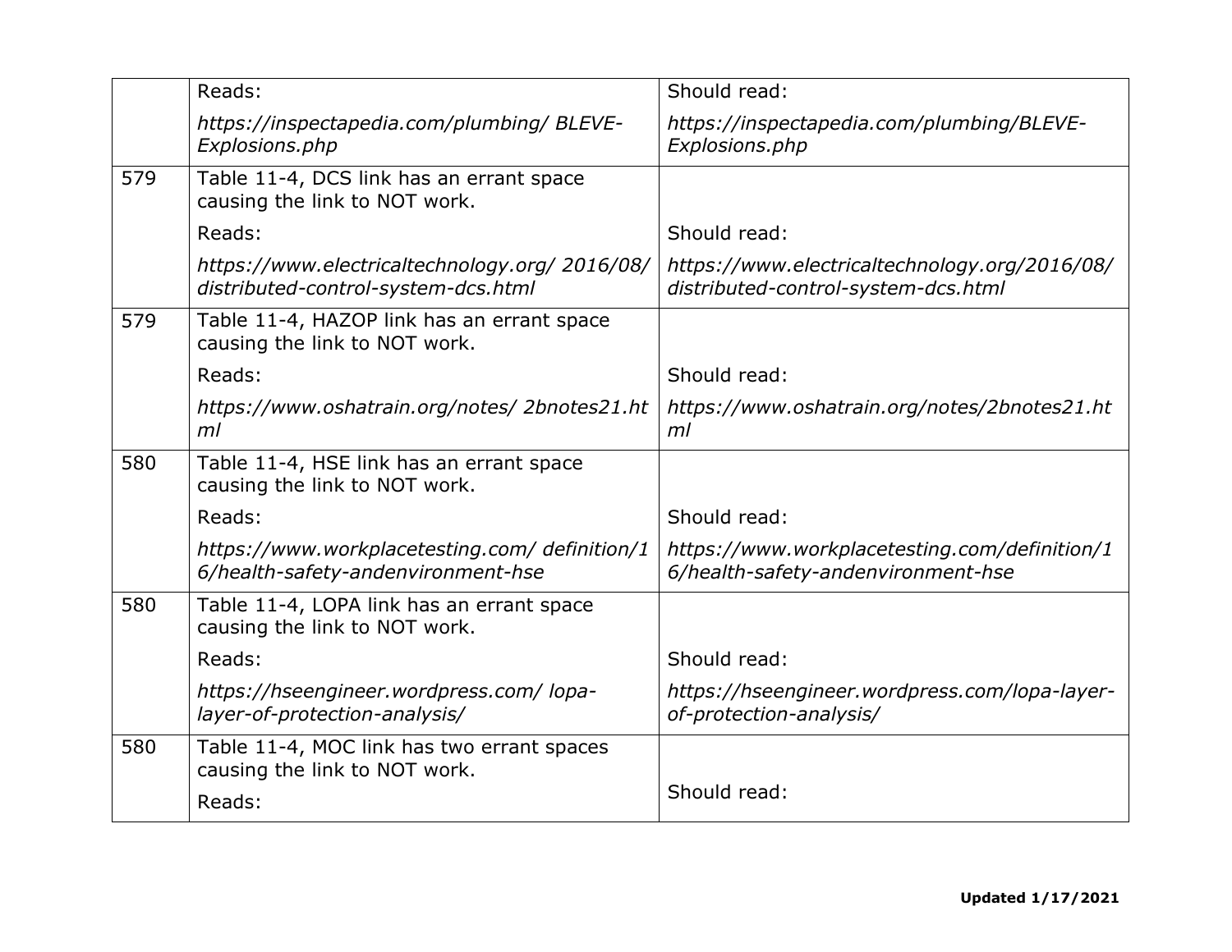| | | |
|---|---|---|
| | Reads:<br>*https://inspectapedia.com/plumbing/ BLEVE-Explosions.php* | Should read:<br>*https://inspectapedia.com/plumbing/BLEVE-Explosions.php* |
| 579 | Table 11-4, DCS link has an errant space causing the link to NOT work.<br>Reads:<br>*https://www.electricaltechnology.org/ 2016/08/distributed-control-system-dcs.html* | Should read:<br>*https://www.electricaltechnology.org/2016/08/distributed-control-system-dcs.html* |
| 579 | Table 11-4, HAZOP link has an errant space causing the link to NOT work.<br>Reads:<br>*https://www.oshatrain.org/notes/ 2bnotes21.html* | Should read:<br>*https://www.oshatrain.org/notes/2bnotes21.html* |
| 580 | Table 11-4, HSE link has an errant space causing the link to NOT work.<br>Reads:<br>*https://www.workplacetesting.com/ definition/16/health-safety-andenvironment-hse* | Should read:<br>*https://www.workplacetesting.com/definition/16/health-safety-andenvironment-hse* |
| 580 | Table 11-4, LOPA link has an errant space causing the link to NOT work.<br>Reads:<br>*https://hseengineer.wordpress.com/ lopa-layer-of-protection-analysis/* | Should read:<br>*https://hseengineer.wordpress.com/lopa-layer-of-protection-analysis/* |
| 580 | Table 11-4, MOC link has two errant spaces causing the link to NOT work.<br>Reads: | Should read: |

**Updated 1/17/2021**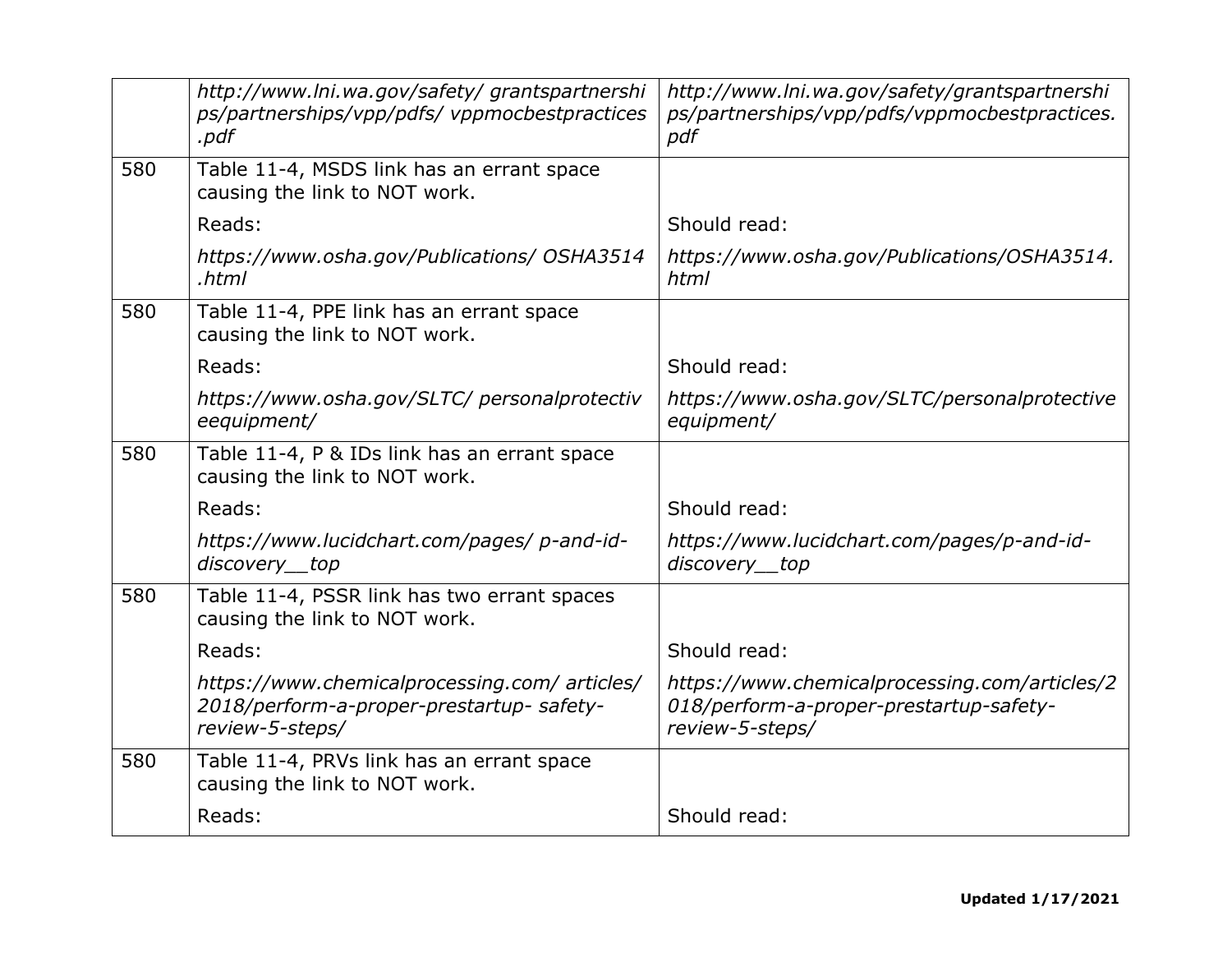| | | |
|---|---|---|
| | *http://www.lni.wa.gov/safety/ grantspartnerships/partnerships/vpp/pdfs/ vppmocbestpractices .pdf* | *http://www.lni.wa.gov/safety/grantspartnerships/partnerships/vpp/pdfs/vppmocbestpractices.pdf* |
| 580 | Table 11-4, MSDS link has an errant space causing the link to NOT work.<br><br>Reads:<br><br>*https://www.osha.gov/Publications/ OSHA3514 .html* | <br><br>Should read:<br><br>*https://www.osha.gov/Publications/OSHA3514.html* |
| 580 | Table 11-4, PPE link has an errant space causing the link to NOT work.<br><br>Reads:<br><br>*https://www.osha.gov/SLTC/ personalprotectiveequipment/* | <br><br>Should read:<br><br>*https://www.osha.gov/SLTC/personalprotectiveequipment/* |
| 580 | Table 11-4, P & IDs link has an errant space causing the link to NOT work.<br><br>Reads:<br><br>*https://www.lucidchart.com/pages/ p-and-id-discovery__top* | <br><br>Should read:<br><br>*https://www.lucidchart.com/pages/p-and-id-discovery__top* |
| 580 | Table 11-4, PSSR link has two errant spaces causing the link to NOT work.<br><br>Reads:<br><br>*https://www.chemicalprocessing.com/ articles/ 2018/perform-a-proper-prestartup- safety-review-5-steps/* | <br><br>Should read:<br><br>*https://www.chemicalprocessing.com/articles/2018/perform-a-proper-prestartup-safety-review-5-steps/* |
| 580 | Table 11-4, PRVs link has an errant space causing the link to NOT work.<br><br>Reads: | <br><br>Should read: |

**Updated 1/17/2021**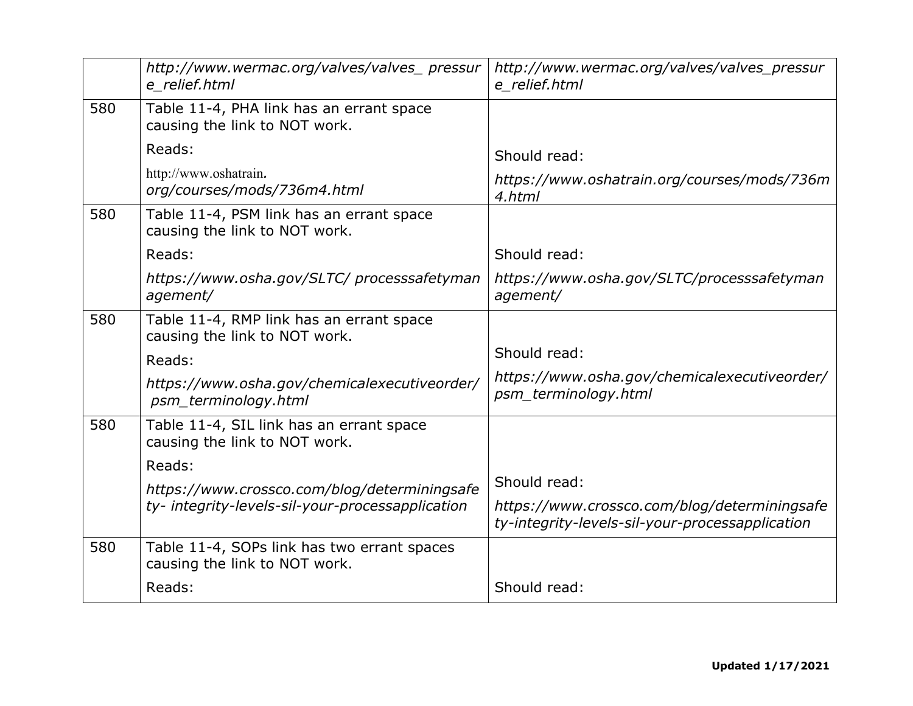| | | |
|---|---|---|
| | *http://www.wermac.org/valves/valves_ pressure_relief.html* | *http://www.wermac.org/valves/valves_pressure_relief.html* |
| 580 | Table 11-4, PHA link has an errant space causing the link to NOT work.<br>Reads:<br>http://www.oshatrain.*org/courses/mods/736m4.html* | Should read:<br>*https://www.oshatrain.org/courses/mods/736m4.html* |
| 580 | Table 11-4, PSM link has an errant space causing the link to NOT work.<br>Reads:<br>*https://www.osha.gov/SLTC/ processsafetymanagement/* | Should read:<br>*https://www.osha.gov/SLTC/processsafetymanagement/* |
| 580 | Table 11-4, RMP link has an errant space causing the link to NOT work.<br>Reads:<br>*https://www.osha.gov/chemicalexecutiveorder/ psm_terminology.html* | Should read:<br>*https://www.osha.gov/chemicalexecutiveorder/psm_terminology.html* |
| 580 | Table 11-4, SIL link has an errant space causing the link to NOT work.<br>Reads:<br>*https://www.crossco.com/blog/determiningsafety- integrity-levels-sil-your-processapplication* | Should read:<br>*https://www.crossco.com/blog/determiningsafety-integrity-levels-sil-your-processapplication* |
| 580 | Table 11-4, SOPs link has two errant spaces causing the link to NOT work.<br>Reads: | Should read: |

**Updated 1/17/2021**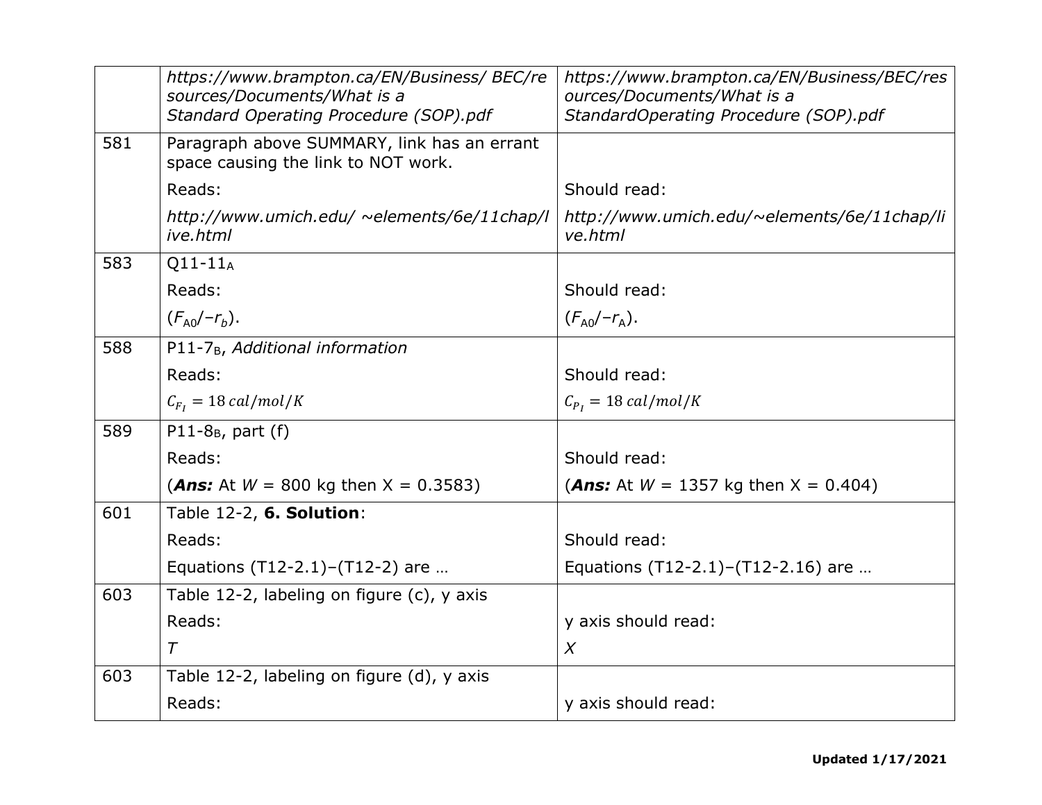| | | |
|---|---|---|
| | *https://www.brampton.ca/EN/Business/ BEC/resources/Documents/What is a Standard Operating Procedure (SOP).pdf* | *https://www.brampton.ca/EN/Business/BEC/resources/Documents/What is a StandardOperating Procedure (SOP).pdf* |
| 581 | Paragraph above SUMMARY, link has an errant space causing the link to NOT work.<br>Reads:<br>*http://www.umich.edu/ ~elements/6e/11chap/live.html* | <br>Should read:<br>*http://www.umich.edu/~elements/6e/11chap/live.html* |
| 583 | Q11-11$_A$<br>Reads:<br>($F_{A0}$/$-r_b$). | <br>Should read:<br>($F_{A0}$/$-r_A$). |
| 588 | P11-7$_B$, *Additional information*<br>Reads:<br>$C_{F_I} = 18\ cal/mol/K$ | <br>Should read:<br>$C_{P_I} = 18\ cal/mol/K$ |
| 589 | P11-8$_B$, part (f)<br>Reads:<br>(***Ans:*** At $W$ = 800 kg then X = 0.3583) | <br>Should read:<br>(***Ans:*** At $W$ = 1357 kg then X = 0.404) |
| 601 | Table 12-2, **6. Solution**:<br>Reads:<br>Equations (T12-2.1)–(T12-2) are … | <br>Should read:<br>Equations (T12-2.1)–(T12-2.16) are … |
| 603 | Table 12-2, labeling on figure (c), y axis<br>Reads:<br>*T* | <br>y axis should read:<br>*X* |
| 603 | Table 12-2, labeling on figure (d), y axis<br>Reads: | <br>y axis should read: |

**Updated 1/17/2021**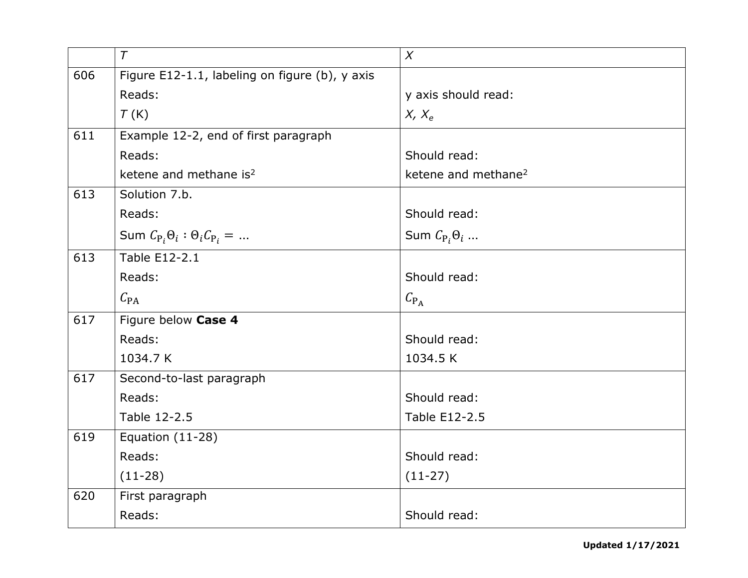|  | $T$ | $X$ |
|---|---|---|
| 606 | Figure E12-1.1, labeling on figure (b), y axis<br>Reads:<br>$T$ (K) | <br>y axis should read:<br>$X$, $X_e$ |
| 611 | Example 12-2, end of first paragraph<br>Reads:<br>ketene and methane is[2] | <br>Should read:<br>ketene and methane[2] |
| 613 | Solution 7.b.<br>Reads:<br>Sum $C_{\mathrm{P}_i}\Theta_i : \Theta_i C_{\mathrm{P}_i} = \ldots$ | <br>Should read:<br>Sum $C_{\mathrm{P}_i}\Theta_i \ldots$ |
| 613 | Table E12-2.1<br>Reads:<br>$C_{\mathrm{PA}}$ | <br>Should read:<br>$C_{\mathrm{P}_\mathrm{A}}$ |
| 617 | Figure below **Case 4**<br>Reads:<br>1034.7 K | <br>Should read:<br>1034.5 K |
| 617 | Second-to-last paragraph<br>Reads:<br>Table 12-2.5 | <br>Should read:<br>Table E12-2.5 |
| 619 | Equation (11-28)<br>Reads:<br>(11-28) | <br>Should read:<br>(11-27) |
| 620 | First paragraph<br>Reads: | <br>Should read: |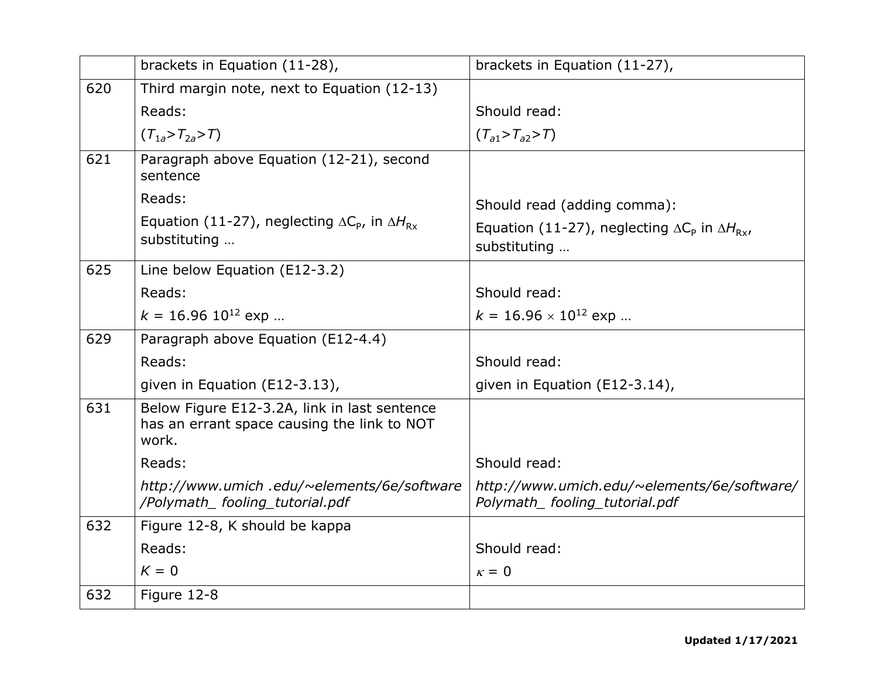| | | |
|---|---|---|
| | brackets in Equation (11-28), | brackets in Equation (11-27), |
| 620 | Third margin note, next to Equation (12-13)<br>Reads:<br>$(T_{1a}>T_{2a}>T)$ | Should read:<br>$(T_{a1}>T_{a2}>T)$ |
| 621 | Paragraph above Equation (12-21), second sentence<br>Reads:<br>Equation (11-27), neglecting $\Delta C_P$, in $\Delta H_{Rx}$ substituting … | Should read (adding comma):<br>Equation (11-27), neglecting $\Delta C_P$ in $\Delta H_{Rx}$, substituting … |
| 625 | Line below Equation (E12-3.2)<br>Reads:<br>$k$ = 16.96 $10^{12}$ exp … | Should read:<br>$k$ = 16.96 $\times$ $10^{12}$ exp … |
| 629 | Paragraph above Equation (E12-4.4)<br>Reads:<br>given in Equation (E12-3.13), | Should read:<br>given in Equation (E12-3.14), |
| 631 | Below Figure E12-3.2A, link in last sentence has an errant space causing the link to NOT work.<br>Reads:<br>*http://www.umich .edu/~elements/6e/software /Polymath_ fooling_tutorial.pdf* | Should read:<br>*http://www.umich.edu/~elements/6e/software/ Polymath_ fooling_tutorial.pdf* |
| 632 | Figure 12-8, K should be kappa<br>Reads:<br>$K = 0$ | Should read:<br>$\kappa = 0$ |
| 632 | Figure 12-8 | |

**Updated 1/17/2021**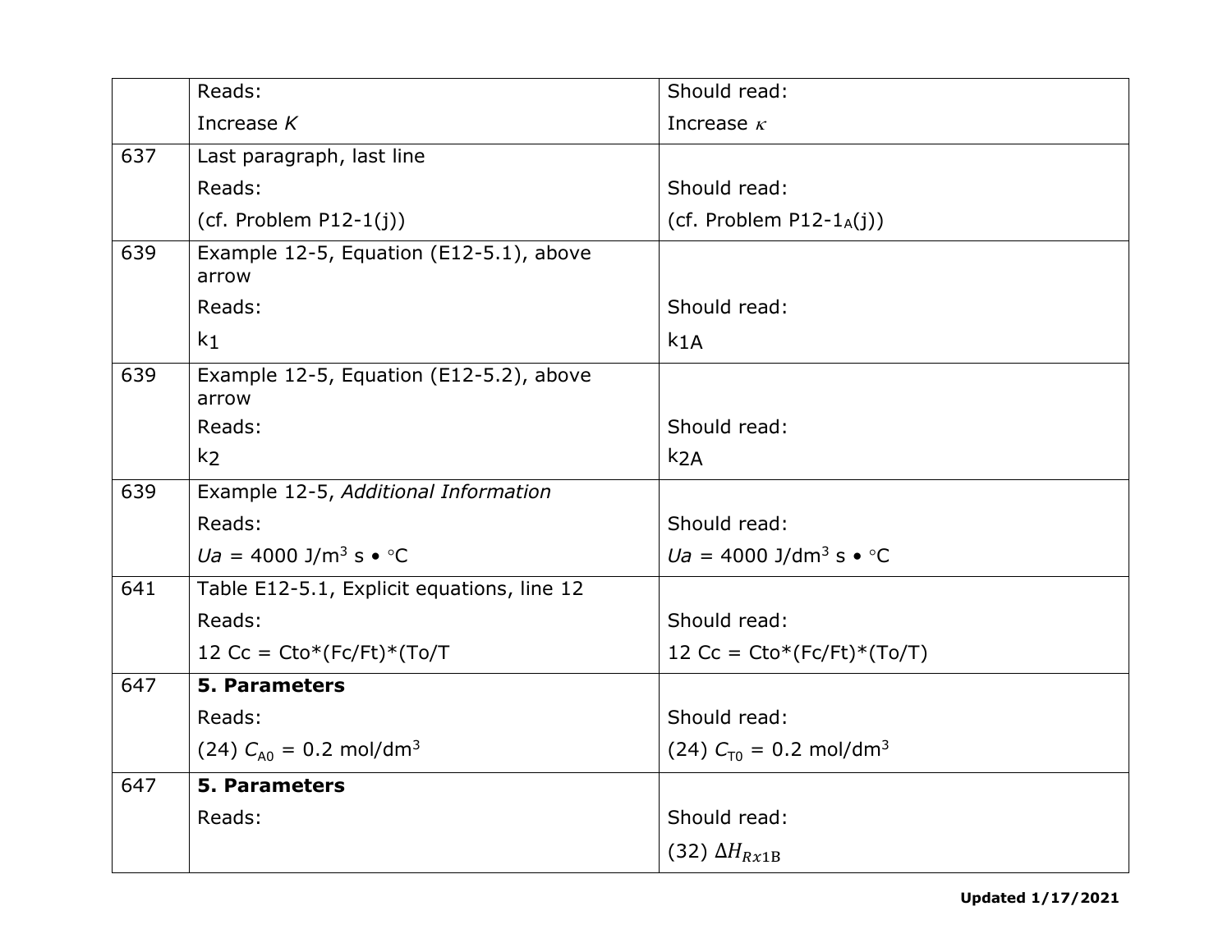| | | |
|---|---|---|
| | Reads:<br>Increase *K* | Should read:<br>Increase $\kappa$ |
| 637 | Last paragraph, last line<br>Reads:<br>(cf. Problem P12-1(j)) | <br>Should read:<br>(cf. Problem P12-$1_A$(j)) |
| 639 | Example 12-5, Equation (E12-5.1), above arrow<br>Reads:<br>$k_1$ | <br>Should read:<br>$k_{1A}$ |
| 639 | Example 12-5, Equation (E12-5.2), above arrow<br>Reads:<br>$k_2$ | <br>Should read:<br>$k_{2A}$ |
| 639 | Example 12-5, *Additional Information*<br>Reads:<br>$Ua$ = 4000 J/m$^3$ s • ◦C | <br>Should read:<br>$Ua$ = 4000 J/dm$^3$ s • ◦C |
| 641 | Table E12-5.1, Explicit equations, line 12<br>Reads:<br>12 Cc = Cto*(Fc/Ft)*(To/T | <br>Should read:<br>12 Cc = Cto*(Fc/Ft)*(To/T) |
| 647 | **5. Parameters**<br>Reads:<br>(24) $C_{A0}$ = 0.2 mol/dm$^3$ | <br>Should read:<br>(24) $C_{T0}$ = 0.2 mol/dm$^3$ |
| 647 | **5. Parameters**<br>Reads: | <br>Should read:<br>(32) $\Delta H_{Rx1B}$ |

**Updated 1/17/2021**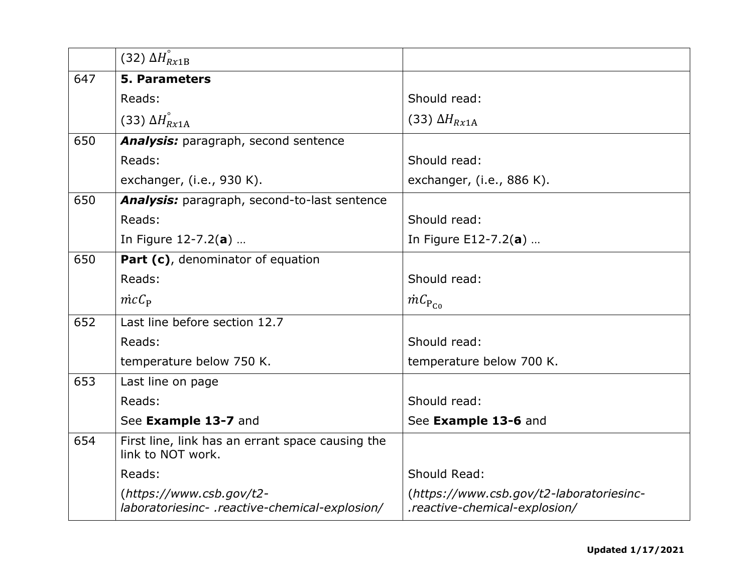| | | |
|---|---|---|
| | (32) $\Delta H^{\circ}_{Rx1\mathrm{B}}$ | |
| 647 | **5. Parameters**<br>Reads:<br>(33) $\Delta H^{\circ}_{Rx1\mathrm{A}}$ | <br>Should read:<br>(33) $\Delta H_{Rx1\mathrm{A}}$ |
| 650 | ***Analysis:*** paragraph, second sentence<br>Reads:<br>exchanger, (i.e., 930 K). | <br>Should read:<br>exchanger, (i.e., 886 K). |
| 650 | ***Analysis:*** paragraph, second-to-last sentence<br>Reads:<br>In Figure 12-7.2(**a**) … | <br>Should read:<br>In Figure E12-7.2(**a**) … |
| 650 | **Part (c)**, denominator of equation<br>Reads:<br>$\dot{m}cC_{\mathrm{P}}$ | <br>Should read:<br>$\dot{m}C_{\mathrm{P}_{\mathrm{C0}}}$ |
| 652 | Last line before section 12.7<br>Reads:<br>temperature below 750 K. | <br>Should read:<br>temperature below 700 K. |
| 653 | Last line on page<br>Reads:<br>See **Example 13-7** and | <br>Should read:<br>See **Example 13-6** and |
| 654 | First line, link has an errant space causing the link to NOT work.<br>Reads:<br>(*https://www.csb.gov/t2-laboratoriesinc- .reactive-chemical-explosion/* | <br>Should Read:<br>(*https://www.csb.gov/t2-laboratoriesinc-.reactive-chemical-explosion/* |

**Updated 1/17/2021**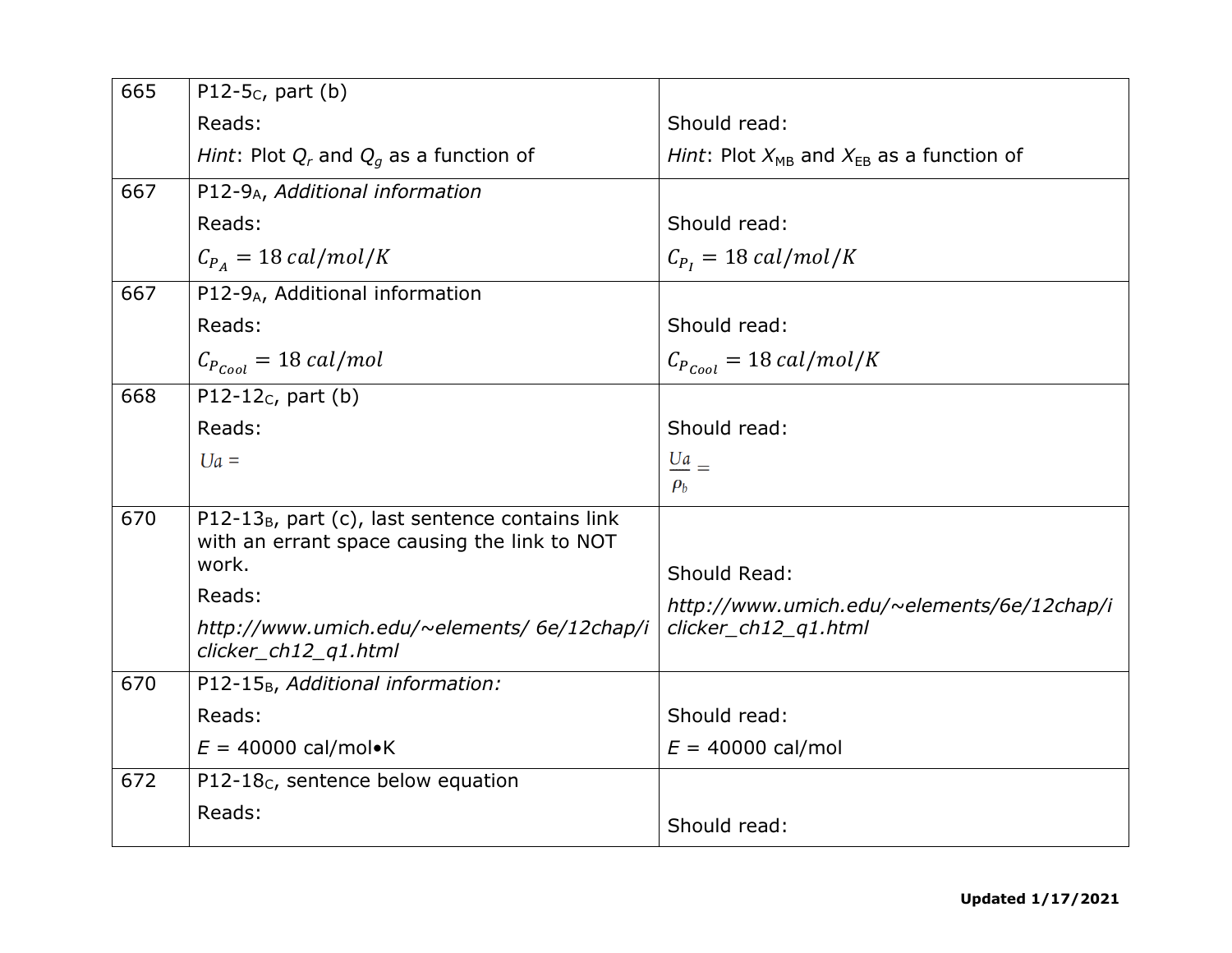| | | |
|---|---|---|
| 665 | P12-5$_C$, part (b)<br>Reads:<br>*Hint*: Plot $Q_r$ and $Q_g$ as a function of | Should read:<br>*Hint*: Plot $X_{MB}$ and $X_{EB}$ as a function of |
| 667 | P12-9$_A$, *Additional information*<br>Reads:<br>$C_{P_A} = 18\ cal/mol/K$ | Should read:<br>$C_{P_I} = 18\ cal/mol/K$ |
| 667 | P12-9$_A$, Additional information<br>Reads:<br>$C_{P_{Cool}} = 18\ cal/mol$ | Should read:<br>$C_{P_{Cool}} = 18\ cal/mol/K$ |
| 668 | P12-12$_C$, part (b)<br>Reads:<br>$Ua =$ | Should read:<br>$\frac{Ua}{\rho_b} =$ |
| 670 | P12-13$_B$, part (c), last sentence contains link with an errant space causing the link to NOT work.<br>Reads:<br>*http://www.umich.edu/~elements/ 6e/12chap/iclicker_ch12_q1.html* | Should Read:<br>*http://www.umich.edu/~elements/6e/12chap/iclicker_ch12_q1.html* |
| 670 | P12-15$_B$, *Additional information:*<br>Reads:<br>$E$ = 40000 cal/mol•K | Should read:<br>$E$ = 40000 cal/mol |
| 672 | P12-18$_C$, sentence below equation<br>Reads: | Should read: |

**Updated 1/17/2021**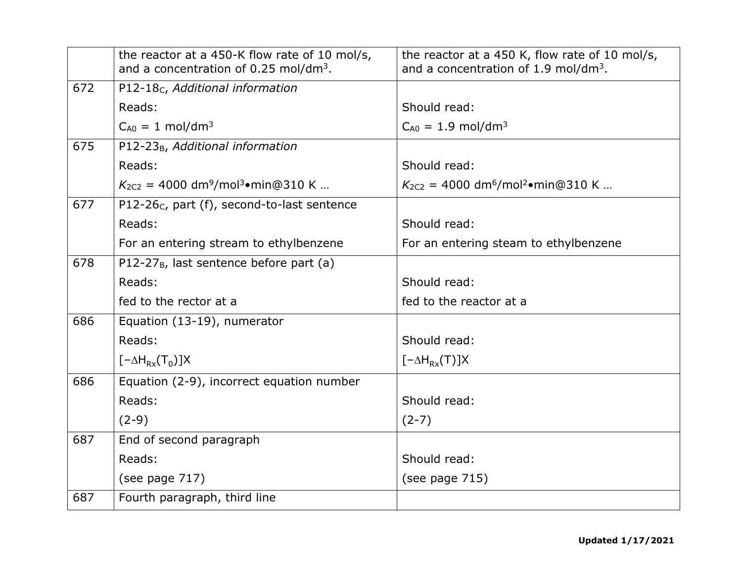| | | |
|---|---|---|
| | the reactor at a 450-K flow rate of 10 mol/s, and a concentration of 0.25 mol/dm$^3$. | the reactor at a 450 K, flow rate of 10 mol/s, and a concentration of 1.9 mol/dm$^3$. |
| 672 | P12-18$_C$, *Additional information*<br>Reads:<br>$C_{A0}$ = 1 mol/dm$^3$ | <br>Should read:<br>$C_{A0}$ = 1.9 mol/dm$^3$ |
| 675 | P12-23$_B$, *Additional information*<br>Reads:<br>$K_{2C2}$ = 4000 dm$^9$/mol$^3$•min@310 K … | <br>Should read:<br>$K_{2C2}$ = 4000 dm$^6$/mol$^2$•min@310 K … |
| 677 | P12-26$_C$, part (f), second-to-last sentence<br>Reads:<br>For an entering stream to ethylbenzene | <br>Should read:<br>For an entering steam to ethylbenzene |
| 678 | P12-27$_B$, last sentence before part (a)<br>Reads:<br>fed to the rector at a | <br>Should read:<br>fed to the reactor at a |
| 686 | Equation (13-19), numerator<br>Reads:<br>$[-\Delta H_{Rx}(T_0)]X$ | <br>Should read:<br>$[-\Delta H_{Rx}(T)]X$ |
| 686 | Equation (2-9), incorrect equation number<br>Reads:<br>(2-9) | <br>Should read:<br>(2-7) |
| 687 | End of second paragraph<br>Reads:<br>(see page 717) | <br>Should read:<br>(see page 715) |
| 687 | Fourth paragraph, third line | |

**Updated 1/17/2021**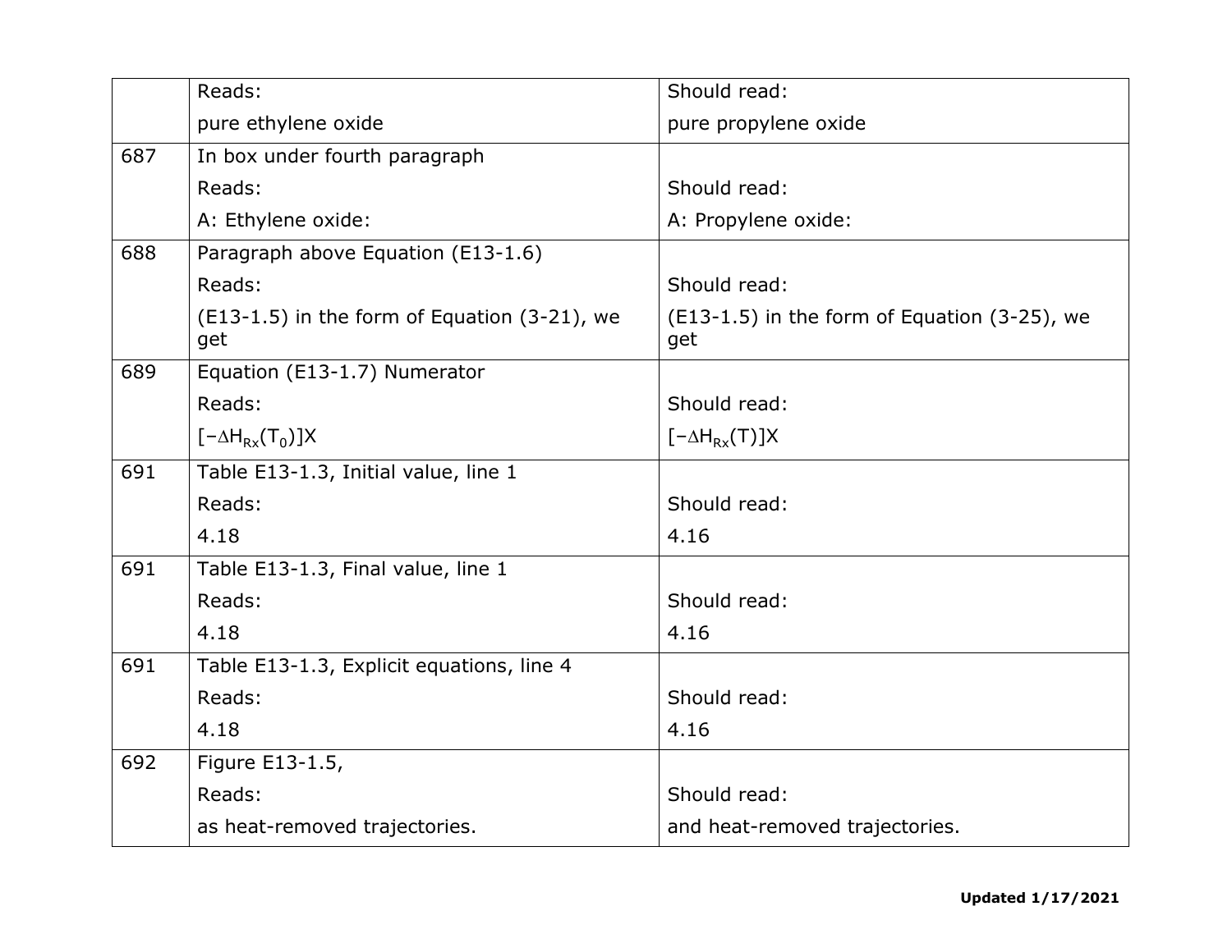| | | |
|---|---|---|
| | Reads:<br>pure ethylene oxide | Should read:<br>pure propylene oxide |
| 687 | In box under fourth paragraph<br>Reads:<br>A: Ethylene oxide: | <br>Should read:<br>A: Propylene oxide: |
| 688 | Paragraph above Equation (E13-1.6)<br>Reads:<br>(E13-1.5) in the form of Equation (3-21), we get | <br>Should read:<br>(E13-1.5) in the form of Equation (3-25), we get |
| 689 | Equation (E13-1.7) Numerator<br>Reads:<br>$[-\Delta H_{Rx}(T_0)]X$ | <br>Should read:<br>$[-\Delta H_{Rx}(T)]X$ |
| 691 | Table E13-1.3, Initial value, line 1<br>Reads:<br>4.18 | <br>Should read:<br>4.16 |
| 691 | Table E13-1.3, Final value, line 1<br>Reads:<br>4.18 | <br>Should read:<br>4.16 |
| 691 | Table E13-1.3, Explicit equations, line 4<br>Reads:<br>4.18 | <br>Should read:<br>4.16 |
| 692 | Figure E13-1.5,<br>Reads:<br>as heat-removed trajectories. | <br>Should read:<br>and heat-removed trajectories. |

**Updated 1/17/2021**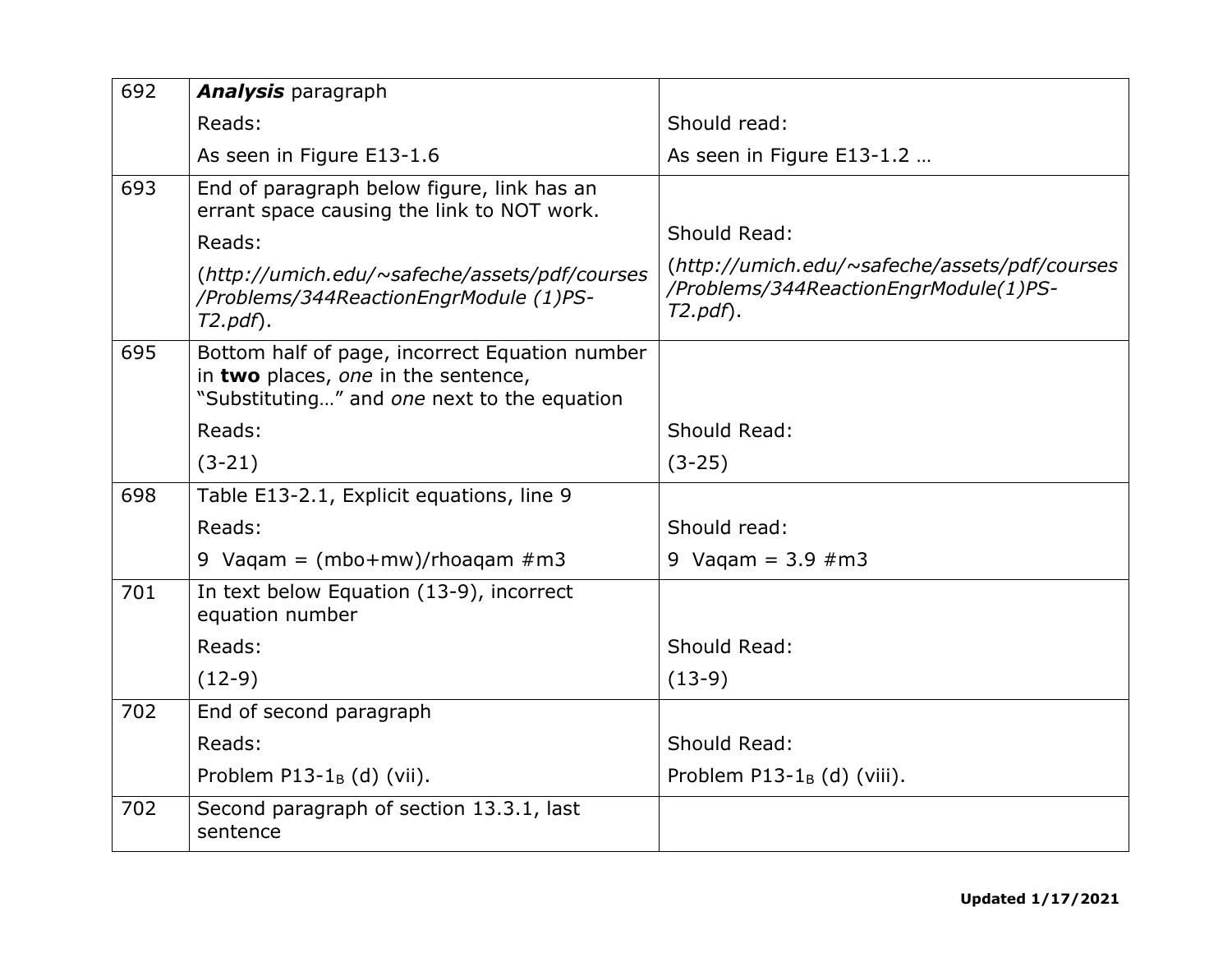| | | |
|---|---|---|
| 692 | ***Analysis*** paragraph<br>Reads:<br>As seen in Figure E13-1.6 | <br>Should read:<br>As seen in Figure E13-1.2 … |
| 693 | End of paragraph below figure, link has an errant space causing the link to NOT work.<br>Reads:<br>(*http://umich.edu/~safeche/assets/pdf/courses/Problems/344ReactionEngrModule (1)PS-T2.pdf*). | <br>Should Read:<br>(*http://umich.edu/~safeche/assets/pdf/courses/Problems/344ReactionEngrModule(1)PS-T2.pdf*). |
| 695 | Bottom half of page, incorrect Equation number in **two** places, *one* in the sentence, "Substituting…" and *one* next to the equation<br>Reads:<br>(3-21) | <br>Should Read:<br>(3-25) |
| 698 | Table E13-2.1, Explicit equations, line 9<br>Reads:<br>9 Vaqam = (mbo+mw)/rhoaqam #m3 | <br>Should read:<br>9 Vaqam = 3.9 #m3 |
| 701 | In text below Equation (13-9), incorrect equation number<br>Reads:<br>(12-9) | <br>Should Read:<br>(13-9) |
| 702 | End of second paragraph<br>Reads:<br>Problem P13-$1_B$ (d) (vii). | <br>Should Read:<br>Problem P13-$1_B$ (d) (viii). |
| 702 | Second paragraph of section 13.3.1, last sentence | |

**Updated 1/17/2021**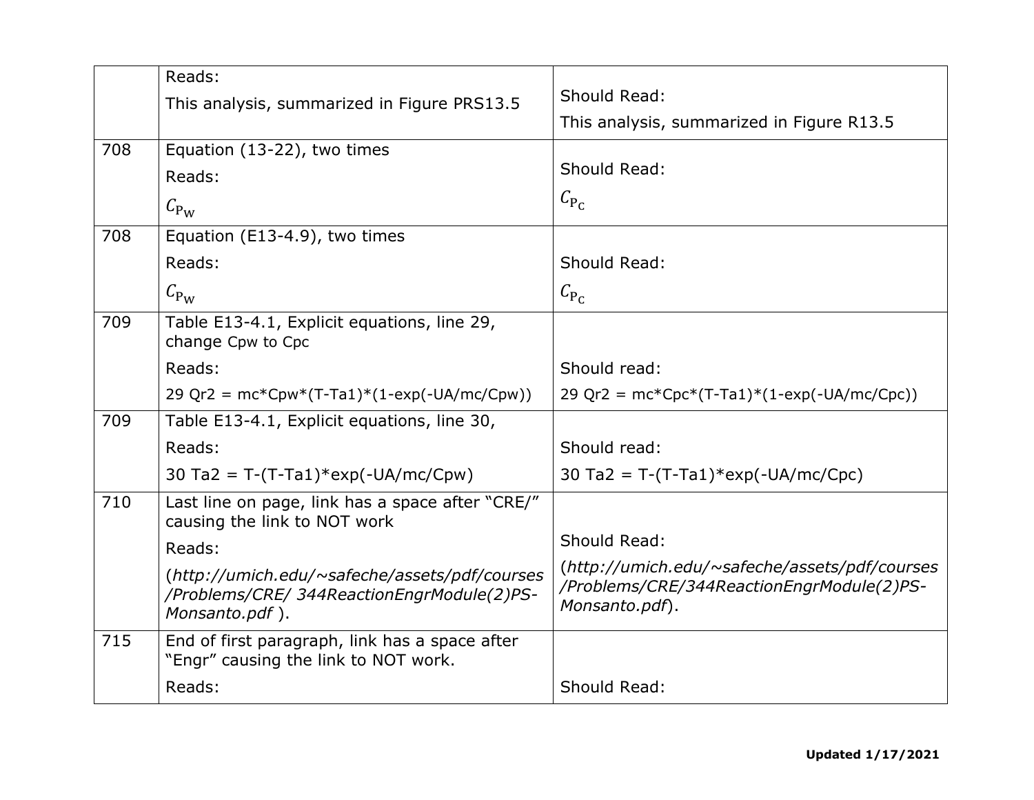| | | |
|---|---|---|
| | Reads:<br>This analysis, summarized in Figure PRS13.5 | Should Read:<br>This analysis, summarized in Figure R13.5 |
| 708 | Equation (13-22), two times<br>Reads:<br>$C_{P_W}$ | Should Read:<br>$C_{P_C}$ |
| 708 | Equation (E13-4.9), two times<br>Reads:<br>$C_{P_W}$ | Should Read:<br>$C_{P_C}$ |
| 709 | Table E13-4.1, Explicit equations, line 29, change Cpw to Cpc<br>Reads:<br>29 Qr2 = mc*Cpw*(T-Ta1)*(1-exp(-UA/mc/Cpw)) | Should read:<br>29 Qr2 = mc*Cpc*(T-Ta1)*(1-exp(-UA/mc/Cpc)) |
| 709 | Table E13-4.1, Explicit equations, line 30,<br>Reads:<br>30 Ta2 = T-(T-Ta1)*exp(-UA/mc/Cpw) | Should read:<br>30 Ta2 = T-(T-Ta1)*exp(-UA/mc/Cpc) |
| 710 | Last line on page, link has a space after "CRE/" causing the link to NOT work<br>Reads:<br>(*http://umich.edu/~safeche/assets/pdf/courses/Problems/CRE/ 344ReactionEngrModule(2)PS-Monsanto.pdf* ). | Should Read:<br>(*http://umich.edu/~safeche/assets/pdf/courses/Problems/CRE/344ReactionEngrModule(2)PS-Monsanto.pdf*). |
| 715 | End of first paragraph, link has a space after "Engr" causing the link to NOT work.<br>Reads: | Should Read: |

**Updated 1/17/2021**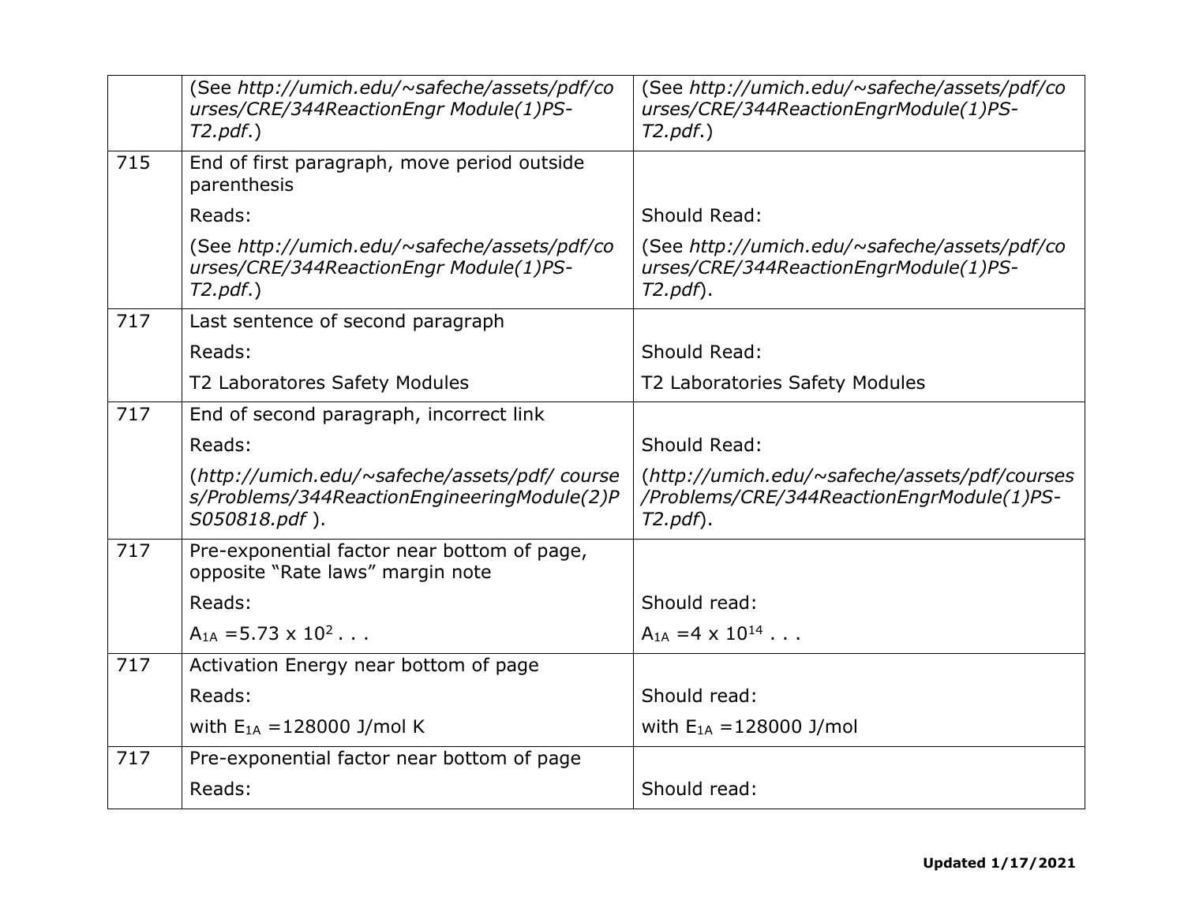| | | |
|---|---|---|
| | (See *http://umich.edu/~safeche/assets/pdf/courses/CRE/344ReactionEngr Module(1)PS-T2.pdf*.) | (See *http://umich.edu/~safeche/assets/pdf/courses/CRE/344ReactionEngrModule(1)PS-T2.pdf*.) |
| 715 | End of first paragraph, move period outside parenthesis | |
| | Reads: | Should Read: |
| | (See *http://umich.edu/~safeche/assets/pdf/courses/CRE/344ReactionEngr Module(1)PS-T2.pdf*.) | (See *http://umich.edu/~safeche/assets/pdf/courses/CRE/344ReactionEngrModule(1)PS-T2.pdf*). |
| 717 | Last sentence of second paragraph | |
| | Reads: | Should Read: |
| | T2 Laboratores Safety Modules | T2 Laboratories Safety Modules |
| 717 | End of second paragraph, incorrect link | |
| | Reads: | Should Read: |
| | (*http://umich.edu/~safeche/assets/pdf/ courses/Problems/344ReactionEngineeringModule(2)PS050818.pdf* ). | (*http://umich.edu/~safeche/assets/pdf/courses/Problems/CRE/344ReactionEngrModule(1)PS-T2.pdf*). |
| 717 | Pre-exponential factor near bottom of page, opposite "Rate laws" margin note | |
| | Reads: | Should read: |
| | $A_{1A} = 5.73 \times 10^{2}$ . . . | $A_{1A} = 4 \times 10^{14}$ . . . |
| 717 | Activation Energy near bottom of page | |
| | Reads: | Should read: |
| | with $E_{1A} = 128000$ J/mol K | with $E_{1A} = 128000$ J/mol |
| 717 | Pre-exponential factor near bottom of page | |
| | Reads: | Should read: |

**Updated 1/17/2021**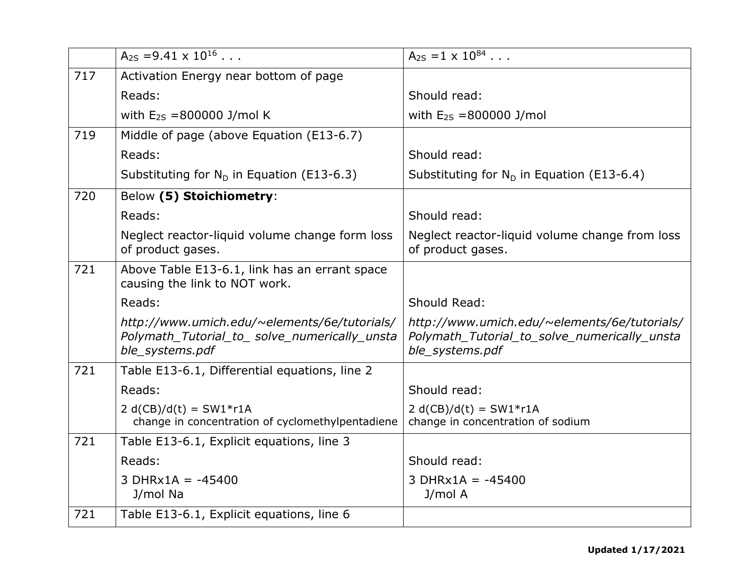| | | |
|---|---|---|
| | $A_{2S}$ =9.41 x $10^{16}$ . . . | $A_{2S}$ =1 x $10^{84}$ . . . |
| 717 | Activation Energy near bottom of page<br>Reads:<br>with $E_{2S}$ =800000 J/mol K | <br>Should read:<br>with $E_{2S}$ =800000 J/mol |
| 719 | Middle of page (above Equation (E13-6.7)<br>Reads:<br>Substituting for $N_D$ in Equation (E13-6.3) | <br>Should read:<br>Substituting for $N_D$ in Equation (E13-6.4) |
| 720 | Below **(5) Stoichiometry**:<br>Reads:<br>Neglect reactor-liquid volume change form loss of product gases. | <br>Should read:<br>Neglect reactor-liquid volume change from loss of product gases. |
| 721 | Above Table E13-6.1, link has an errant space causing the link to NOT work.<br>Reads:<br>*http://www.umich.edu/~elements/6e/tutorials/Polymath_Tutorial_to_ solve_numerically_unstable_systems.pdf* | <br>Should Read:<br>*http://www.umich.edu/~elements/6e/tutorials/Polymath_Tutorial_to_solve_numerically_unstable_systems.pdf* |
| 721 | Table E13-6.1, Differential equations, line 2<br>Reads:<br>2 d(CB)/d(t) = SW1*r1A<br>change in concentration of cyclomethylpentadiene | <br>Should read:<br>2 d(CB)/d(t) = SW1*r1A<br>change in concentration of sodium |
| 721 | Table E13-6.1, Explicit equations, line 3<br>Reads:<br>3 DHRx1A = -45400<br>J/mol Na | <br>Should read:<br>3 DHRx1A = -45400<br>J/mol A |
| 721 | Table E13-6.1, Explicit equations, line 6 | |

**Updated 1/17/2021**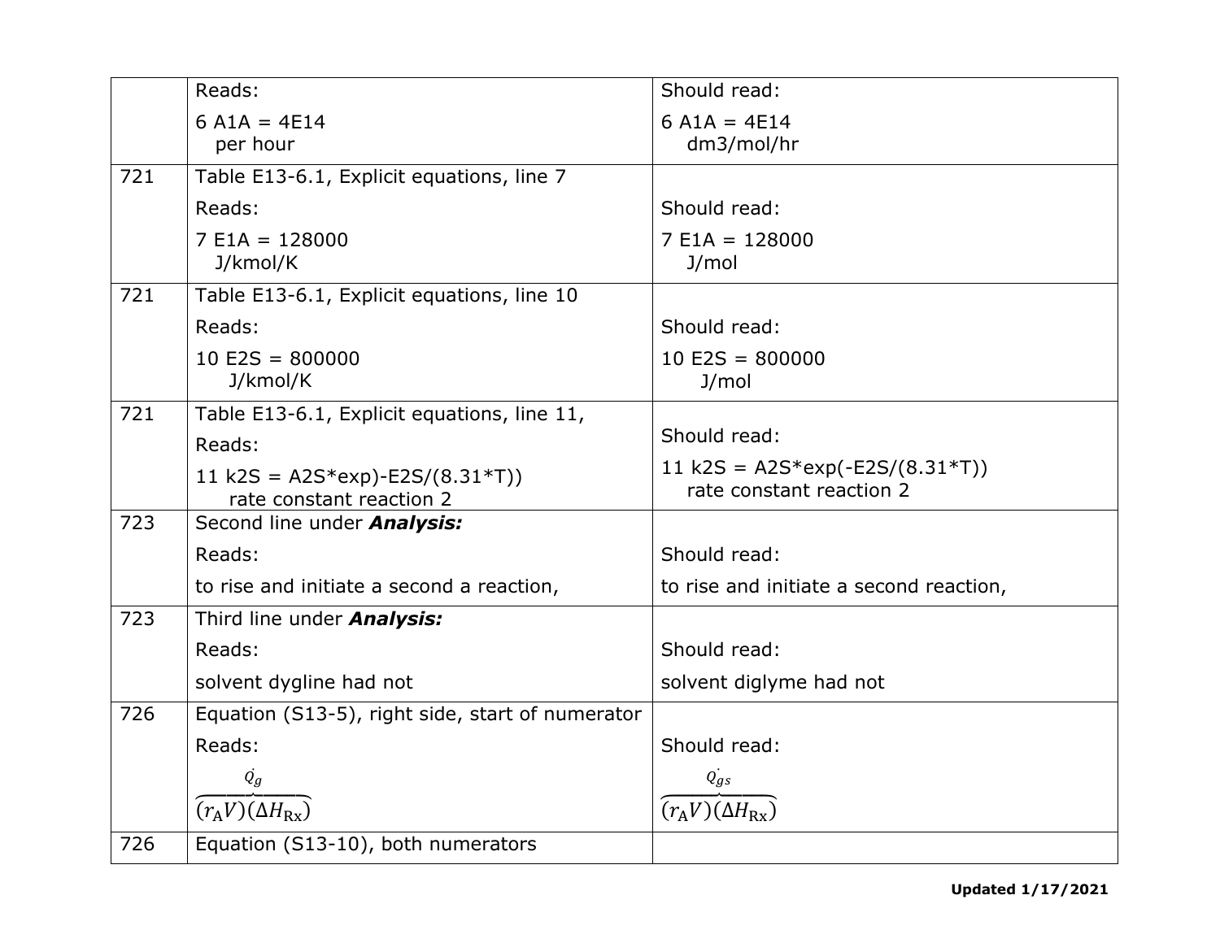| | | |
|---|---|---|
| | Reads:<br>6 A1A = 4E14<br>per hour | Should read:<br>6 A1A = 4E14<br>dm3/mol/hr |
| 721 | Table E13-6.1, Explicit equations, line 7<br>Reads:<br>7 E1A = 128000<br>J/kmol/K | Should read:<br>7 E1A = 128000<br>J/mol |
| 721 | Table E13-6.1, Explicit equations, line 10<br>Reads:<br>10 E2S = 800000<br>J/kmol/K | Should read:<br>10 E2S = 800000<br>J/mol |
| 721 | Table E13-6.1, Explicit equations, line 11,<br>Reads:<br>11 k2S = A2S*exp)-E2S/(8.31*T))<br>rate constant reaction 2 | Should read:<br>11 k2S = A2S*exp(-E2S/(8.31*T))<br>rate constant reaction 2 |
| 723 | Second line under ***Analysis:***<br>Reads:<br>to rise and initiate a second a reaction, | Should read:<br>to rise and initiate a second reaction, |
| 723 | Third line under ***Analysis:***<br>Reads:<br>solvent dygline had not | Should read:<br>solvent diglyme had not |
| 726 | Equation (S13-5), right side, start of numerator<br>Reads:<br>$\overbrace{(r_A V)(\Delta H_{Rx})}^{\dot{Q}_g}$ | Should read:<br>$\overbrace{(r_A V)(\Delta H_{Rx})}^{\dot{Q}_{gs}}$ |
| 726 | Equation (S13-10), both numerators | |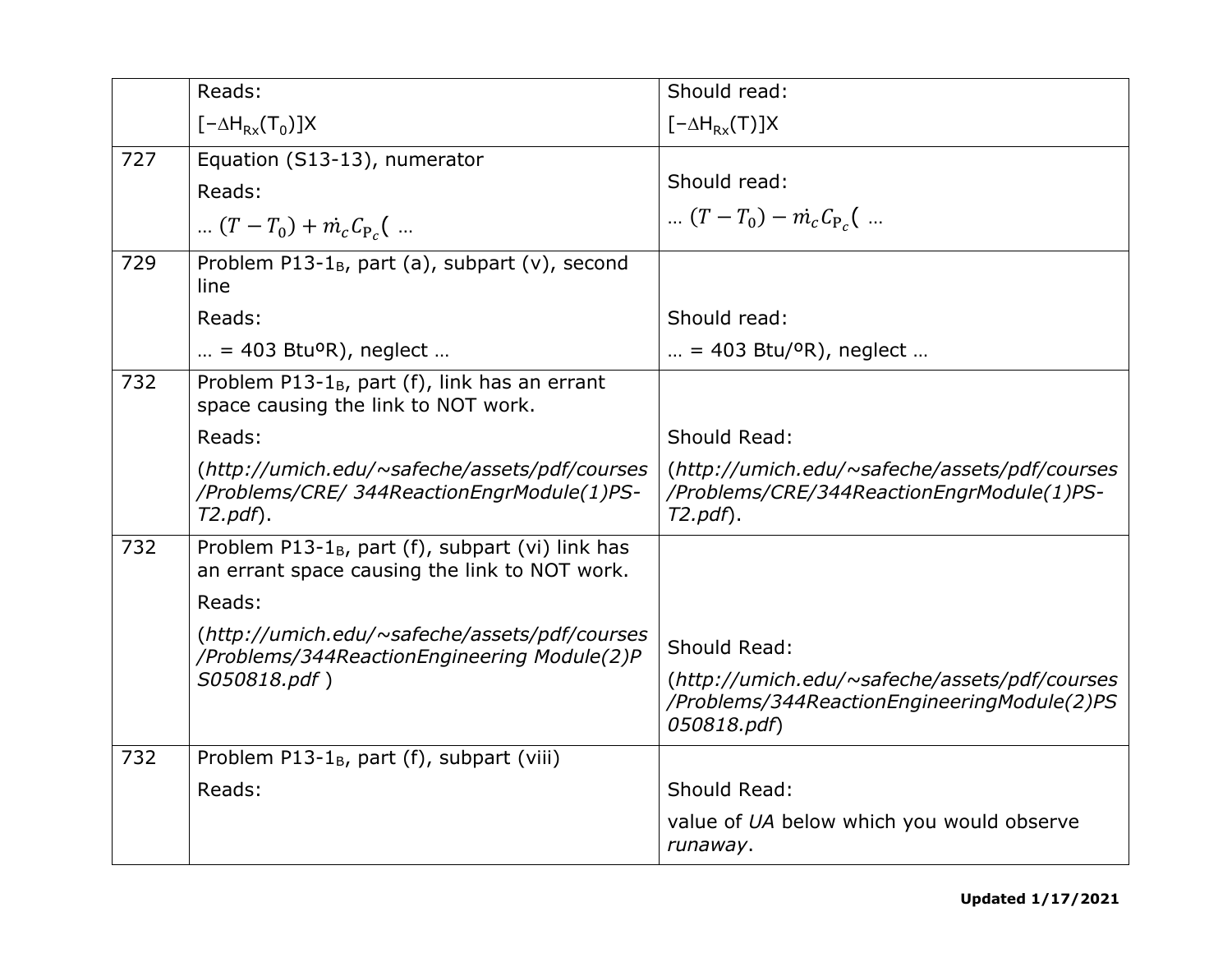| | | |
|---|---|---|
| | Reads:<br>$[-\Delta H_{Rx}(T_0)]X$ | Should read:<br>$[-\Delta H_{Rx}(T)]X$ |
| 727 | Equation (S13-13), numerator<br>Reads:<br>… $(T - T_0) + \dot{m}_c C_{P_c}($ … | Should read:<br>… $(T - T_0) - \dot{m}_c C_{P_c}($ … |
| 729 | Problem P13-1$_B$, part (a), subpart (v), second line<br>Reads:<br>… = 403 BtuºR), neglect … | Should read:<br>… = 403 Btu/ºR), neglect … |
| 732 | Problem P13-1$_B$, part (f), link has an errant space causing the link to NOT work.<br>Reads:<br>(*http://umich.edu/~safeche/assets/pdf/courses/Problems/CRE/ 344ReactionEngrModule(1)PS-T2.pdf*). | Should Read:<br>(*http://umich.edu/~safeche/assets/pdf/courses/Problems/CRE/344ReactionEngrModule(1)PS-T2.pdf*). |
| 732 | Problem P13-1$_B$, part (f), subpart (vi) link has an errant space causing the link to NOT work.<br>Reads:<br>(*http://umich.edu/~safeche/assets/pdf/courses/Problems/344ReactionEngineering Module(2)PS050818.pdf* ) | Should Read:<br>(*http://umich.edu/~safeche/assets/pdf/courses/Problems/344ReactionEngineeringModule(2)PS050818.pdf*) |
| 732 | Problem P13-1$_B$, part (f), subpart (viii)<br>Reads: | Should Read:<br>value of *UA* below which you would observe *runaway*. |

**Updated 1/17/2021**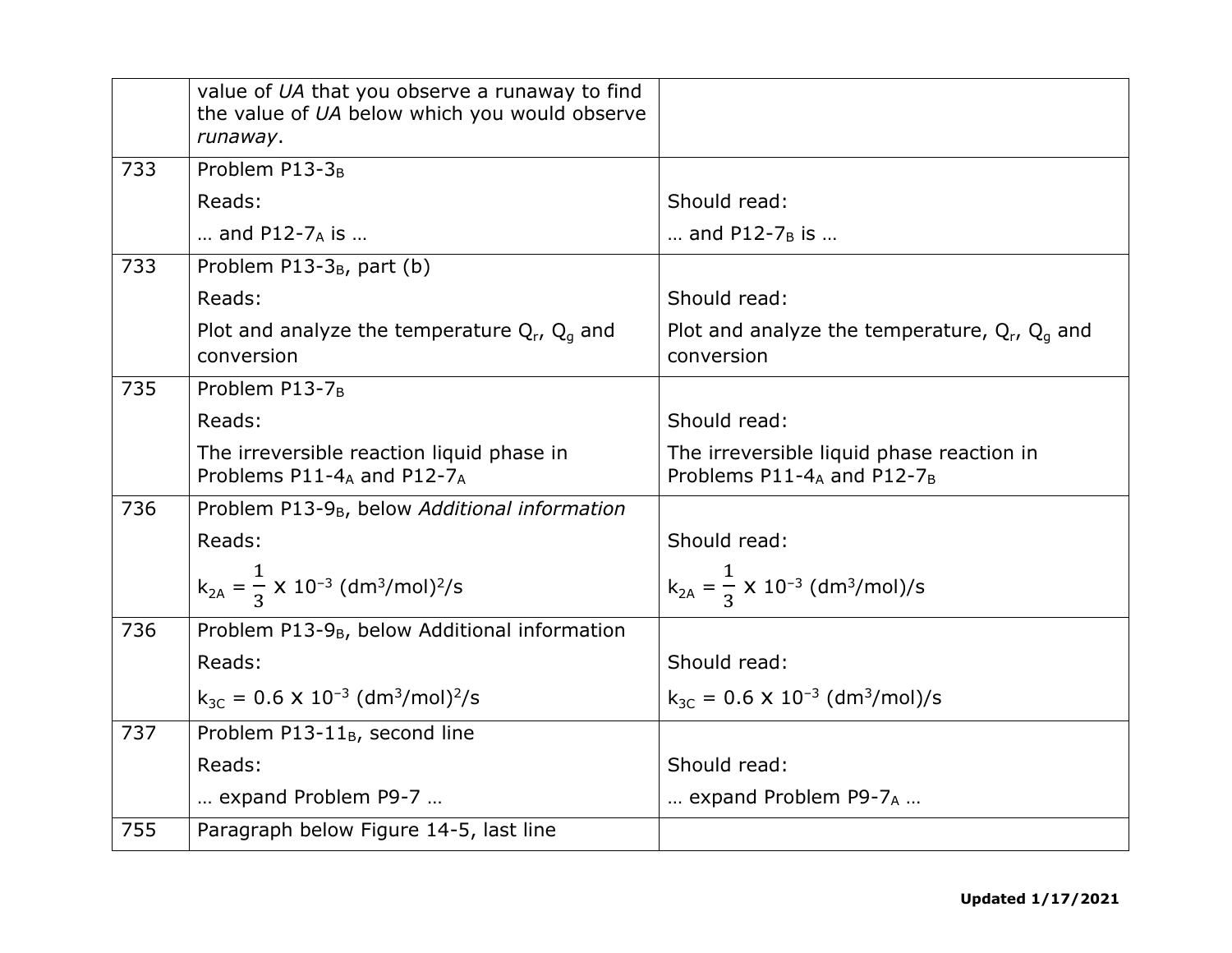| | | |
|---|---|---|
| | value of *UA* that you observe a runaway to find the value of *UA* below which you would observe *runaway*. | |
| 733 | Problem P13-$3_B$<br>Reads:<br>… and P12-$7_A$ is … | <br>Should read:<br>… and P12-$7_B$ is … |
| 733 | Problem P13-$3_B$, part (b)<br>Reads:<br>Plot and analyze the temperature $Q_r$, $Q_g$ and conversion | <br>Should read:<br>Plot and analyze the temperature, $Q_r$, $Q_g$ and conversion |
| 735 | Problem P13-$7_B$<br>Reads:<br>The irreversible reaction liquid phase in Problems P11-$4_A$ and P12-$7_A$ | <br>Should read:<br>The irreversible liquid phase reaction in Problems P11-$4_A$ and P12-$7_B$ |
| 736 | Problem P13-$9_B$, below *Additional information*<br>Reads:<br>$k_{2A} = \frac{1}{3} \times 10^{-3}\ (dm^3/mol)^2/s$ | <br>Should read:<br>$k_{2A} = \frac{1}{3} \times 10^{-3}\ (dm^3/mol)/s$ |
| 736 | Problem P13-$9_B$, below Additional information<br>Reads:<br>$k_{3C} = 0.6 \times 10^{-3}\ (dm^3/mol)^2/s$ | <br>Should read:<br>$k_{3C} = 0.6 \times 10^{-3}\ (dm^3/mol)/s$ |
| 737 | Problem P13-$11_B$, second line<br>Reads:<br>… expand Problem P9-7 … | <br>Should read:<br>… expand Problem P9-$7_A$ … |
| 755 | Paragraph below Figure 14-5, last line | |

**Updated 1/17/2021**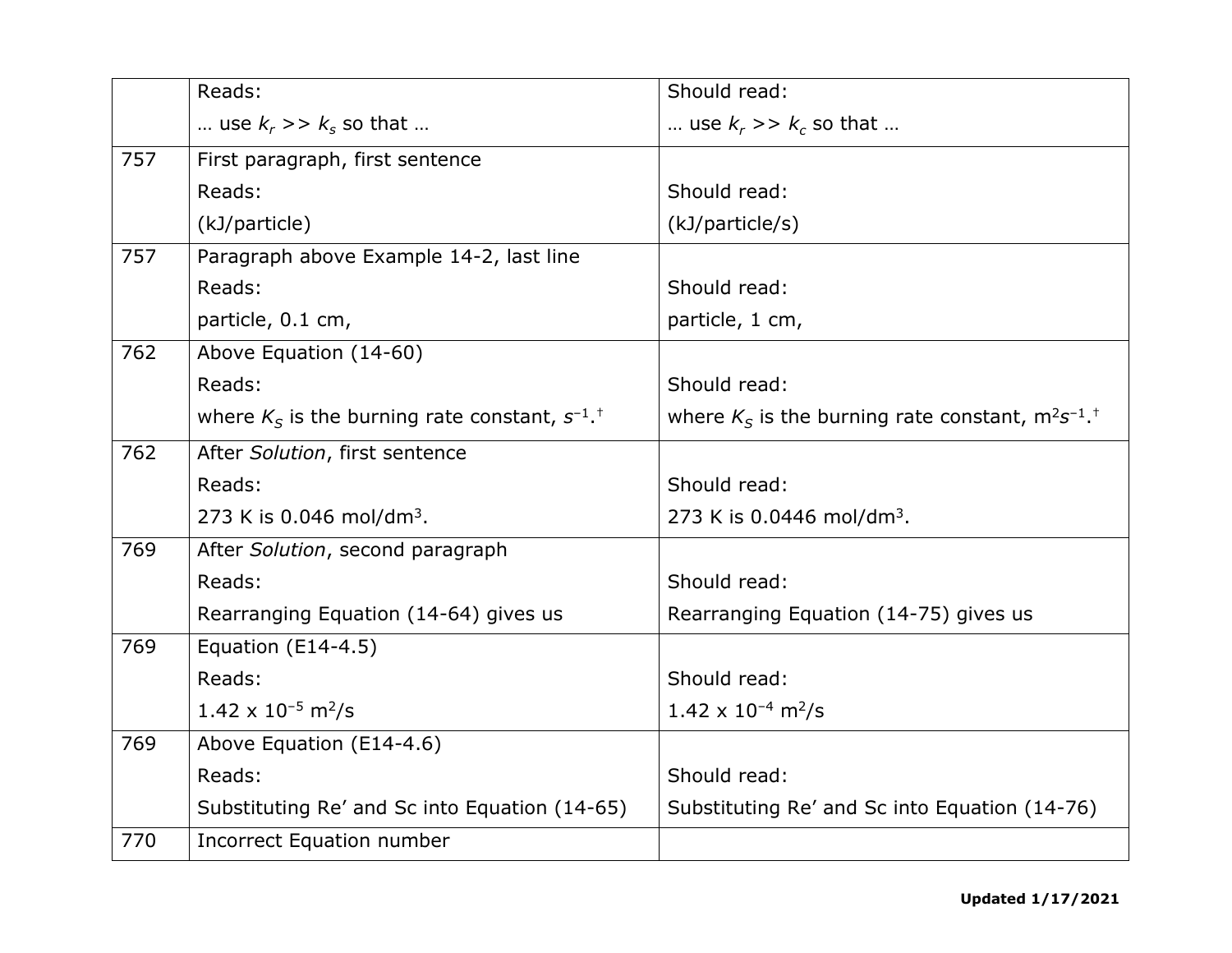| | | |
|---|---|---|
| | Reads:<br>… use $k_r >> k_s$ so that … | Should read:<br>… use $k_r >> k_c$ so that … |
| 757 | First paragraph, first sentence<br>Reads:<br>(kJ/particle) | <br>Should read:<br>(kJ/particle/s) |
| 757 | Paragraph above Example 14-2, last line<br>Reads:<br>particle, 0.1 cm, | <br>Should read:<br>particle, 1 cm, |
| 762 | Above Equation (14-60)<br>Reads:<br>where $K_S$ is the burning rate constant, $s^{-1}$.† | <br>Should read:<br>where $K_S$ is the burning rate constant, $m^2s^{-1}$.† |
| 762 | After *Solution*, first sentence<br>Reads:<br>273 K is 0.046 mol/dm$^3$. | <br>Should read:<br>273 K is 0.0446 mol/dm$^3$. |
| 769 | After *Solution*, second paragraph<br>Reads:<br>Rearranging Equation (14-64) gives us | <br>Should read:<br>Rearranging Equation (14-75) gives us |
| 769 | Equation (E14-4.5)<br>Reads:<br>$1.42 \times 10^{-5}$ m$^2$/s | <br>Should read:<br>$1.42 \times 10^{-4}$ m$^2$/s |
| 769 | Above Equation (E14-4.6)<br>Reads:<br>Substituting Re' and Sc into Equation (14-65) | <br>Should read:<br>Substituting Re' and Sc into Equation (14-76) |
| 770 | Incorrect Equation number | |

**Updated 1/17/2021**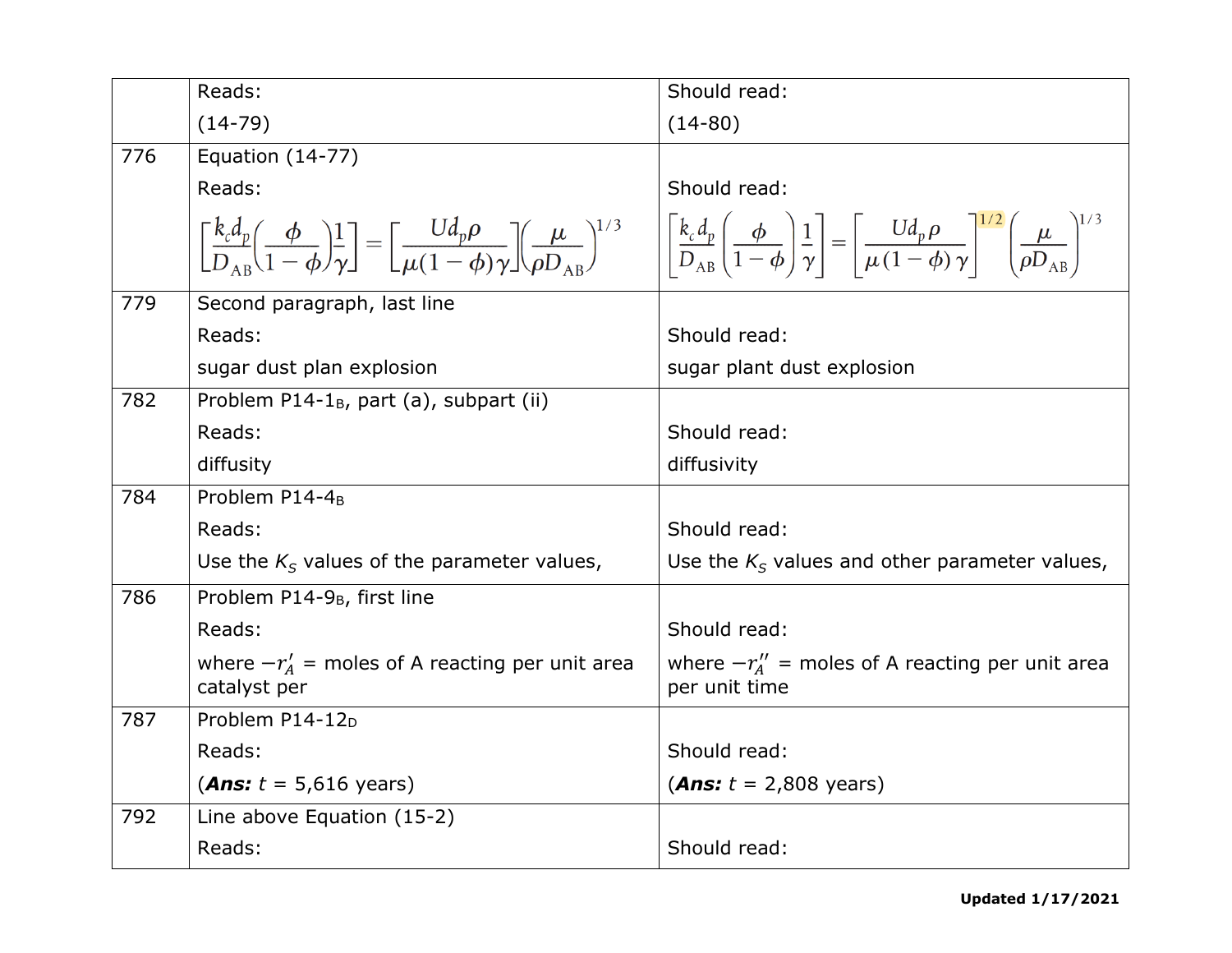| | | |
|---|---|---|
| | Reads:<br>(14-79) | Should read:<br>(14-80) |
| 776 | Equation (14-77)<br>Reads:<br>$\left[\frac{k_c d_p}{D_{AB}}\left(\frac{\phi}{1-\phi}\right)\frac{1}{\gamma}\right] = \left[\frac{U d_p \rho}{\mu(1-\phi)\gamma}\right]\left(\frac{\mu}{\rho D_{AB}}\right)^{1/3}$ | Should read:<br>$\left[\frac{k_c d_p}{D_{AB}}\left(\frac{\phi}{1-\phi}\right)\frac{1}{\gamma}\right] = \left[\frac{U d_p \rho}{\mu(1-\phi)\gamma}\right]^{1/2}\left(\frac{\mu}{\rho D_{AB}}\right)^{1/3}$ |
| 779 | Second paragraph, last line<br>Reads:<br>sugar dust plan explosion | Should read:<br>sugar plant dust explosion |
| 782 | Problem P14-1$_B$, part (a), subpart (ii)<br>Reads:<br>diffusity | Should read:<br>diffusivity |
| 784 | Problem P14-4$_B$<br>Reads:<br>Use the $K_S$ values of the parameter values, | Should read:<br>Use the $K_S$ values and other parameter values, |
| 786 | Problem P14-9$_B$, first line<br>Reads:<br>where $-r_A'$ = moles of A reacting per unit area catalyst per | Should read:<br>where $-r_A''$ = moles of A reacting per unit area per unit time |
| 787 | Problem P14-12$_D$<br>Reads:<br>(***Ans:*** *t* = 5,616 years) | Should read:<br>(***Ans:*** *t* = 2,808 years) |
| 792 | Line above Equation (15-2)<br>Reads: | Should read: |

**Updated 1/17/2021**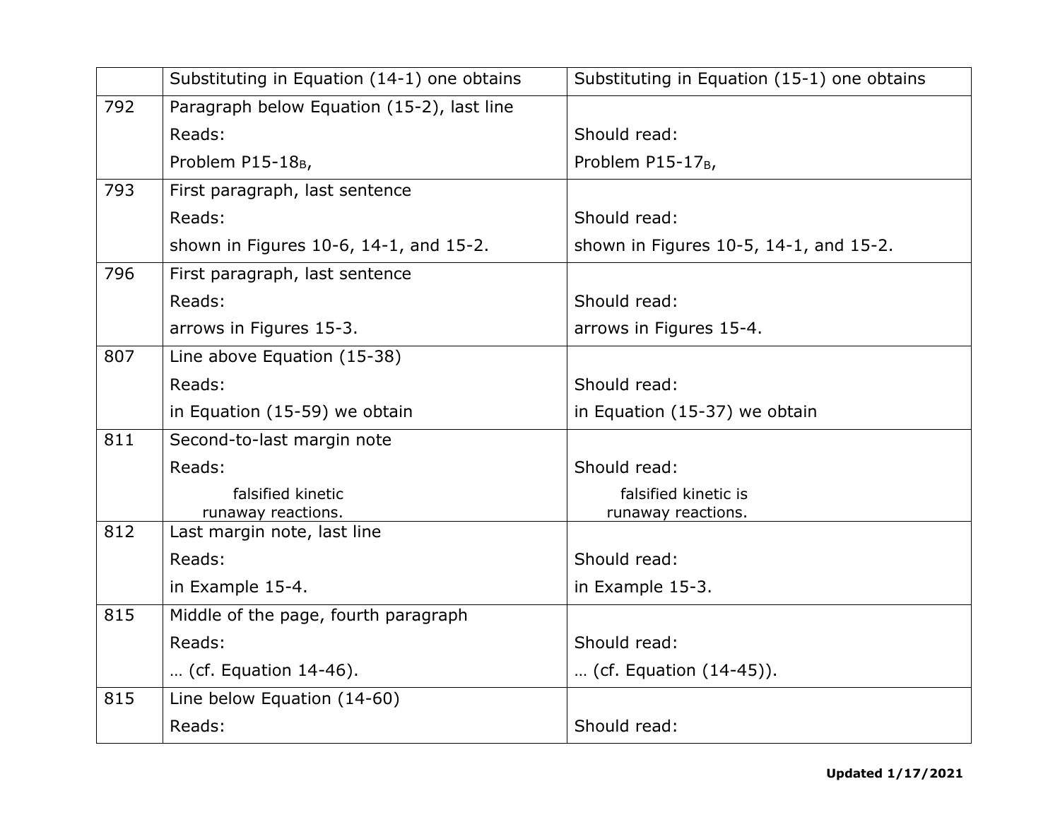| | | |
|---|---|---|
| | Substituting in Equation (14-1) one obtains | Substituting in Equation (15-1) one obtains |
| 792 | Paragraph below Equation (15-2), last line<br>Reads:<br>Problem P15-18$_B$, | <br>Should read:<br>Problem P15-17$_B$, |
| 793 | First paragraph, last sentence<br>Reads:<br>shown in Figures 10-6, 14-1, and 15-2. | <br>Should read:<br>shown in Figures 10-5, 14-1, and 15-2. |
| 796 | First paragraph, last sentence<br>Reads:<br>arrows in Figures 15-3. | <br>Should read:<br>arrows in Figures 15-4. |
| 807 | Line above Equation (15-38)<br>Reads:<br>in Equation (15-59) we obtain | <br>Should read:<br>in Equation (15-37) we obtain |
| 811 | Second-to-last margin note<br>Reads:<br>falsified kinetic<br>runaway reactions. | <br>Should read:<br>falsified kinetic is<br>runaway reactions. |
| 812 | Last margin note, last line<br>Reads:<br>in Example 15-4. | <br>Should read:<br>in Example 15-3. |
| 815 | Middle of the page, fourth paragraph<br>Reads:<br>… (cf. Equation 14-46). | <br>Should read:<br>… (cf. Equation (14-45)). |
| 815 | Line below Equation (14-60)<br>Reads: | <br>Should read: |

**Updated 1/17/2021**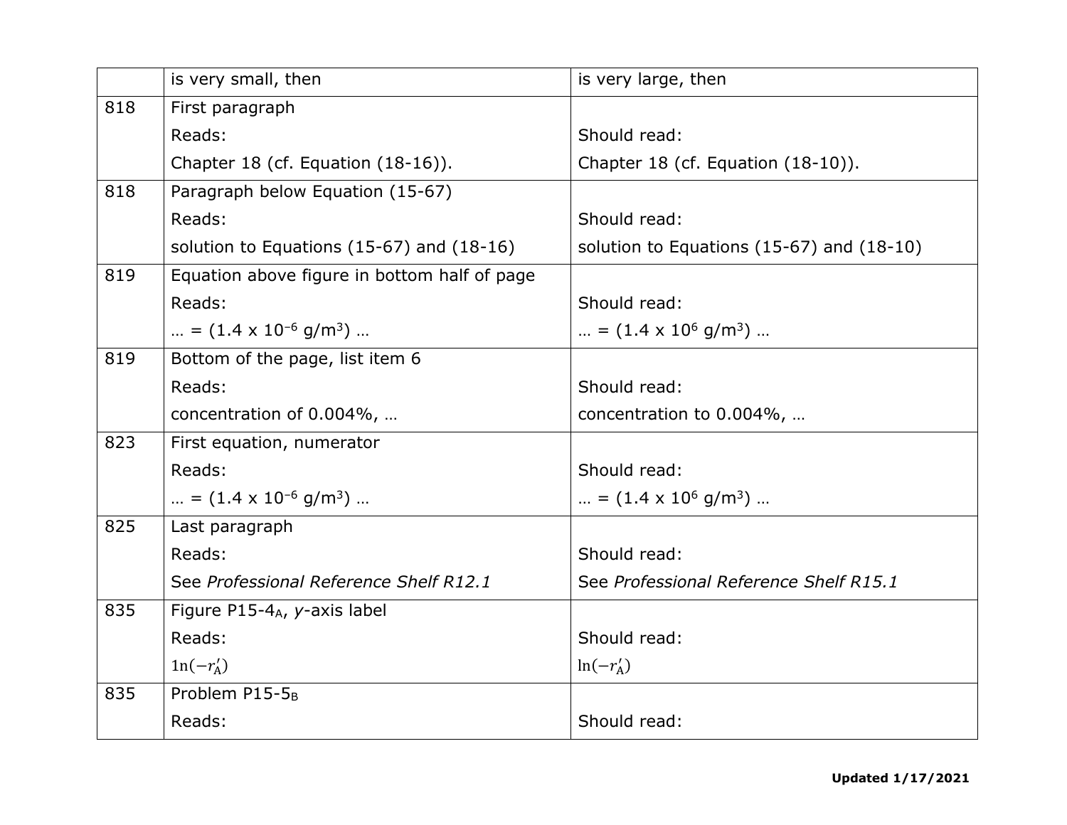| | | |
|---|---|---|
| | is very small, then | is very large, then |
| 818 | First paragraph<br>Reads:<br>Chapter 18 (cf. Equation (18-16)). | <br>Should read:<br>Chapter 18 (cf. Equation (18-10)). |
| 818 | Paragraph below Equation (15-67)<br>Reads:<br>solution to Equations (15-67) and (18-16) | <br>Should read:<br>solution to Equations (15-67) and (18-10) |
| 819 | Equation above figure in bottom half of page<br>Reads:<br>… = $(1.4 \times 10^{-6}\ g/m^3)$ … | <br>Should read:<br>… = $(1.4 \times 10^{6}\ g/m^3)$ … |
| 819 | Bottom of the page, list item 6<br>Reads:<br>concentration of 0.004%, … | <br>Should read:<br>concentration to 0.004%, … |
| 823 | First equation, numerator<br>Reads:<br>… = $(1.4 \times 10^{-6}\ g/m^3)$ … | <br>Should read:<br>… = $(1.4 \times 10^{6}\ g/m^3)$ … |
| 825 | Last paragraph<br>Reads:<br>See *Professional Reference Shelf R12.1* | <br>Should read:<br>See *Professional Reference Shelf R15.1* |
| 835 | Figure P15-$4_A$, *y*-axis label<br>Reads:<br>$1n(-r'_A)$ | <br>Should read:<br>$\ln(-r'_A)$ |
| 835 | Problem P15-$5_B$<br>Reads: | <br>Should read: |

**Updated 1/17/2021**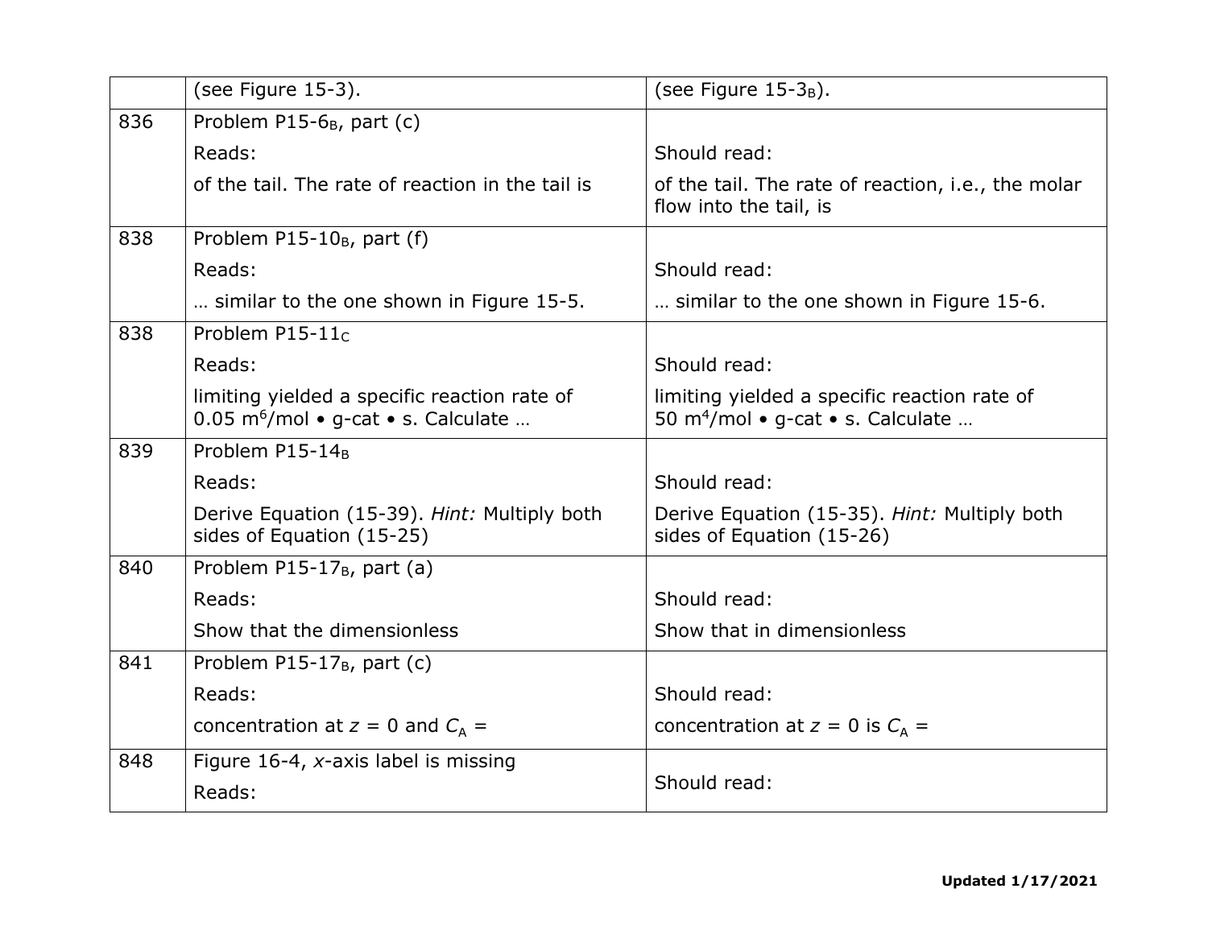|  |  |  |
|---|---|---|
|  | (see Figure 15-3). | (see Figure 15-$3_B$). |
| 836 | Problem P15-$6_B$, part (c)<br>Reads:<br>of the tail. The rate of reaction in the tail is | <br>Should read:<br>of the tail. The rate of reaction, i.e., the molar flow into the tail, is |
| 838 | Problem P15-$10_B$, part (f)<br>Reads:<br>… similar to the one shown in Figure 15-5. | <br>Should read:<br>… similar to the one shown in Figure 15-6. |
| 838 | Problem P15-$11_C$<br>Reads:<br>limiting yielded a specific reaction rate of 0.05 $m^6$/mol • g-cat • s. Calculate … | <br>Should read:<br>limiting yielded a specific reaction rate of 50 $m^4$/mol • g-cat • s. Calculate … |
| 839 | Problem P15-$14_B$<br>Reads:<br>Derive Equation (15-39). *Hint:* Multiply both sides of Equation (15-25) | <br>Should read:<br>Derive Equation (15-35). *Hint:* Multiply both sides of Equation (15-26) |
| 840 | Problem P15-$17_B$, part (a)<br>Reads:<br>Show that the dimensionless | <br>Should read:<br>Show that in dimensionless |
| 841 | Problem P15-$17_B$, part (c)<br>Reads:<br>concentration at $z$ = 0 and $C_A$ = | <br>Should read:<br>concentration at $z$ = 0 is $C_A$ = |
| 848 | Figure 16-4, $x$-axis label is missing<br>Reads: | Should read: |

**Updated 1/17/2021**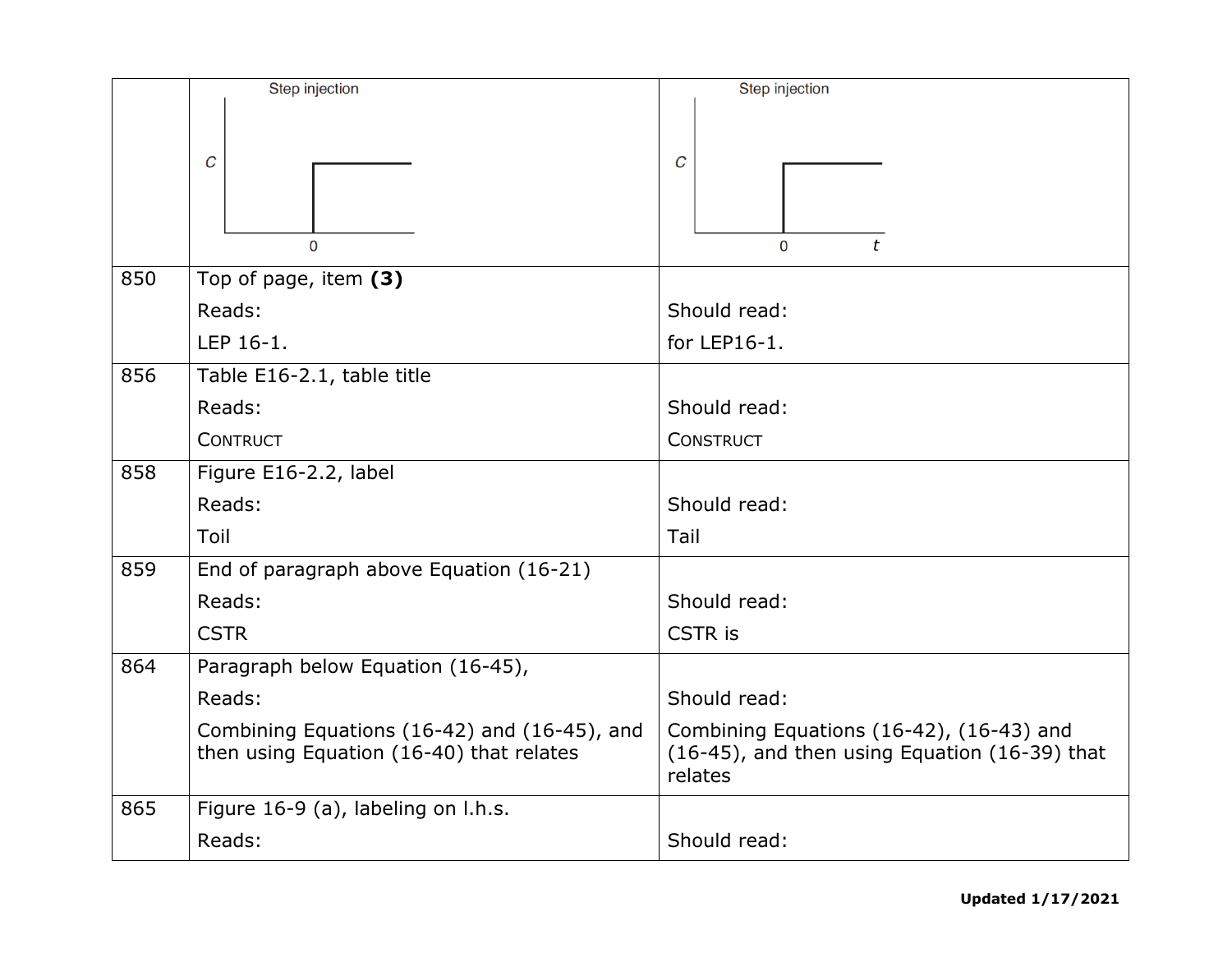| | | |
|---|---|---|
| | Step injection (graph: C vs. 0) | Step injection (graph: C vs. t, 0) |
| 850 | Top of page, item **(3)**<br>Reads:<br>LEP 16-1. | <br>Should read:<br>for LEP16-1. |
| 856 | Table E16-2.1, table title<br>Reads:<br>CONTRUCT | <br>Should read:<br>CONSTRUCT |
| 858 | Figure E16-2.2, label<br>Reads:<br>Toil | <br>Should read:<br>Tail |
| 859 | End of paragraph above Equation (16-21)<br>Reads:<br>CSTR | <br>Should read:<br>CSTR is |
| 864 | Paragraph below Equation (16-45),<br>Reads:<br>Combining Equations (16-42) and (16-45), and then using Equation (16-40) that relates | <br>Should read:<br>Combining Equations (16-42), (16-43) and (16-45), and then using Equation (16-39) that relates |
| 865 | Figure 16-9 (a), labeling on l.h.s.<br>Reads: | <br>Should read: |

**Updated 1/17/2021**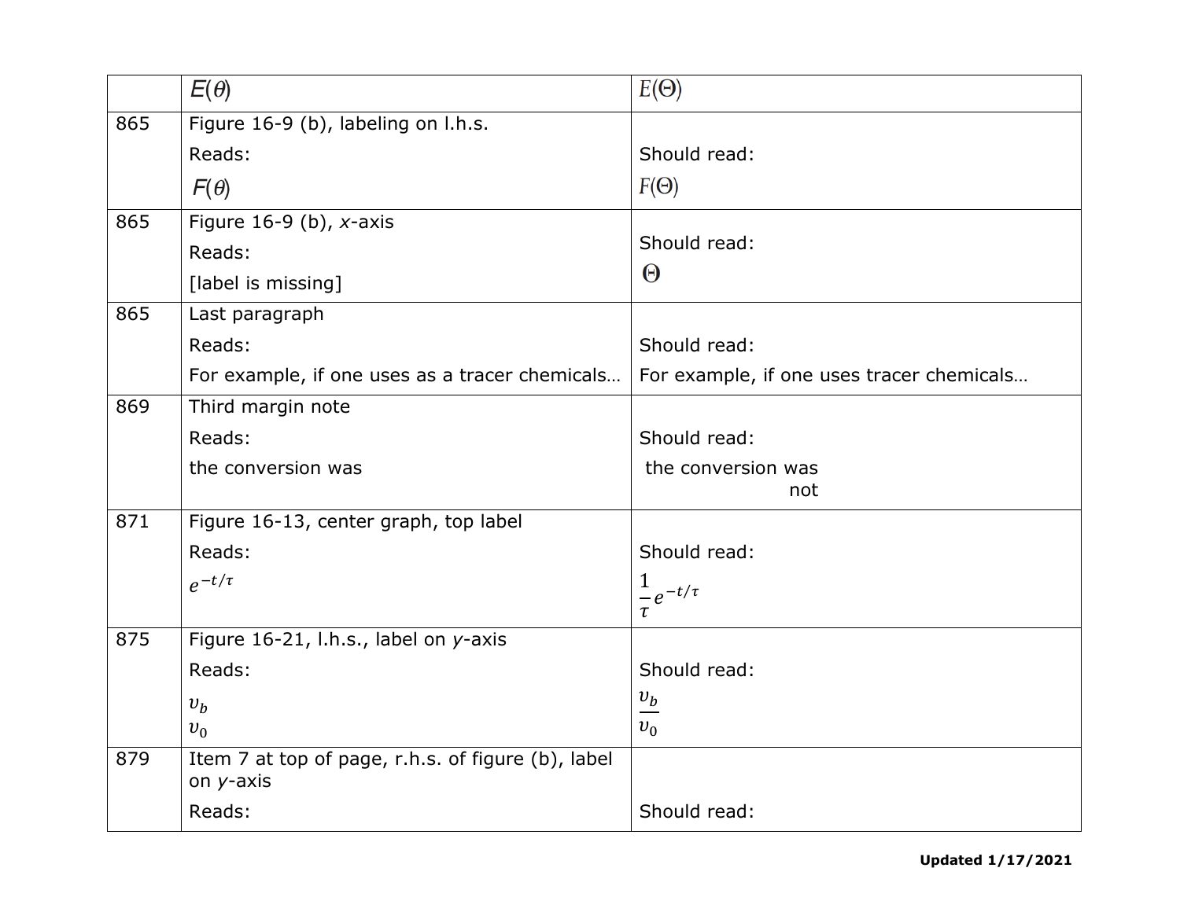| | $E(\theta)$ | $E(\Theta)$ |
|---|---|---|
| 865 | Figure 16-9 (b), labeling on l.h.s.<br>Reads:<br>$F(\theta)$ | <br>Should read:<br>$F(\Theta)$ |
| 865 | Figure 16-9 (b), *x*-axis<br>Reads:<br>[label is missing] | Should read:<br>$\Theta$ |
| 865 | Last paragraph<br>Reads:<br>For example, if one uses as a tracer chemicals… | <br>Should read:<br>For example, if one uses tracer chemicals… |
| 869 | Third margin note<br>Reads:<br>the conversion was | <br>Should read:<br>the conversion was not |
| 871 | Figure 16-13, center graph, top label<br>Reads:<br>$e^{-t/\tau}$ | <br>Should read:<br>$\frac{1}{\tau}e^{-t/\tau}$ |
| 875 | Figure 16-21, l.h.s., label on *y*-axis<br>Reads:<br>$v_b$ $v_0$ | <br>Should read:<br>$\frac{v_b}{v_0}$ |
| 879 | Item 7 at top of page, r.h.s. of figure (b), label on *y*-axis<br>Reads: | <br>Should read: |

**Updated 1/17/2021**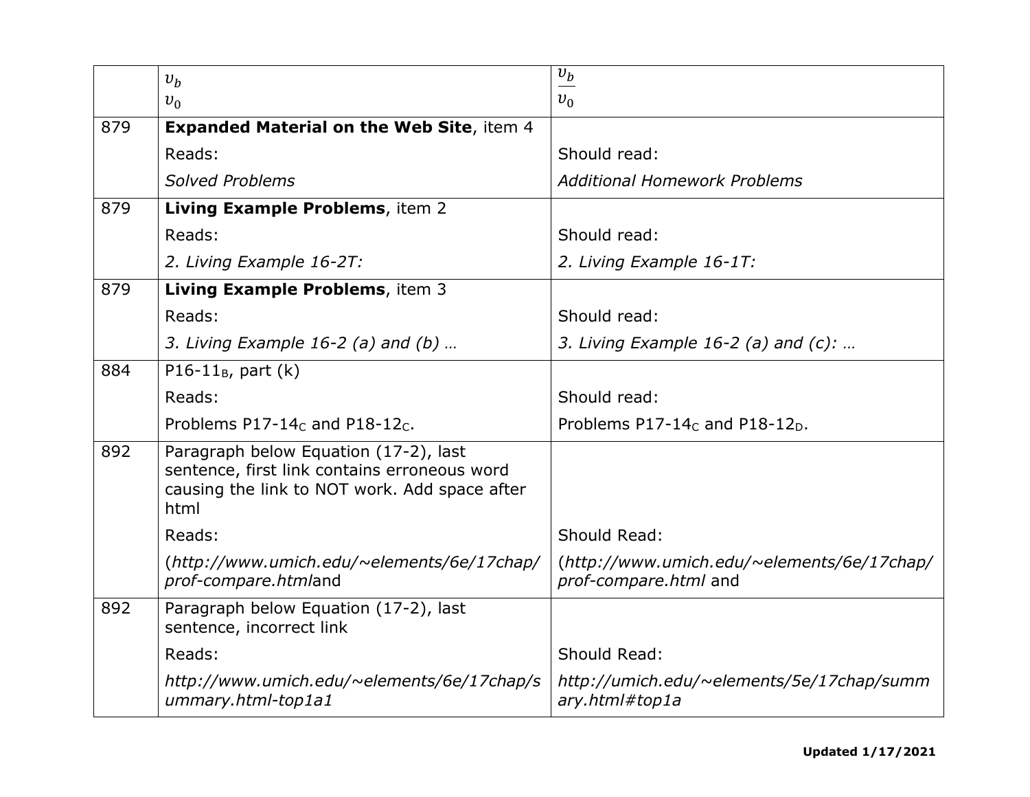| | | |
|---|---|---|
| | $v_b$<br>$v_0$ | $\frac{v_b}{v_0}$ |
| 879 | **Expanded Material on the Web Site**, item 4<br>Reads:<br>*Solved Problems* | <br>Should read:<br>*Additional Homework Problems* |
| 879 | **Living Example Problems**, item 2<br>Reads:<br>*2. Living Example 16-2T:* | <br>Should read:<br>*2. Living Example 16-1T:* |
| 879 | **Living Example Problems**, item 3<br>Reads:<br>*3. Living Example 16-2 (a) and (b) …* | <br>Should read:<br>*3. Living Example 16-2 (a) and (c): …* |
| 884 | P16-$11_B$, part (k)<br>Reads:<br>Problems P17-$14_C$ and P18-$12_C$. | <br>Should read:<br>Problems P17-$14_C$ and P18-$12_D$. |
| 892 | Paragraph below Equation (17-2), last sentence, first link contains erroneous word causing the link to NOT work. Add space after html<br>Reads:<br>(*http://www.umich.edu/~elements/6e/17chap/prof-compare.html*and | <br>Should Read:<br>(*http://www.umich.edu/~elements/6e/17chap/prof-compare.html* and |
| 892 | Paragraph below Equation (17-2), last sentence, incorrect link<br>Reads:<br>*http://www.umich.edu/~elements/6e/17chap/summary.html-top1a1* | <br>Should Read:<br>*http://umich.edu/~elements/5e/17chap/summary.html#top1a* |

**Updated 1/17/2021**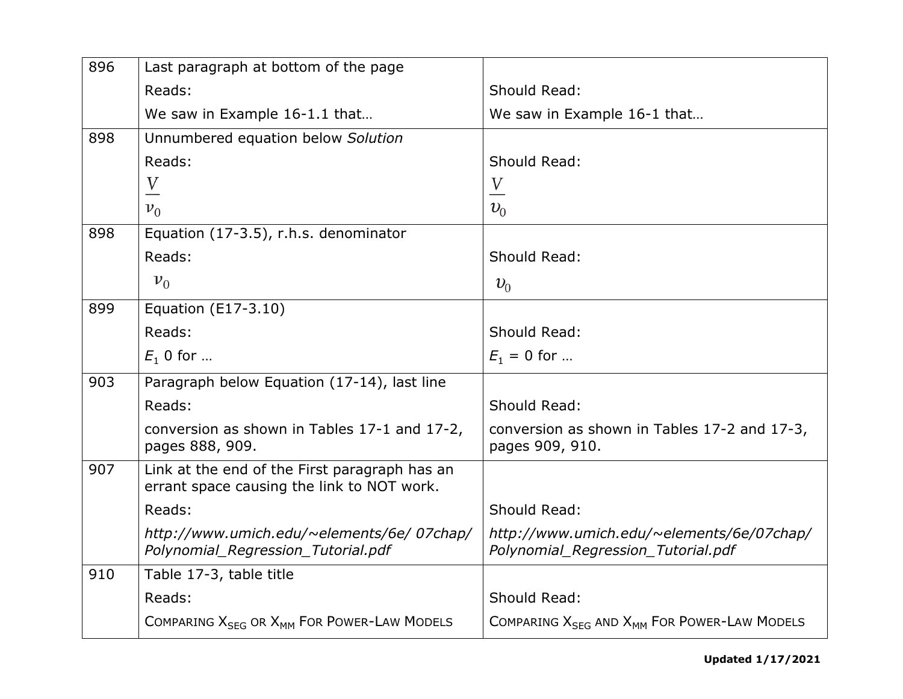| | | |
|---|---|---|
| 896 | Last paragraph at bottom of the page<br>Reads:<br>We saw in Example 16-1.1 that… | <br>Should Read:<br>We saw in Example 16-1 that… |
| 898 | Unnumbered equation below *Solution*<br>Reads:<br>$\frac{V}{\nu_0}$ | <br>Should Read:<br>$\frac{V}{\upsilon_0}$ |
| 898 | Equation (17-3.5), r.h.s. denominator<br>Reads:<br>$\nu_0$ | <br>Should Read:<br>$\upsilon_0$ |
| 899 | Equation (E17-3.10)<br>Reads:<br>$E_1$ 0 for … | <br>Should Read:<br>$E_1 = 0$ for … |
| 903 | Paragraph below Equation (17-14), last line<br>Reads:<br>conversion as shown in Tables 17-1 and 17-2, pages 888, 909. | <br>Should Read:<br>conversion as shown in Tables 17-2 and 17-3, pages 909, 910. |
| 907 | Link at the end of the First paragraph has an errant space causing the link to NOT work.<br>Reads:<br>*http://www.umich.edu/~elements/6e/ 07chap/Polynomial_Regression_Tutorial.pdf* | <br>Should Read:<br>*http://www.umich.edu/~elements/6e/07chap/Polynomial_Regression_Tutorial.pdf* |
| 910 | Table 17-3, table title<br>Reads:<br>COMPARING $X_{SEG}$ OR $X_{MM}$ FOR POWER-LAW MODELS | <br>Should Read:<br>COMPARING $X_{SEG}$ AND $X_{MM}$ FOR POWER-LAW MODELS |

**Updated 1/17/2021**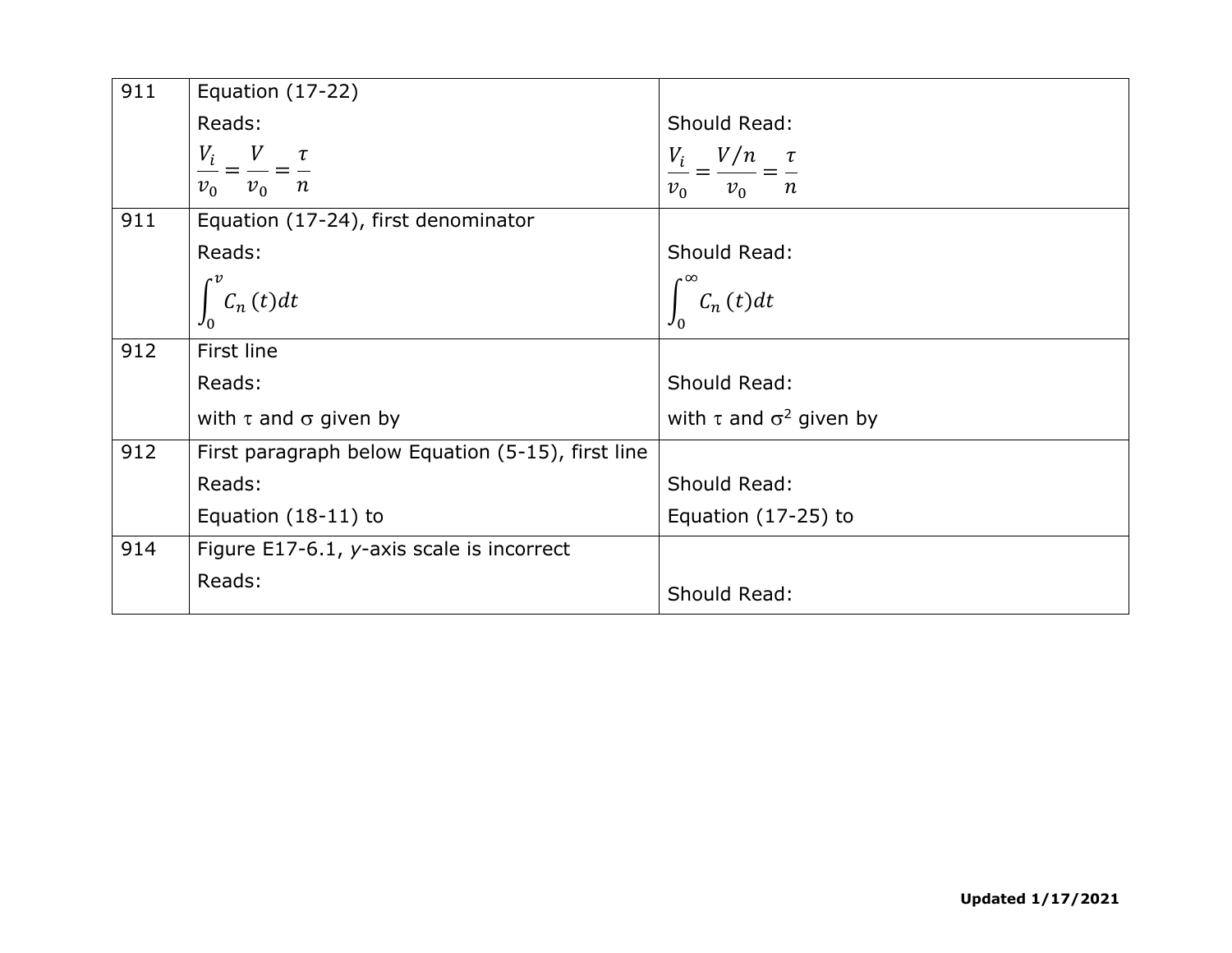| | | |
|---|---|---|
| 911 | Equation (17-22)<br>Reads:<br>$\frac{V_i}{v_0} = \frac{V}{v_0} = \frac{\tau}{n}$ | <br>Should Read:<br>$\frac{V_i}{v_0} = \frac{V/n}{v_0} = \frac{\tau}{n}$ |
| 911 | Equation (17-24), first denominator<br>Reads:<br>$\int_0^v C_n(t)dt$ | <br>Should Read:<br>$\int_0^\infty C_n(t)dt$ |
| 912 | First line<br>Reads:<br>with $\tau$ and $\sigma$ given by | <br>Should Read:<br>with $\tau$ and $\sigma^2$ given by |
| 912 | First paragraph below Equation (5-15), first line<br>Reads:<br>Equation (18-11) to | <br>Should Read:<br>Equation (17-25) to |
| 914 | Figure E17-6.1, *y*-axis scale is incorrect<br>Reads: | <br>Should Read: |

**Updated 1/17/2021**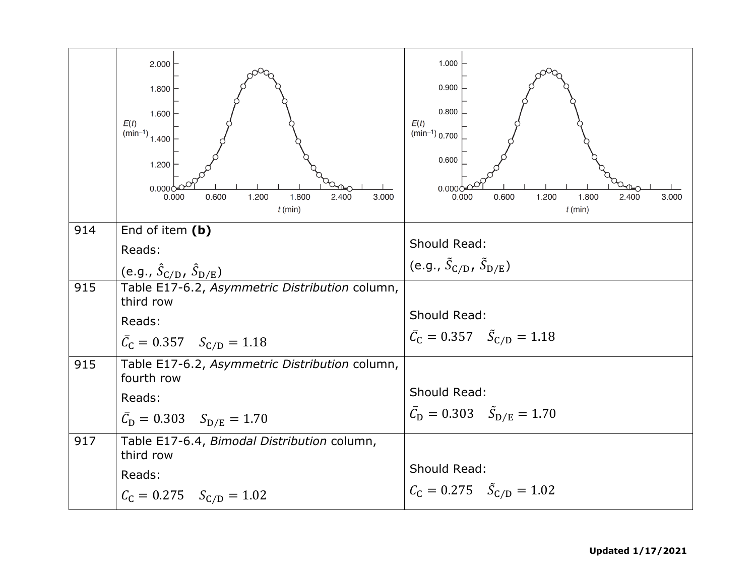| | | |
|---|---|---|
| 914 | End of item **(b)**<br>Reads:<br>(e.g., $\hat{S}_{\mathrm{C/D}}$, $\hat{S}_{\mathrm{D/E}}$) | Should Read:<br>(e.g., $\tilde{S}_{\mathrm{C/D}}$, $\tilde{S}_{\mathrm{D/E}}$) |
| 915 | Table E17-6.2, *Asymmetric Distribution* column, third row<br>Reads:<br>$\bar{C}_{\mathrm{C}} = 0.357 \quad S_{\mathrm{C/D}} = 1.18$ | Should Read:<br>$\bar{C}_{\mathrm{C}} = 0.357 \quad \tilde{S}_{\mathrm{C/D}} = 1.18$ |
| 915 | Table E17-6.2, *Asymmetric Distribution* column, fourth row<br>Reads:<br>$\bar{C}_{\mathrm{D}} = 0.303 \quad S_{\mathrm{D/E}} = 1.70$ | Should Read:<br>$\bar{C}_{\mathrm{D}} = 0.303 \quad \tilde{S}_{\mathrm{D/E}} = 1.70$ |
| 917 | Table E17-6.4, *Bimodal Distribution* column, third row<br>Reads:<br>$C_{\mathrm{C}} = 0.275 \quad S_{\mathrm{C/D}} = 1.02$ | Should Read:<br>$C_{\mathrm{C}} = 0.275 \quad \tilde{S}_{\mathrm{C/D}} = 1.02$ |

Updated 1/17/2021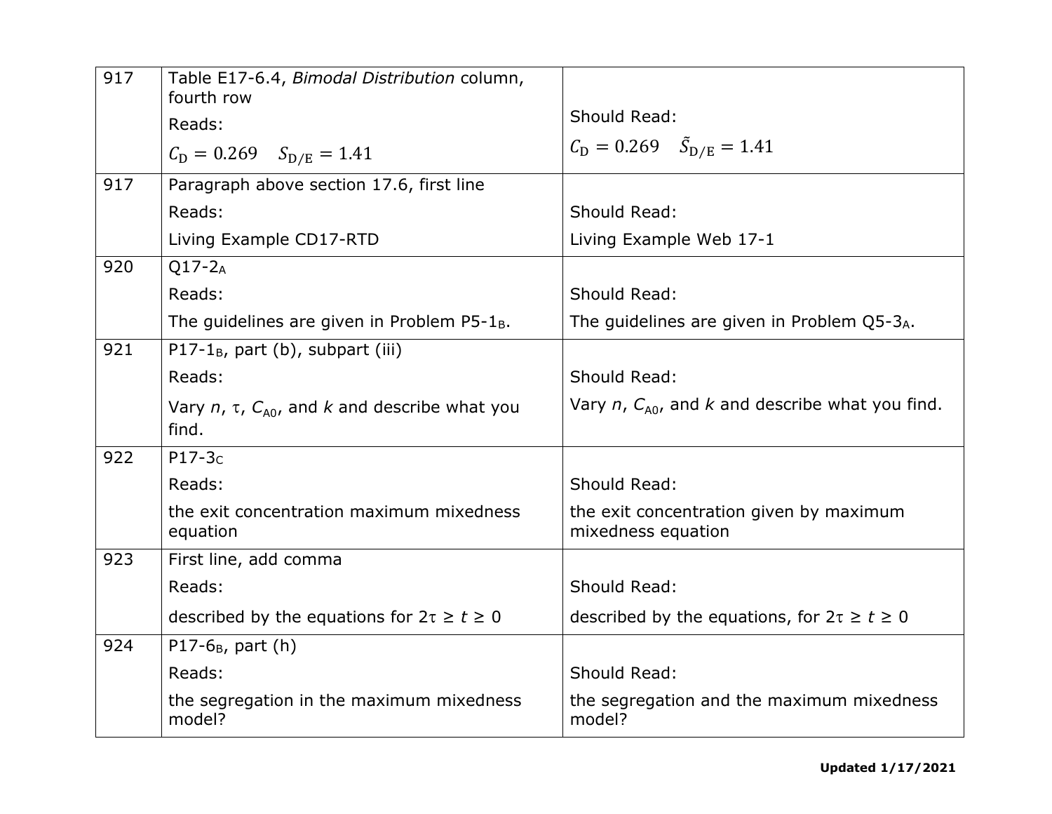| | | |
|---|---|---|
| 917 | Table E17-6.4, *Bimodal Distribution* column, fourth row<br>Reads:<br>$C_{\mathrm{D}} = 0.269 \quad S_{\mathrm{D/E}} = 1.41$ | Should Read:<br>$C_{\mathrm{D}} = 0.269 \quad \tilde{S}_{\mathrm{D/E}} = 1.41$ |
| 917 | Paragraph above section 17.6, first line<br>Reads:<br>Living Example CD17-RTD | Should Read:<br>Living Example Web 17-1 |
| 920 | Q17-2$_{\mathrm{A}}$<br>Reads:<br>The guidelines are given in Problem P5-1$_{\mathrm{B}}$. | Should Read:<br>The guidelines are given in Problem Q5-3$_{\mathrm{A}}$. |
| 921 | P17-1$_{\mathrm{B}}$, part (b), subpart (iii)<br>Reads:<br>Vary $n$, $\tau$, $C_{\mathrm{A0}}$, and $k$ and describe what you find. | Should Read:<br>Vary $n$, $C_{\mathrm{A0}}$, and $k$ and describe what you find. |
| 922 | P17-3$_{\mathrm{C}}$<br>Reads:<br>the exit concentration maximum mixedness equation | Should Read:<br>the exit concentration given by maximum mixedness equation |
| 923 | First line, add comma<br>Reads:<br>described by the equations for $2\tau \geq t \geq 0$ | Should Read:<br>described by the equations, for $2\tau \geq t \geq 0$ |
| 924 | P17-6$_{\mathrm{B}}$, part (h)<br>Reads:<br>the segregation in the maximum mixedness model? | Should Read:<br>the segregation and the maximum mixedness model? |

**Updated 1/17/2021**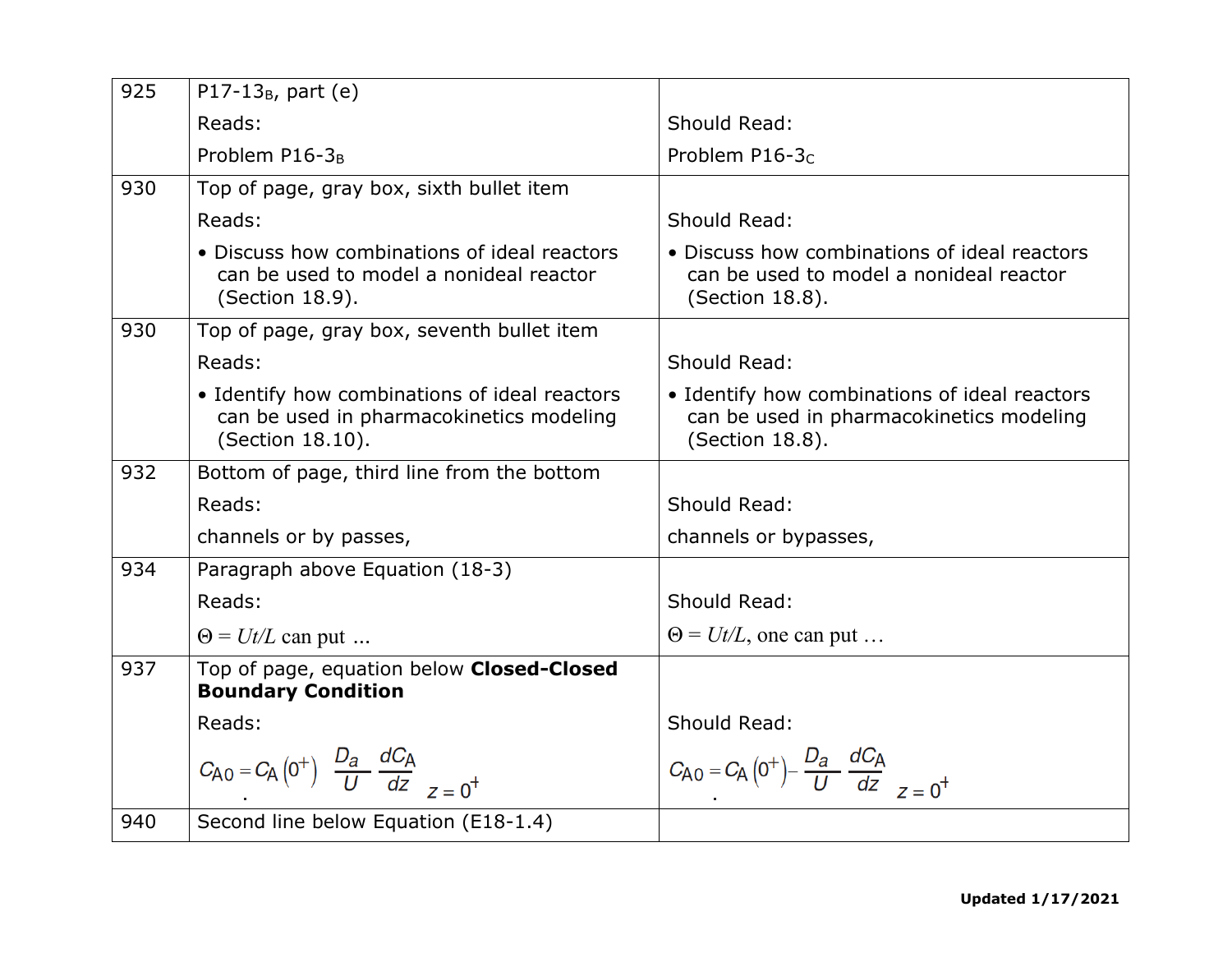| | | |
|---|---|---|
| 925 | P17-$13_B$, part (e)<br>Reads:<br>Problem P16-$3_B$ | <br>Should Read:<br>Problem P16-$3_C$ |
| 930 | Top of page, gray box, sixth bullet item<br>Reads:<br>• Discuss how combinations of ideal reactors can be used to model a nonideal reactor (Section 18.9). | <br>Should Read:<br>• Discuss how combinations of ideal reactors can be used to model a nonideal reactor (Section 18.8). |
| 930 | Top of page, gray box, seventh bullet item<br>Reads:<br>• Identify how combinations of ideal reactors can be used in pharmacokinetics modeling (Section 18.10). | <br>Should Read:<br>• Identify how combinations of ideal reactors can be used in pharmacokinetics modeling (Section 18.8). |
| 932 | Bottom of page, third line from the bottom<br>Reads:<br>channels or by passes, | <br>Should Read:<br>channels or bypasses, |
| 934 | Paragraph above Equation (18-3)<br>Reads:<br>$\Theta = Ut/L$ can put ... | <br>Should Read:<br>$\Theta = Ut/L$, one can put … |
| 937 | Top of page, equation below **Closed-Closed Boundary Condition**<br>Reads:<br>$C_{A0} = C_A(0^+) \; \frac{D_a}{U} \frac{dC_A}{dz}\Big\vert_{z=0^+}$ | <br>Should Read:<br>$C_{A0} = C_A(0^+) - \frac{D_a}{U} \frac{dC_A}{dz}\Big\vert_{z=0^+}$ |
| 940 | Second line below Equation (E18-1.4) | |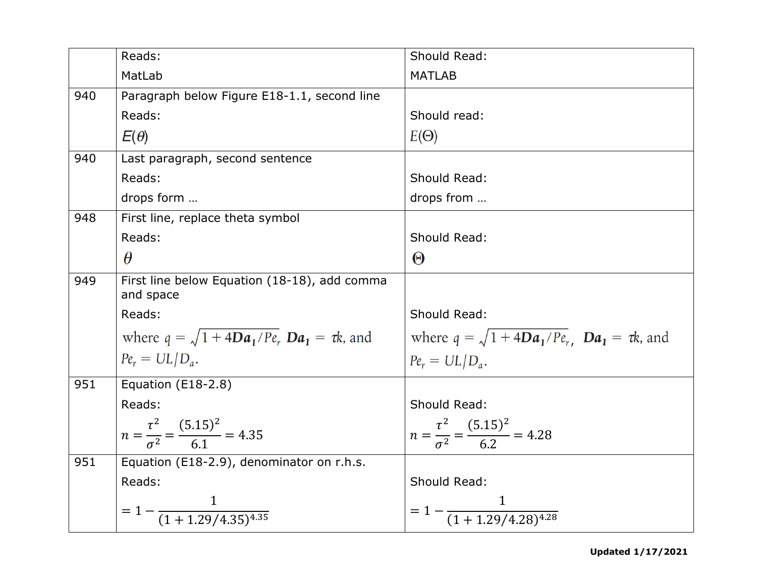| | | |
|---|---|---|
| | Reads:<br>MatLab | Should Read:<br>MATLAB |
| 940 | Paragraph below Figure E18-1.1, second line<br>Reads:<br>$E(\theta)$ | Should read:<br>$E(\Theta)$ |
| 940 | Last paragraph, second sentence<br>Reads:<br>drops form … | Should Read:<br>drops from … |
| 948 | First line, replace theta symbol<br>Reads:<br>$\theta$ | Should Read:<br>$\Theta$ |
| 949 | First line below Equation (18-18), add comma and space<br>Reads:<br>where $q = \sqrt{1 + 4\mathbf{Da_1}/Pe_r}\ \mathbf{Da_1} = \tau k$, and $Pe_r = UL/D_a$. | Should Read:<br>where $q = \sqrt{1 + 4\mathbf{Da_1}/Pe_r},\ \ \mathbf{Da_1} = \tau k$, and $Pe_r = UL/D_a$. |
| 951 | Equation (E18-2.8)<br>Reads:<br>$n = \frac{\tau^2}{\sigma^2} = \frac{(5.15)^2}{6.1} = 4.35$ | Should Read:<br>$n = \frac{\tau^2}{\sigma^2} = \frac{(5.15)^2}{6.2} = 4.28$ |
| 951 | Equation (E18-2.9), denominator on r.h.s.<br>Reads:<br>$= 1 - \frac{1}{(1 + 1.29/4.35)^{4.35}}$ | Should Read:<br>$= 1 - \frac{1}{(1 + 1.29/4.28)^{4.28}}$ |

**Updated 1/17/2021**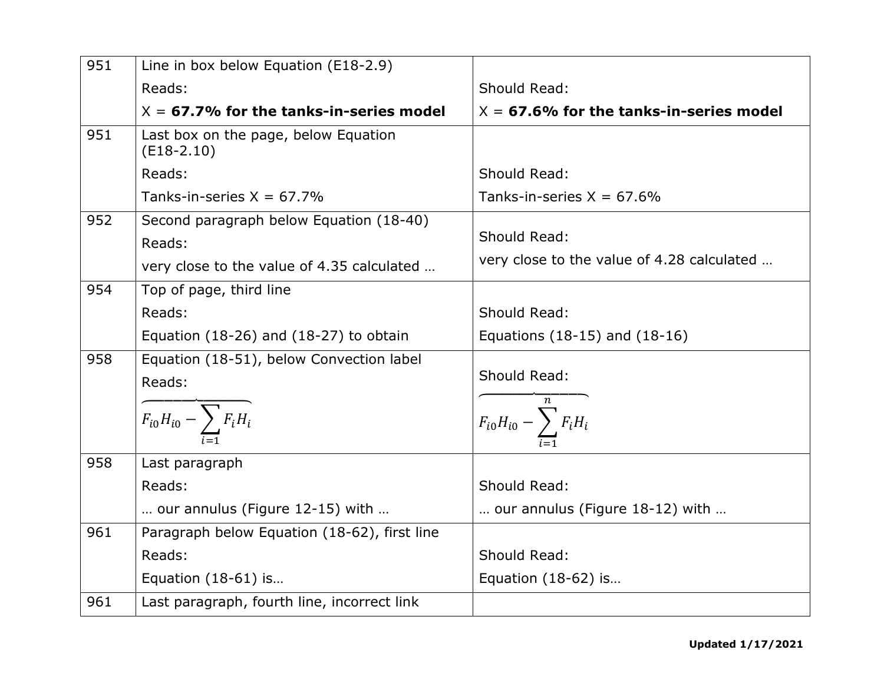| | | |
|---|---|---|
| 951 | Line in box below Equation (E18-2.9)<br>Reads:<br>X = **67.7% for the tanks-in-series model** | Should Read:<br>X = **67.6% for the tanks-in-series model** |
| 951 | Last box on the page, below Equation (E18-2.10)<br>Reads:<br>Tanks-in-series X = 67.7% | Should Read:<br>Tanks-in-series X = 67.6% |
| 952 | Second paragraph below Equation (18-40)<br>Reads:<br>very close to the value of 4.35 calculated … | Should Read:<br>very close to the value of 4.28 calculated … |
| 954 | Top of page, third line<br>Reads:<br>Equation (18-26) and (18-27) to obtain | Should Read:<br>Equations (18-15) and (18-16) |
| 958 | Equation (18-51), below Convection label<br>Reads:<br>$\overbrace{F_{i0}H_{i0} - \sum_{i=1} F_i H_i}$ | Should Read:<br>$\overbrace{F_{i0}H_{i0} - \sum_{i=1}^{n} F_i H_i}$ |
| 958 | Last paragraph<br>Reads:<br>… our annulus (Figure 12-15) with … | Should Read:<br>… our annulus (Figure 18-12) with … |
| 961 | Paragraph below Equation (18-62), first line<br>Reads:<br>Equation (18-61) is… | Should Read:<br>Equation (18-62) is… |
| 961 | Last paragraph, fourth line, incorrect link | |

**Updated 1/17/2021**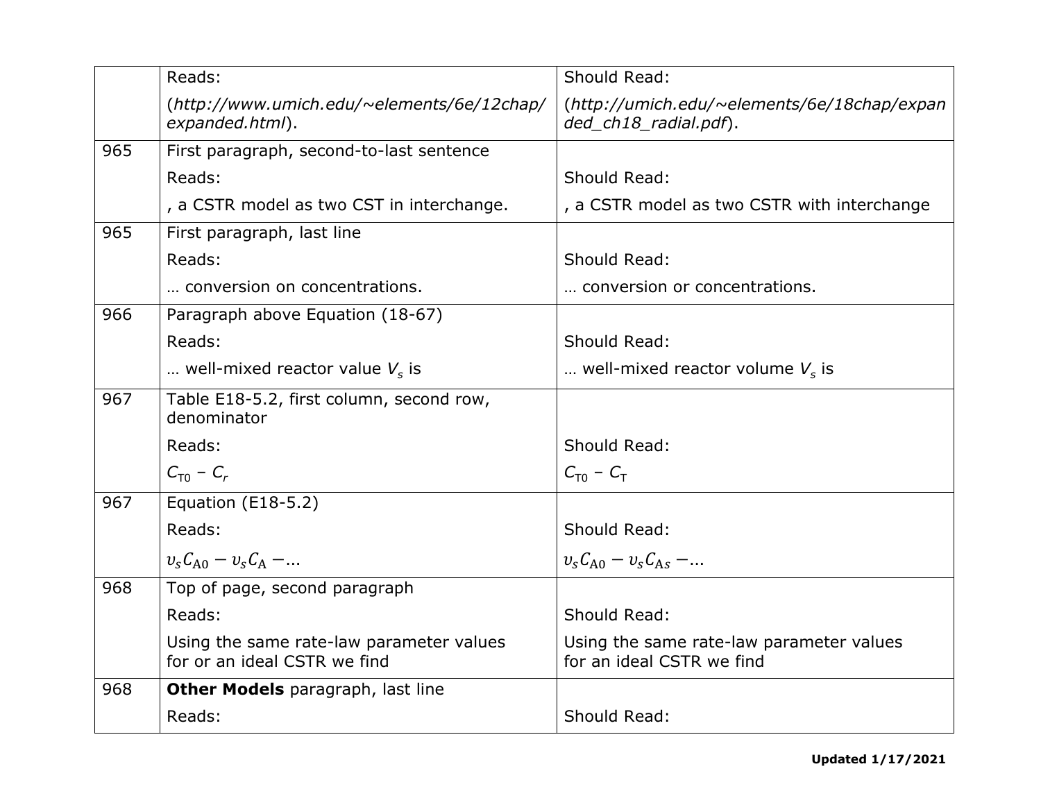| | | |
|---|---|---|
| | Reads:<br>(*http://www.umich.edu/~elements/6e/12chap/expanded.html*). | Should Read:<br>(*http://umich.edu/~elements/6e/18chap/expanded_ch18_radial.pdf*). |
| 965 | First paragraph, second-to-last sentence<br>Reads:<br>, a CSTR model as two CST in interchange. | <br>Should Read:<br>, a CSTR model as two CSTR with interchange |
| 965 | First paragraph, last line<br>Reads:<br>… conversion on concentrations. | <br>Should Read:<br>… conversion or concentrations. |
| 966 | Paragraph above Equation (18-67)<br>Reads:<br>… well-mixed reactor value $V_s$ is | <br>Should Read:<br>… well-mixed reactor volume $V_s$ is |
| 967 | Table E18-5.2, first column, second row, denominator<br>Reads:<br>$C_{T0} - C_r$ | <br><br>Should Read:<br>$C_{T0} - C_T$ |
| 967 | Equation (E18-5.2)<br>Reads:<br>$v_s C_{A0} - v_s C_A - ...$ | <br>Should Read:<br>$v_s C_{A0} - v_s C_{As} - ...$ |
| 968 | Top of page, second paragraph<br>Reads:<br>Using the same rate-law parameter values for or an ideal CSTR we find | <br>Should Read:<br>Using the same rate-law parameter values for an ideal CSTR we find |
| 968 | **Other Models** paragraph, last line<br>Reads: | <br>Should Read: |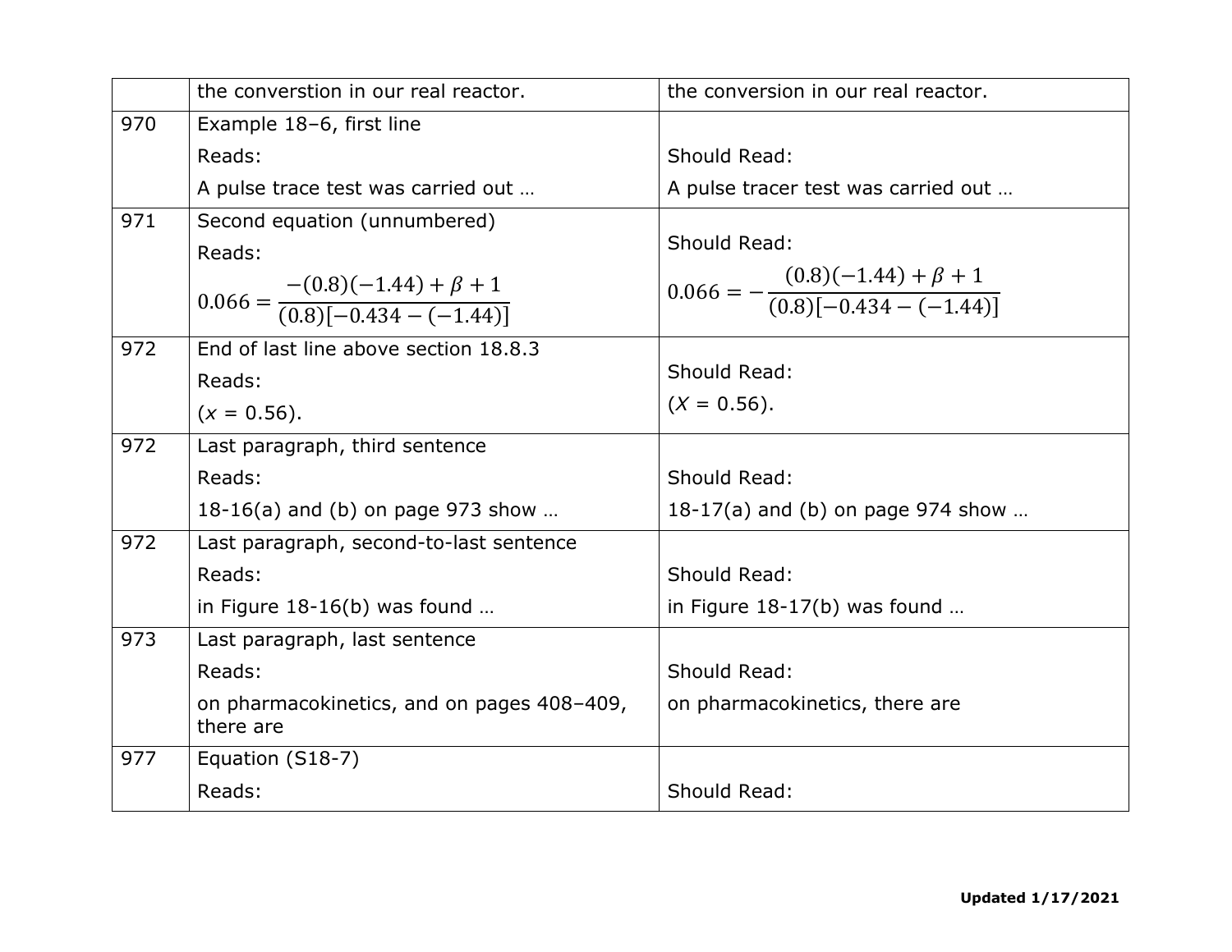| | | |
|---|---|---|
| | the converstion in our real reactor. | the conversion in our real reactor. |
| 970 | Example 18–6, first line<br>Reads:<br>A pulse trace test was carried out … | <br>Should Read:<br>A pulse tracer test was carried out … |
| 971 | Second equation (unnumbered)<br>Reads:<br>$0.066 = \frac{-(0.8)(-1.44) + \beta + 1}{(0.8)[-0.434 - (-1.44)]}$ | Should Read:<br>$0.066 = -\frac{(0.8)(-1.44) + \beta + 1}{(0.8)[-0.434 - (-1.44)]}$ |
| 972 | End of last line above section 18.8.3<br>Reads:<br>($x$ = 0.56). | Should Read:<br>($X$ = 0.56). |
| 972 | Last paragraph, third sentence<br>Reads:<br>18-16(a) and (b) on page 973 show … | <br>Should Read:<br>18-17(a) and (b) on page 974 show … |
| 972 | Last paragraph, second-to-last sentence<br>Reads:<br>in Figure 18-16(b) was found … | <br>Should Read:<br>in Figure 18-17(b) was found … |
| 973 | Last paragraph, last sentence<br>Reads:<br>on pharmacokinetics, and on pages 408–409, there are | <br>Should Read:<br>on pharmacokinetics, there are |
| 977 | Equation (S18-7)<br>Reads: | <br>Should Read: |

**Updated 1/17/2021**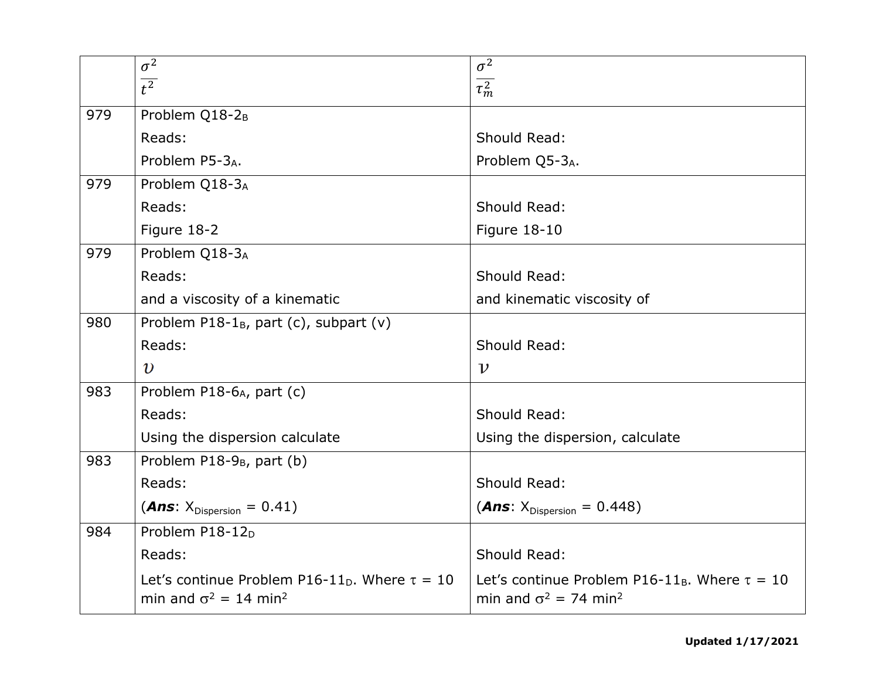| | $\frac{\sigma^2}{t^2}$ | $\frac{\sigma^2}{\tau_m^2}$ |
|---|---|---|
| 979 | Problem Q18-2$_B$<br>Reads:<br>Problem P5-3$_A$. | <br>Should Read:<br>Problem Q5-3$_A$. |
| 979 | Problem Q18-3$_A$<br>Reads:<br>Figure 18-2 | <br>Should Read:<br>Figure 18-10 |
| 979 | Problem Q18-3$_A$<br>Reads:<br>and a viscosity of a kinematic | <br>Should Read:<br>and kinematic viscosity of |
| 980 | Problem P18-1$_B$, part (c), subpart (v)<br>Reads:<br>$\upsilon$ | <br>Should Read:<br>$\nu$ |
| 983 | Problem P18-6$_A$, part (c)<br>Reads:<br>Using the dispersion calculate | <br>Should Read:<br>Using the dispersion, calculate |
| 983 | Problem P18-9$_B$, part (b)<br>Reads:<br>(***Ans***: $X_{Dispersion}$ = 0.41) | <br>Should Read:<br>(***Ans***: $X_{Dispersion}$ = 0.448) |
| 984 | Problem P18-12$_D$<br>Reads:<br>Let's continue Problem P16-11$_D$. Where $\tau$ = 10 min and $\sigma^2$ = 14 min$^2$ | <br>Should Read:<br>Let's continue Problem P16-11$_B$. Where $\tau$ = 10 min and $\sigma^2$ = 74 min$^2$ |

**Updated 1/17/2021**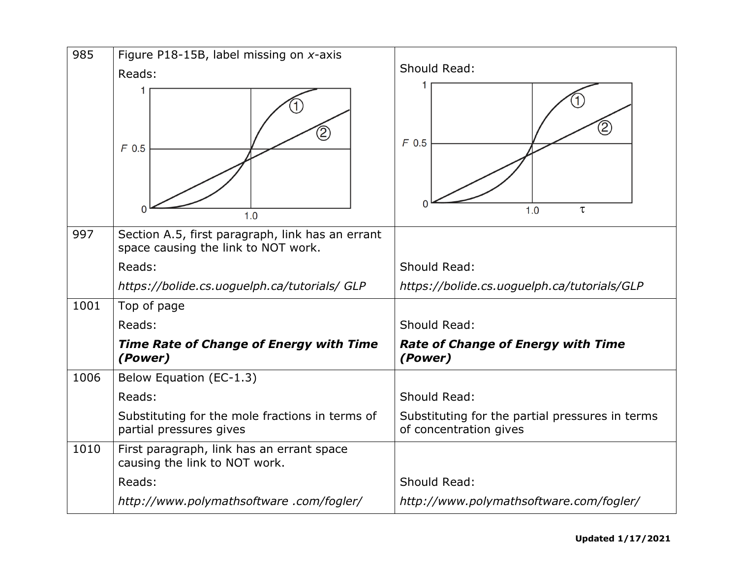| | | |
|---|---|---|
| 985 | Figure P18-15B, label missing on *x*-axis<br><br>Reads:<br><br>[Figure: plot of $F$ vs. unlabeled x-axis, with curves ① and ②; y-axis labels 0, $F$ 0.5, 1; x-axis label 1.0] | Should Read:<br><br>[Figure: plot of $F$ vs. $\tau$, with curves ① and ②; y-axis labels 0, $F$ 0.5, 1; x-axis labels 1.0, $\tau$] |
| 997 | Section A.5, first paragraph, link has an errant space causing the link to NOT work.<br><br>Reads:<br><br>*https://bolide.cs.uoguelph.ca/tutorials/ GLP* | Should Read:<br><br>*https://bolide.cs.uoguelph.ca/tutorials/GLP* |
| 1001 | Top of page<br><br>Reads:<br><br>***Time Rate of Change of Energy with Time (Power)*** | Should Read:<br><br>***Rate of Change of Energy with Time (Power)*** |
| 1006 | Below Equation (EC-1.3)<br><br>Reads:<br><br>Substituting for the mole fractions in terms of partial pressures gives | Should Read:<br><br>Substituting for the partial pressures in terms of concentration gives |
| 1010 | First paragraph, link has an errant space causing the link to NOT work.<br><br>Reads:<br><br>*http://www.polymathsoftware .com/fogler/* | Should Read:<br><br>*http://www.polymathsoftware.com/fogler/* |

**Updated 1/17/2021**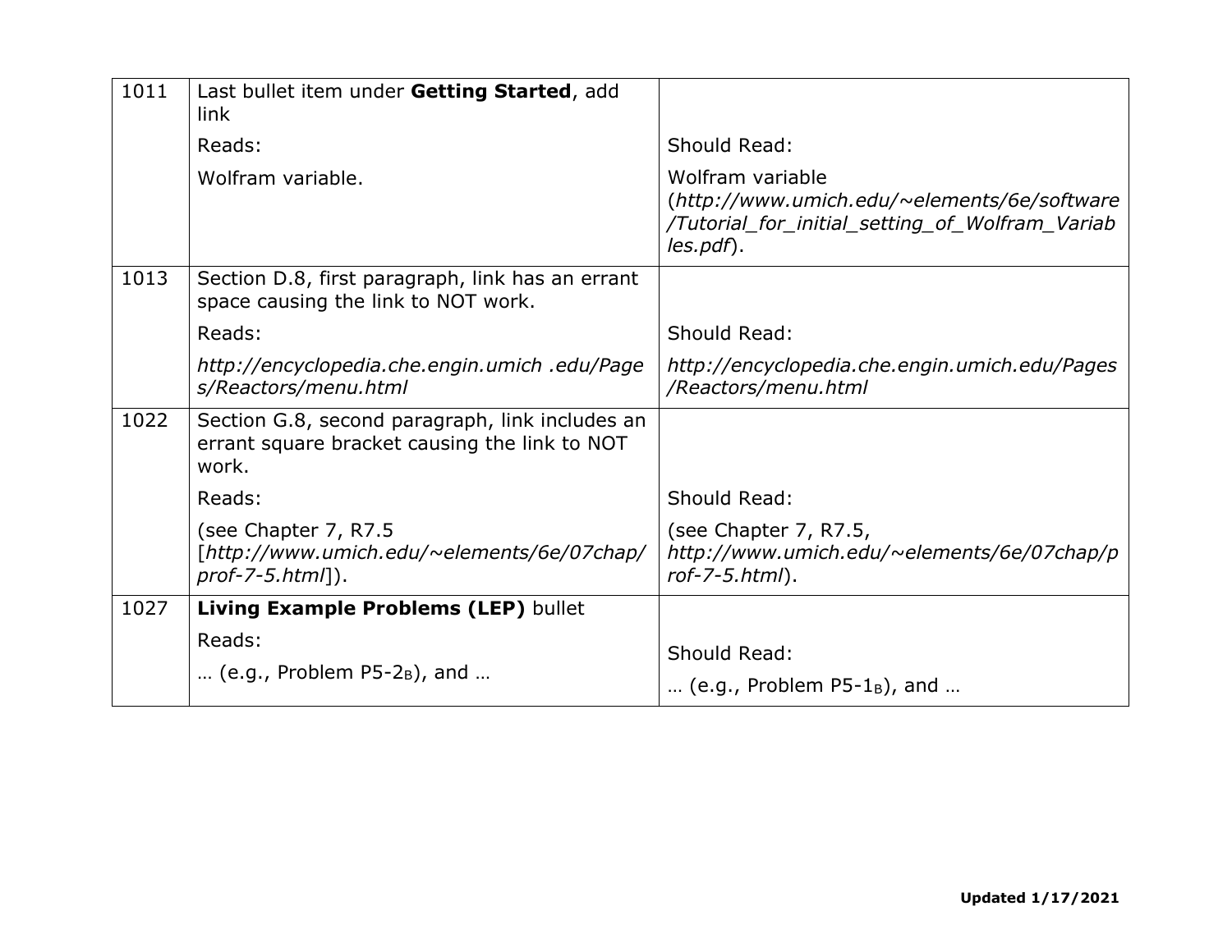| | | |
|---|---|---|
| 1011 | Last bullet item under **Getting Started**, add link<br>Reads:<br>Wolfram variable. | <br>Should Read:<br>Wolfram variable (*http://www.umich.edu/~elements/6e/software/Tutorial_for_initial_setting_of_Wolfram_Variables.pdf*). |
| 1013 | Section D.8, first paragraph, link has an errant space causing the link to NOT work.<br>Reads:<br>*http://encyclopedia.che.engin.umich .edu/Pages/Reactors/menu.html* | <br>Should Read:<br>*http://encyclopedia.che.engin.umich.edu/Pages/Reactors/menu.html* |
| 1022 | Section G.8, second paragraph, link includes an errant square bracket causing the link to NOT work.<br>Reads:<br>(see Chapter 7, R7.5 [*http://www.umich.edu/~elements/6e/07chap/prof-7-5.html*]). | <br>Should Read:<br>(see Chapter 7, R7.5, *http://www.umich.edu/~elements/6e/07chap/prof-7-5.html*). |
| 1027 | **Living Example Problems (LEP)** bullet<br>Reads:<br>… (e.g., Problem P5-$2_B$), and … | <br>Should Read:<br>… (e.g., Problem P5-$1_B$), and … |

**Updated 1/17/2021**